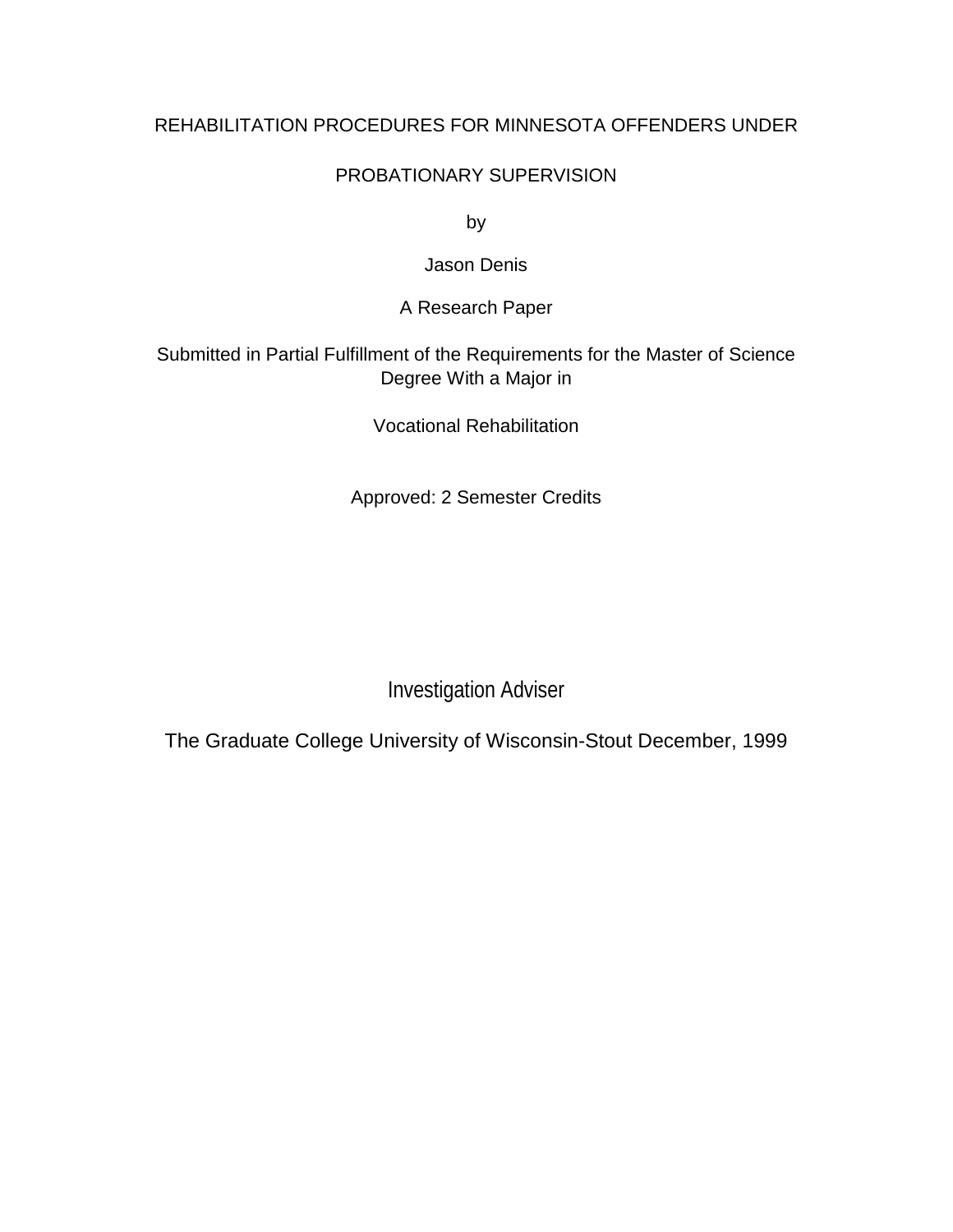# REHABILITATION PROCEDURES FOR MINNESOTA OFFENDERS UNDER PROBATIONARY SUPERVISION

by

Jason Denis

A Research Paper

Submitted in Partial Fulfillment of the Requirements for the Master of Science Degree With a Major in

Vocational Rehabilitation

Approved: 2 Semester Credits

Investigation Adviser

The Graduate College University of Wisconsin-Stout December, 1999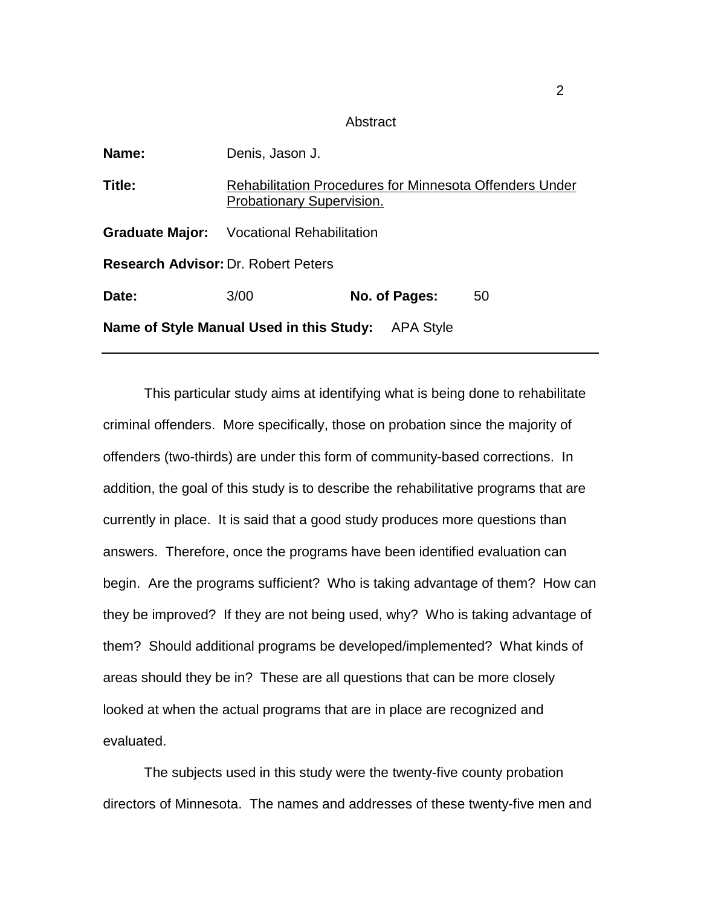Abstract

**Name:** Denis, Jason J.

**Title:** Rehabilitation Procedures for Minnesota Offenders Under Probationary Supervision.

**Graduate Major:** Vocational Rehabilitation

**Research Advisor:** Dr. Robert Peters

**Date:** 3/00 **No. of Pages:** 50

**Name of Style Manual Used in this Study:** APA Style

---

This particular study aims at identifying what is being done to rehabilitate criminal offenders. More specifically, those on probation since the majority of offenders (two-thirds) are under this form of community-based corrections. In addition, the goal of this study is to describe the rehabilitative programs that are currently in place. It is said that a good study produces more questions than answers. Therefore, once the programs have been identified evaluation can begin. Are the programs sufficient? Who is taking advantage of them? How can they be improved? If they are not being used, why? Who is taking advantage of them? Should additional programs be developed/implemented? What kinds of areas should they be in? These are all questions that can be more closely looked at when the actual programs that are in place are recognized and evaluated.

The subjects used in this study were the twenty-five county probation directors of Minnesota. The names and addresses of these twenty-five men and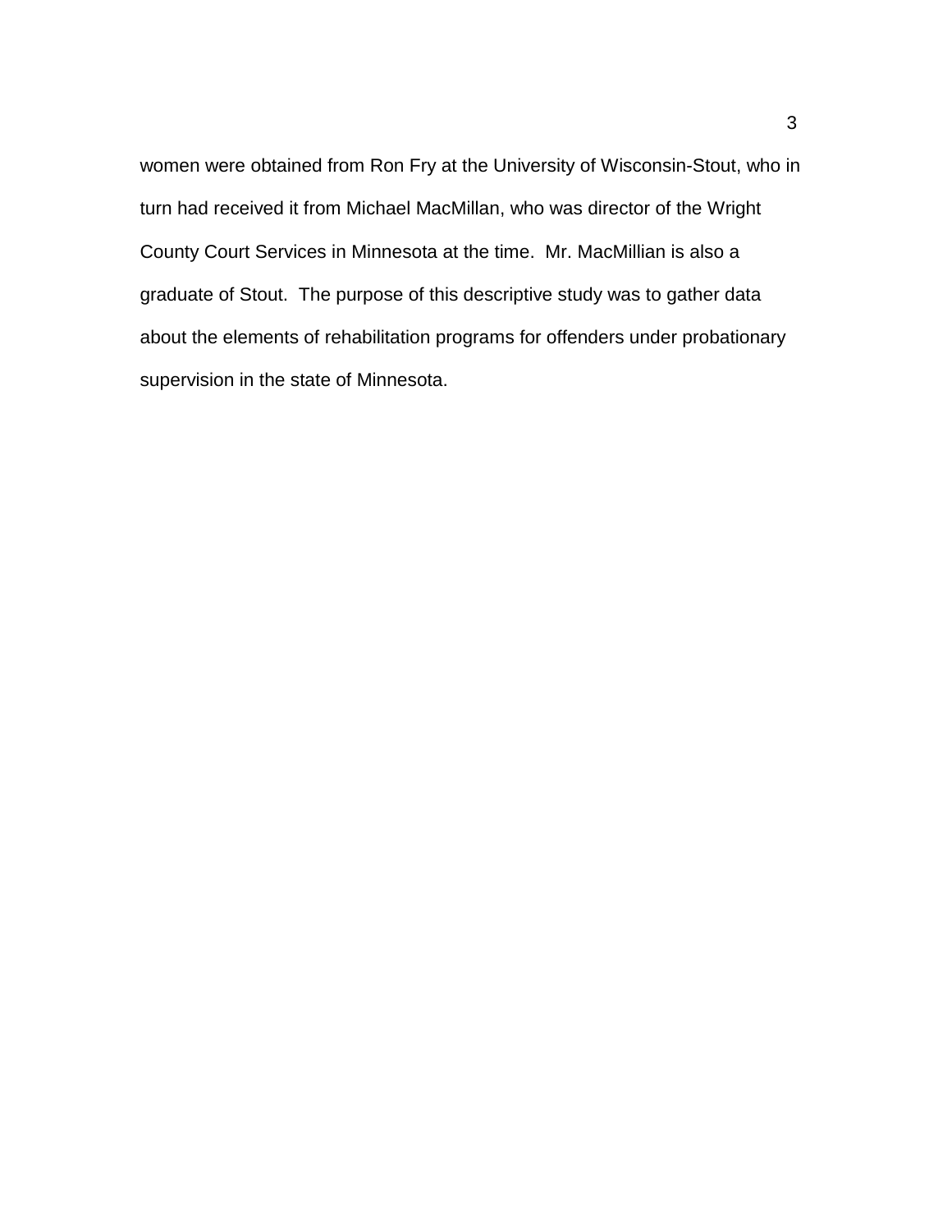women were obtained from Ron Fry at the University of Wisconsin-Stout, who in turn had received it from Michael MacMillan, who was director of the Wright County Court Services in Minnesota at the time. Mr. MacMillian is also a graduate of Stout. The purpose of this descriptive study was to gather data about the elements of rehabilitation programs for offenders under probationary supervision in the state of Minnesota.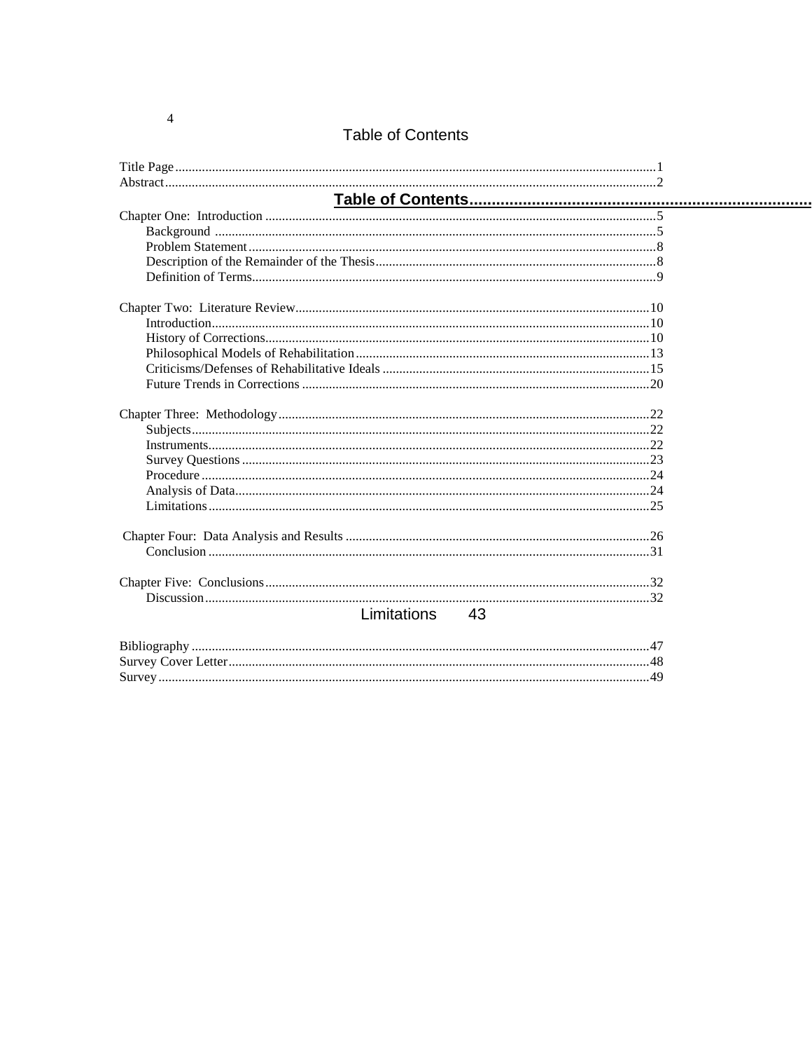# Table of Contents

Title Page........................................................................................................................................1
Abstract...........................................................................................................................................2
**Table of Contents**..................................................................................
Chapter One: Introduction ...............................................................................................................5
- Background ...............................................................................................................................5
- Problem Statement.....................................................................................................................8
- Description of the Remainder of the Thesis...............................................................................8
- Definition of Terms....................................................................................................................9

Chapter Two: Literature Review....................................................................................................10
- Introduction..............................................................................................................................10
- History of Corrections..............................................................................................................10
- Philosophical Models of Rehabilitation...................................................................................13
- Criticisms/Defenses of Rehabilitative Ideals ...........................................................................15
- Future Trends in Corrections ...................................................................................................20

Chapter Three: Methodology.........................................................................................................22
- Subjects....................................................................................................................................22
- Instruments...............................................................................................................................22
- Survey Questions .....................................................................................................................23
- Procedure .................................................................................................................................24
- Analysis of Data.......................................................................................................................24
- Limitations...............................................................................................................................25

Chapter Four: Data Analysis and Results .....................................................................................26
- Conclusion ...............................................................................................................................31

Chapter Five: Conclusions.............................................................................................................32
- Discussion................................................................................................................................32
- Limitations 43

Bibliography ..................................................................................................................................47
Survey Cover Letter.......................................................................................................................48
Survey............................................................................................................................................49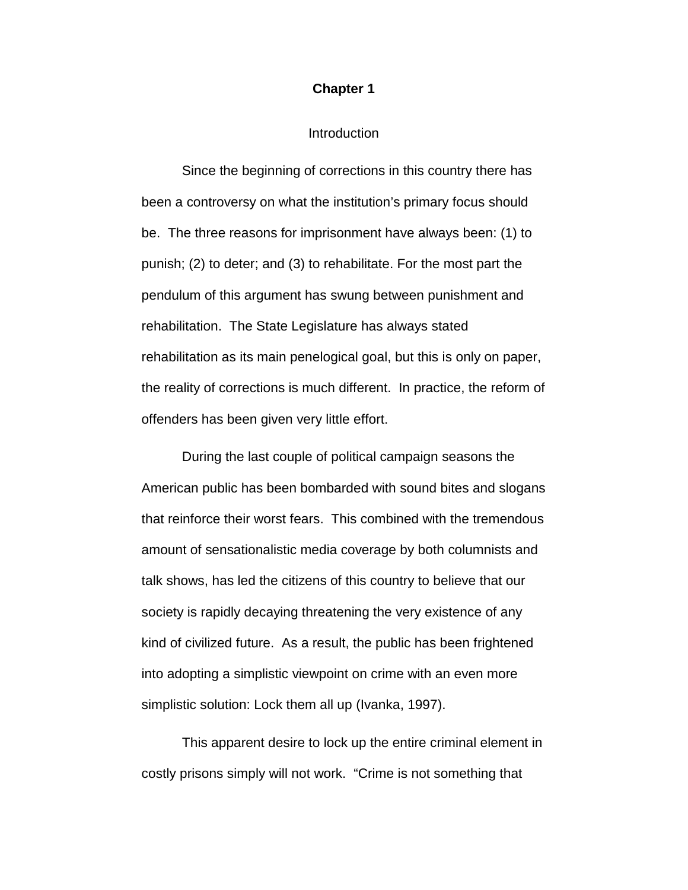# Chapter 1

## Introduction

Since the beginning of corrections in this country there has been a controversy on what the institution's primary focus should be. The three reasons for imprisonment have always been: (1) to punish; (2) to deter; and (3) to rehabilitate. For the most part the pendulum of this argument has swung between punishment and rehabilitation. The State Legislature has always stated rehabilitation as its main penelogical goal, but this is only on paper, the reality of corrections is much different. In practice, the reform of offenders has been given very little effort.

During the last couple of political campaign seasons the American public has been bombarded with sound bites and slogans that reinforce their worst fears. This combined with the tremendous amount of sensationalistic media coverage by both columnists and talk shows, has led the citizens of this country to believe that our society is rapidly decaying threatening the very existence of any kind of civilized future. As a result, the public has been frightened into adopting a simplistic viewpoint on crime with an even more simplistic solution: Lock them all up (Ivanka, 1997).

This apparent desire to lock up the entire criminal element in costly prisons simply will not work. "Crime is not something that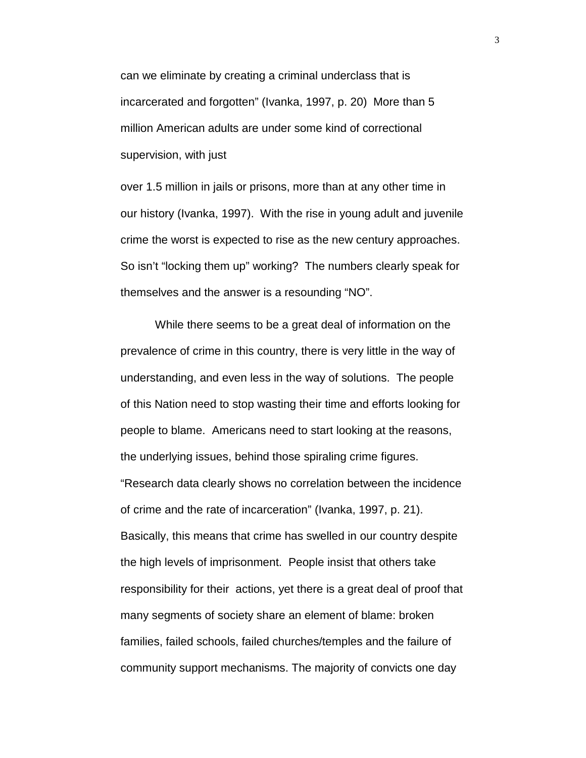can we eliminate by creating a criminal underclass that is incarcerated and forgotten" (Ivanka, 1997, p. 20) More than 5 million American adults are under some kind of correctional supervision, with just over 1.5 million in jails or prisons, more than at any other time in our history (Ivanka, 1997). With the rise in young adult and juvenile crime the worst is expected to rise as the new century approaches. So isn't "locking them up" working? The numbers clearly speak for themselves and the answer is a resounding "NO".

While there seems to be a great deal of information on the prevalence of crime in this country, there is very little in the way of understanding, and even less in the way of solutions. The people of this Nation need to stop wasting their time and efforts looking for people to blame. Americans need to start looking at the reasons, the underlying issues, behind those spiraling crime figures. "Research data clearly shows no correlation between the incidence of crime and the rate of incarceration" (Ivanka, 1997, p. 21). Basically, this means that crime has swelled in our country despite the high levels of imprisonment. People insist that others take responsibility for their actions, yet there is a great deal of proof that many segments of society share an element of blame: broken families, failed schools, failed churches/temples and the failure of community support mechanisms. The majority of convicts one day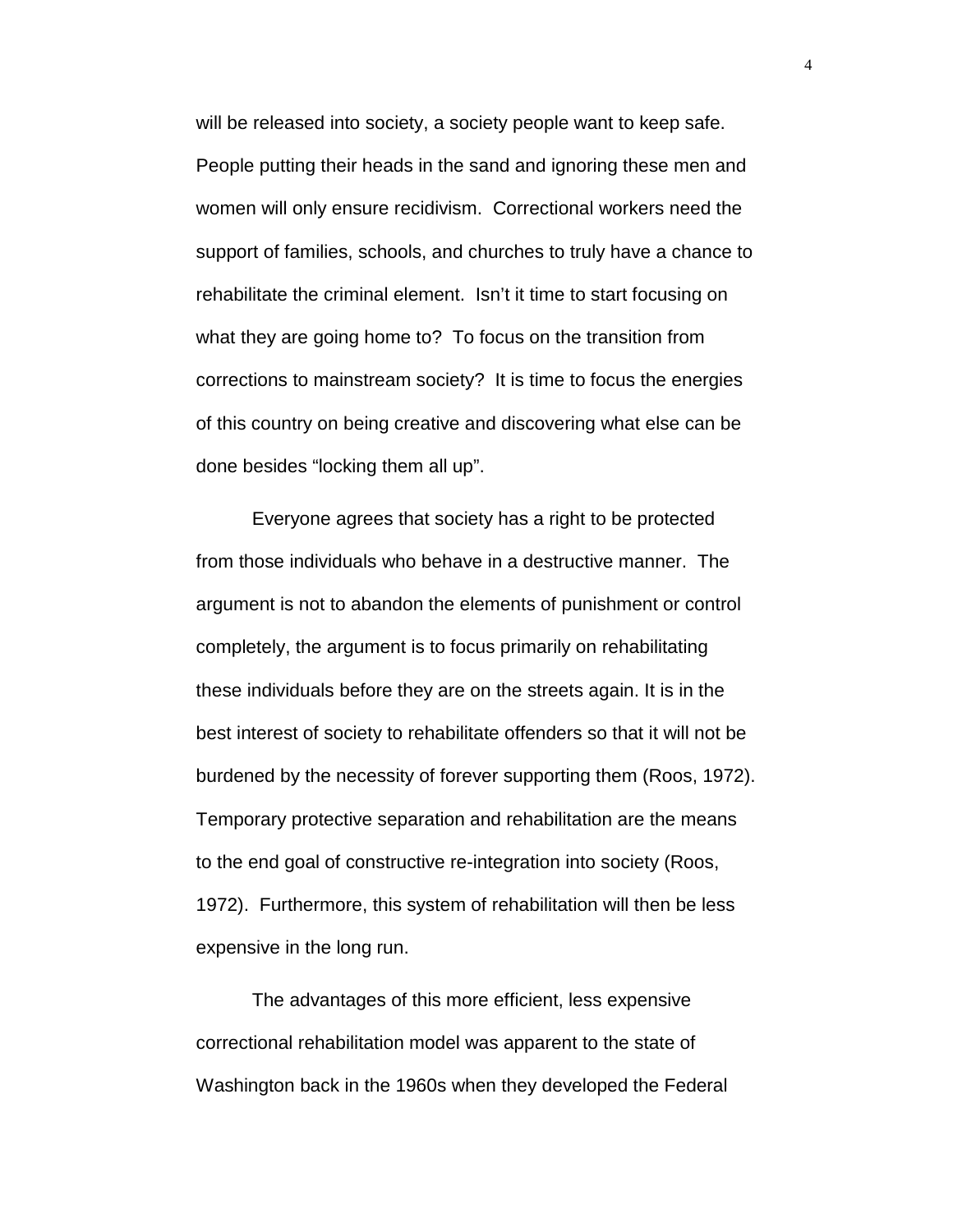will be released into society, a society people want to keep safe. People putting their heads in the sand and ignoring these men and women will only ensure recidivism. Correctional workers need the support of families, schools, and churches to truly have a chance to rehabilitate the criminal element. Isn't it time to start focusing on what they are going home to? To focus on the transition from corrections to mainstream society? It is time to focus the energies of this country on being creative and discovering what else can be done besides "locking them all up".

Everyone agrees that society has a right to be protected from those individuals who behave in a destructive manner. The argument is not to abandon the elements of punishment or control completely, the argument is to focus primarily on rehabilitating these individuals before they are on the streets again. It is in the best interest of society to rehabilitate offenders so that it will not be burdened by the necessity of forever supporting them (Roos, 1972). Temporary protective separation and rehabilitation are the means to the end goal of constructive re-integration into society (Roos, 1972). Furthermore, this system of rehabilitation will then be less expensive in the long run.

The advantages of this more efficient, less expensive correctional rehabilitation model was apparent to the state of Washington back in the 1960s when they developed the Federal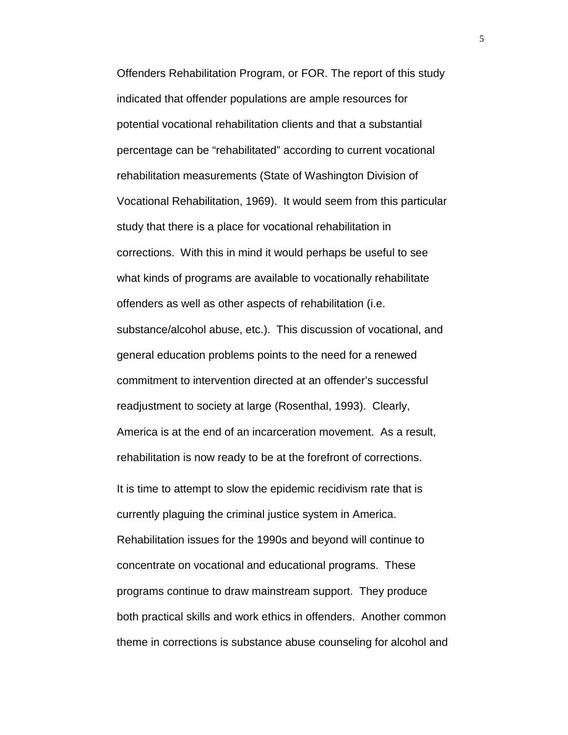Offenders Rehabilitation Program, or FOR. The report of this study indicated that offender populations are ample resources for potential vocational rehabilitation clients and that a substantial percentage can be "rehabilitated" according to current vocational rehabilitation measurements (State of Washington Division of Vocational Rehabilitation, 1969). It would seem from this particular study that there is a place for vocational rehabilitation in corrections. With this in mind it would perhaps be useful to see what kinds of programs are available to vocationally rehabilitate offenders as well as other aspects of rehabilitation (i.e. substance/alcohol abuse, etc.). This discussion of vocational, and general education problems points to the need for a renewed commitment to intervention directed at an offender's successful readjustment to society at large (Rosenthal, 1993). Clearly, America is at the end of an incarceration movement. As a result, rehabilitation is now ready to be at the forefront of corrections.

It is time to attempt to slow the epidemic recidivism rate that is currently plaguing the criminal justice system in America. Rehabilitation issues for the 1990s and beyond will continue to concentrate on vocational and educational programs. These programs continue to draw mainstream support. They produce both practical skills and work ethics in offenders. Another common theme in corrections is substance abuse counseling for alcohol and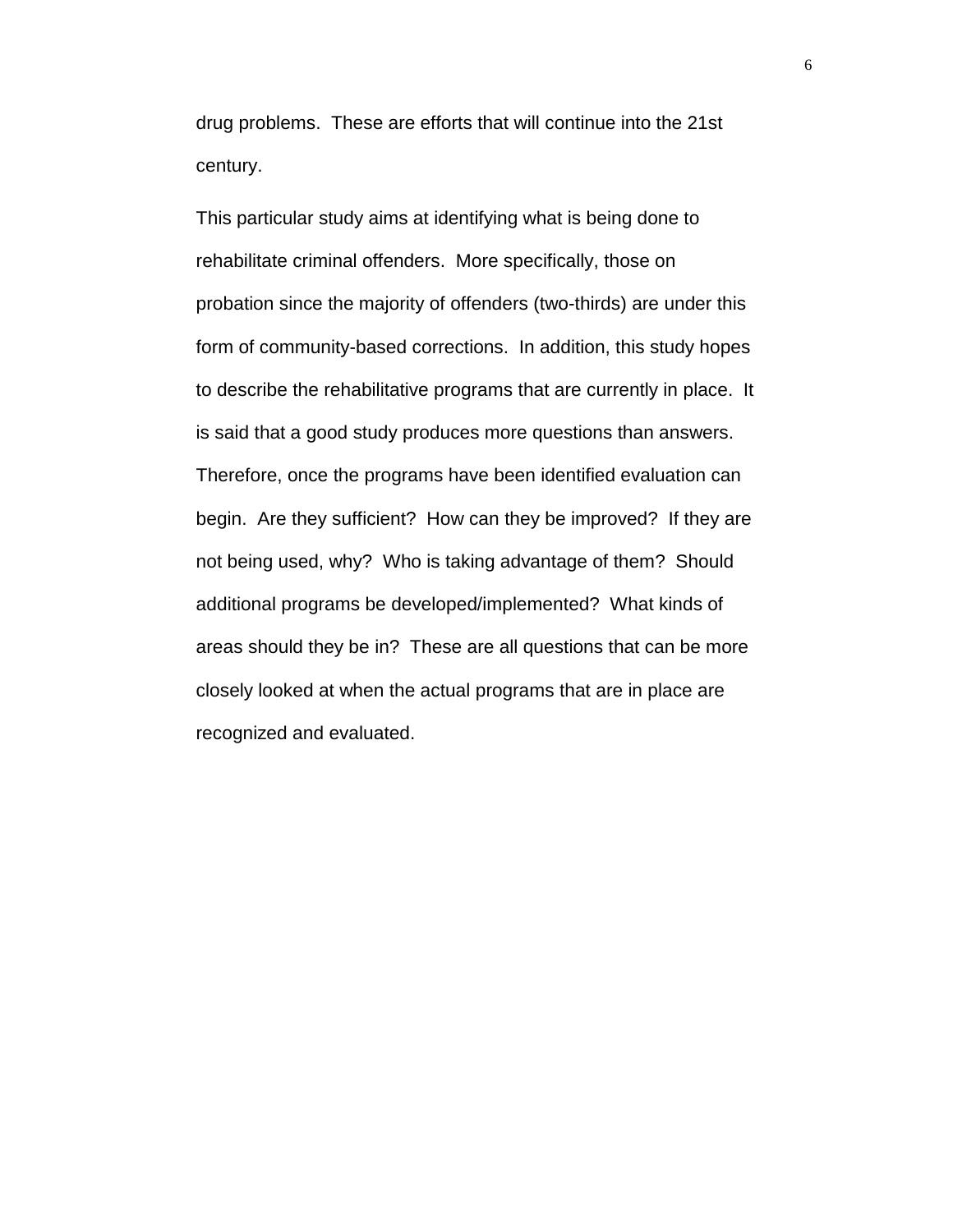drug problems.  These are efforts that will continue into the 21st century.

This particular study aims at identifying what is being done to rehabilitate criminal offenders.  More specifically, those on probation since the majority of offenders (two-thirds) are under this form of community-based corrections.  In addition, this study hopes to describe the rehabilitative programs that are currently in place.  It is said that a good study produces more questions than answers.  Therefore, once the programs have been identified evaluation can begin.  Are they sufficient?  How can they be improved?  If they are not being used, why?  Who is taking advantage of them?  Should additional programs be developed/implemented?  What kinds of areas should they be in?  These are all questions that can be more closely looked at when the actual programs that are in place are recognized and evaluated.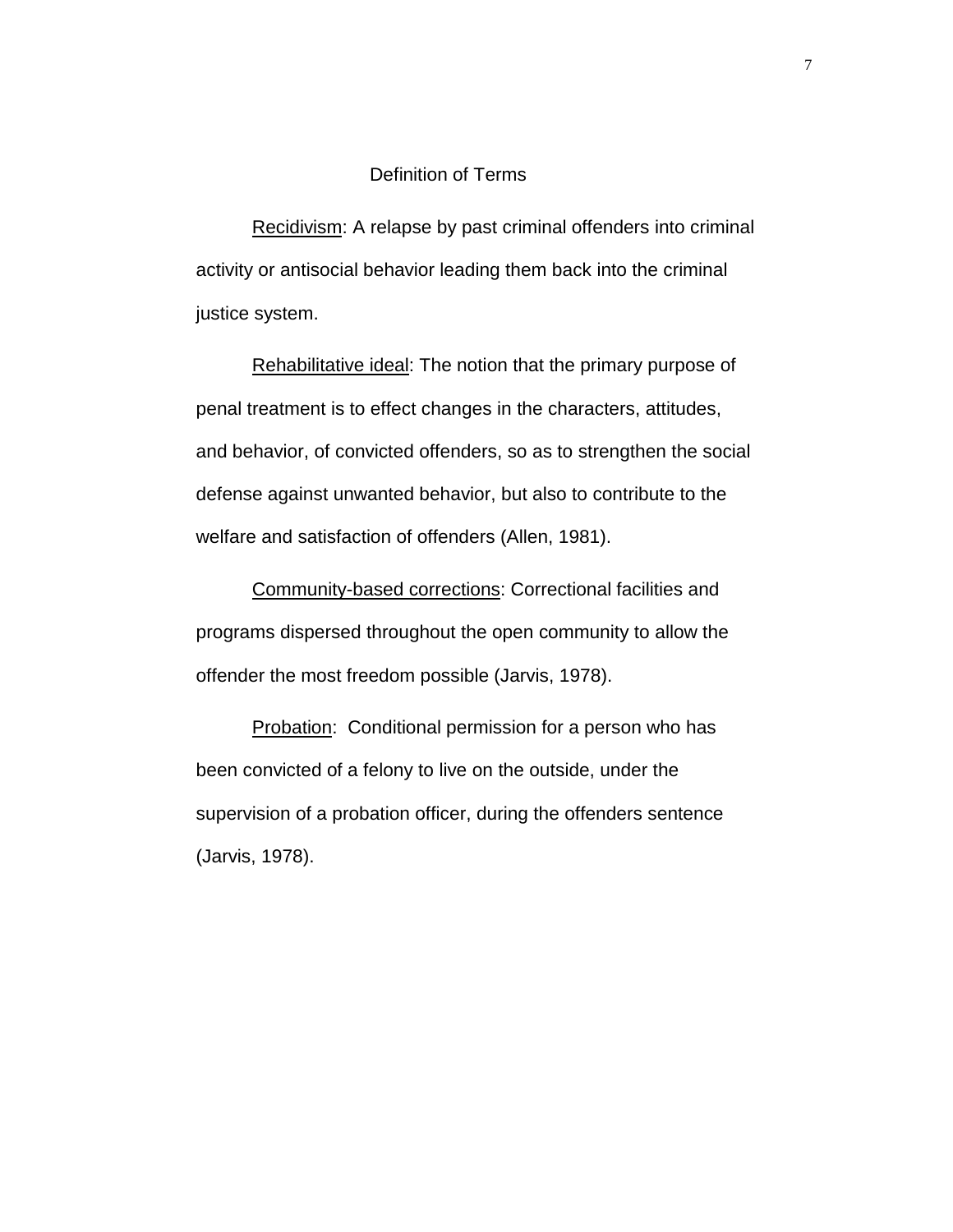## Definition of Terms

Recidivism: A relapse by past criminal offenders into criminal activity or antisocial behavior leading them back into the criminal justice system.

Rehabilitative ideal: The notion that the primary purpose of penal treatment is to effect changes in the characters, attitudes, and behavior, of convicted offenders, so as to strengthen the social defense against unwanted behavior, but also to contribute to the welfare and satisfaction of offenders (Allen, 1981).

Community-based corrections: Correctional facilities and programs dispersed throughout the open community to allow the offender the most freedom possible (Jarvis, 1978).

Probation: Conditional permission for a person who has been convicted of a felony to live on the outside, under the supervision of a probation officer, during the offenders sentence (Jarvis, 1978).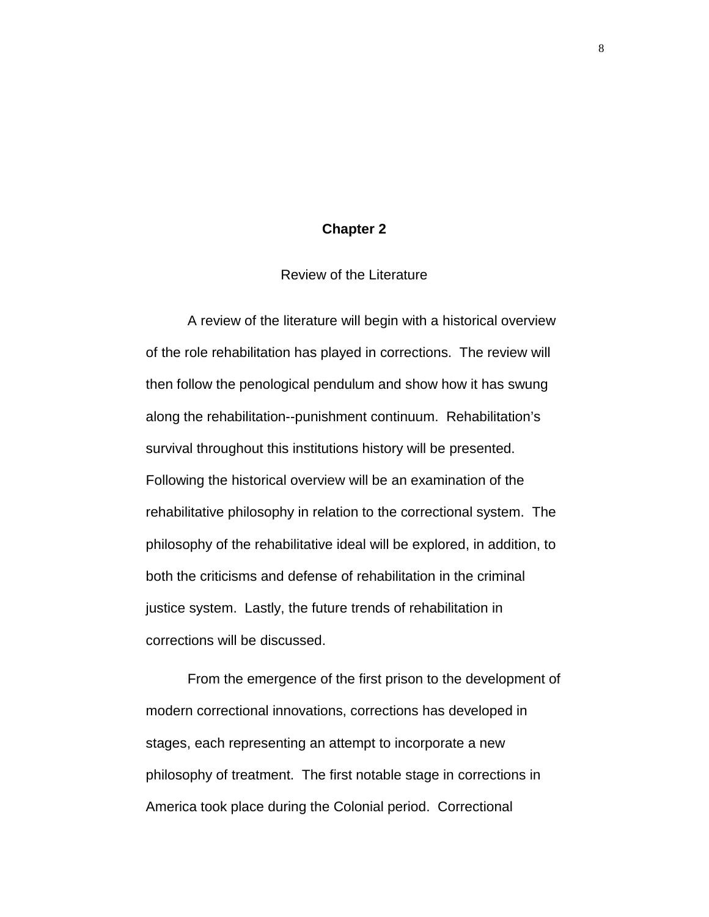# Chapter 2

## Review of the Literature

A review of the literature will begin with a historical overview of the role rehabilitation has played in corrections. The review will then follow the penological pendulum and show how it has swung along the rehabilitation--punishment continuum. Rehabilitation's survival throughout this institutions history will be presented. Following the historical overview will be an examination of the rehabilitative philosophy in relation to the correctional system. The philosophy of the rehabilitative ideal will be explored, in addition, to both the criticisms and defense of rehabilitation in the criminal justice system. Lastly, the future trends of rehabilitation in corrections will be discussed.

From the emergence of the first prison to the development of modern correctional innovations, corrections has developed in stages, each representing an attempt to incorporate a new philosophy of treatment. The first notable stage in corrections in America took place during the Colonial period. Correctional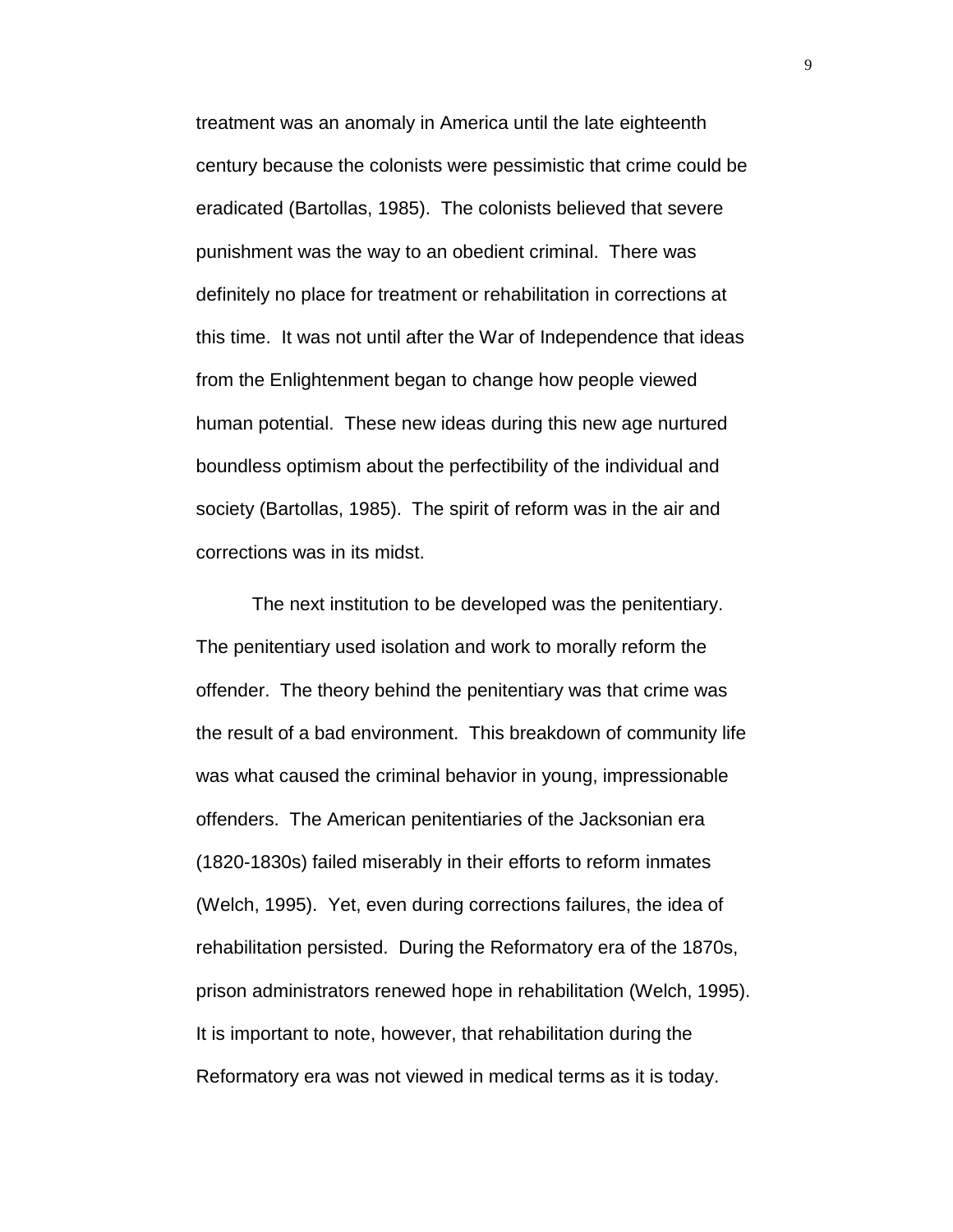treatment was an anomaly in America until the late eighteenth century because the colonists were pessimistic that crime could be eradicated (Bartollas, 1985). The colonists believed that severe punishment was the way to an obedient criminal. There was definitely no place for treatment or rehabilitation in corrections at this time. It was not until after the War of Independence that ideas from the Enlightenment began to change how people viewed human potential. These new ideas during this new age nurtured boundless optimism about the perfectibility of the individual and society (Bartollas, 1985). The spirit of reform was in the air and corrections was in its midst.

The next institution to be developed was the penitentiary. The penitentiary used isolation and work to morally reform the offender. The theory behind the penitentiary was that crime was the result of a bad environment. This breakdown of community life was what caused the criminal behavior in young, impressionable offenders. The American penitentiaries of the Jacksonian era (1820-1830s) failed miserably in their efforts to reform inmates (Welch, 1995). Yet, even during corrections failures, the idea of rehabilitation persisted. During the Reformatory era of the 1870s, prison administrators renewed hope in rehabilitation (Welch, 1995). It is important to note, however, that rehabilitation during the Reformatory era was not viewed in medical terms as it is today.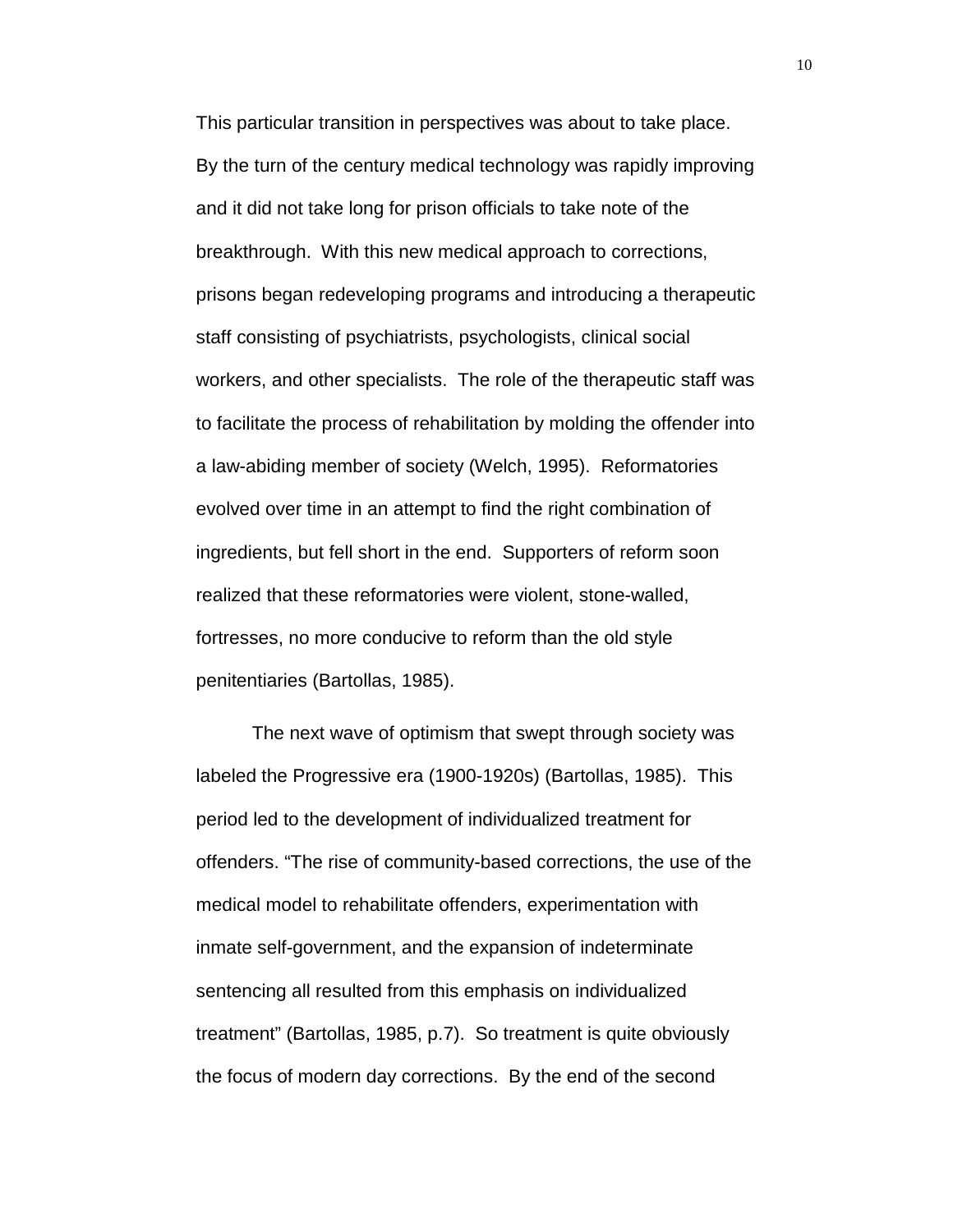This particular transition in perspectives was about to take place. By the turn of the century medical technology was rapidly improving and it did not take long for prison officials to take note of the breakthrough. With this new medical approach to corrections, prisons began redeveloping programs and introducing a therapeutic staff consisting of psychiatrists, psychologists, clinical social workers, and other specialists. The role of the therapeutic staff was to facilitate the process of rehabilitation by molding the offender into a law-abiding member of society (Welch, 1995). Reformatories evolved over time in an attempt to find the right combination of ingredients, but fell short in the end. Supporters of reform soon realized that these reformatories were violent, stone-walled, fortresses, no more conducive to reform than the old style penitentiaries (Bartollas, 1985).

The next wave of optimism that swept through society was labeled the Progressive era (1900-1920s) (Bartollas, 1985). This period led to the development of individualized treatment for offenders. "The rise of community-based corrections, the use of the medical model to rehabilitate offenders, experimentation with inmate self-government, and the expansion of indeterminate sentencing all resulted from this emphasis on individualized treatment" (Bartollas, 1985, p.7). So treatment is quite obviously the focus of modern day corrections. By the end of the second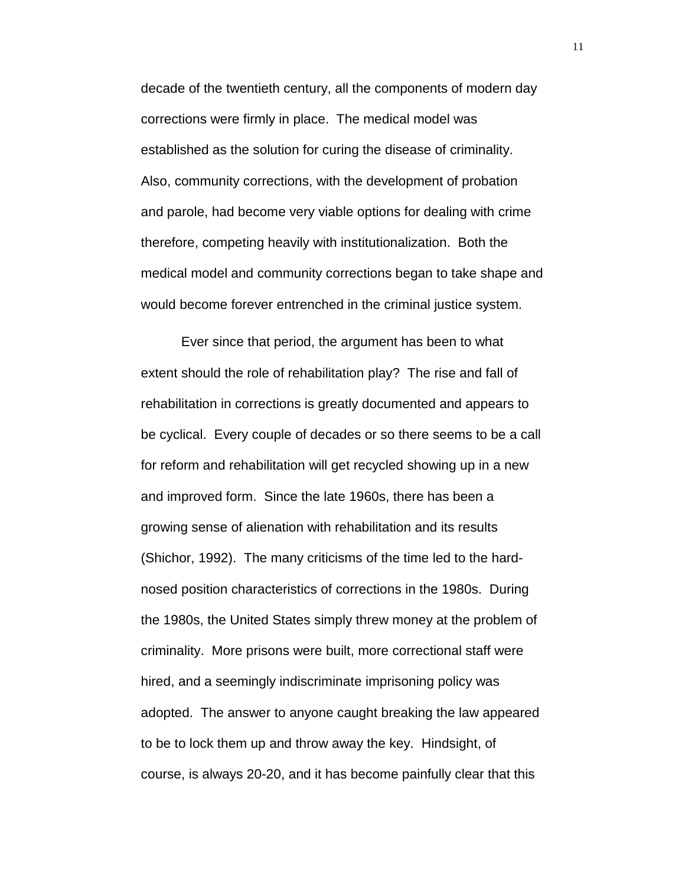decade of the twentieth century, all the components of modern day corrections were firmly in place. The medical model was established as the solution for curing the disease of criminality. Also, community corrections, with the development of probation and parole, had become very viable options for dealing with crime therefore, competing heavily with institutionalization. Both the medical model and community corrections began to take shape and would become forever entrenched in the criminal justice system.

Ever since that period, the argument has been to what extent should the role of rehabilitation play? The rise and fall of rehabilitation in corrections is greatly documented and appears to be cyclical. Every couple of decades or so there seems to be a call for reform and rehabilitation will get recycled showing up in a new and improved form. Since the late 1960s, there has been a growing sense of alienation with rehabilitation and its results (Shichor, 1992). The many criticisms of the time led to the hard-nosed position characteristics of corrections in the 1980s. During the 1980s, the United States simply threw money at the problem of criminality. More prisons were built, more correctional staff were hired, and a seemingly indiscriminate imprisoning policy was adopted. The answer to anyone caught breaking the law appeared to be to lock them up and throw away the key. Hindsight, of course, is always 20-20, and it has become painfully clear that this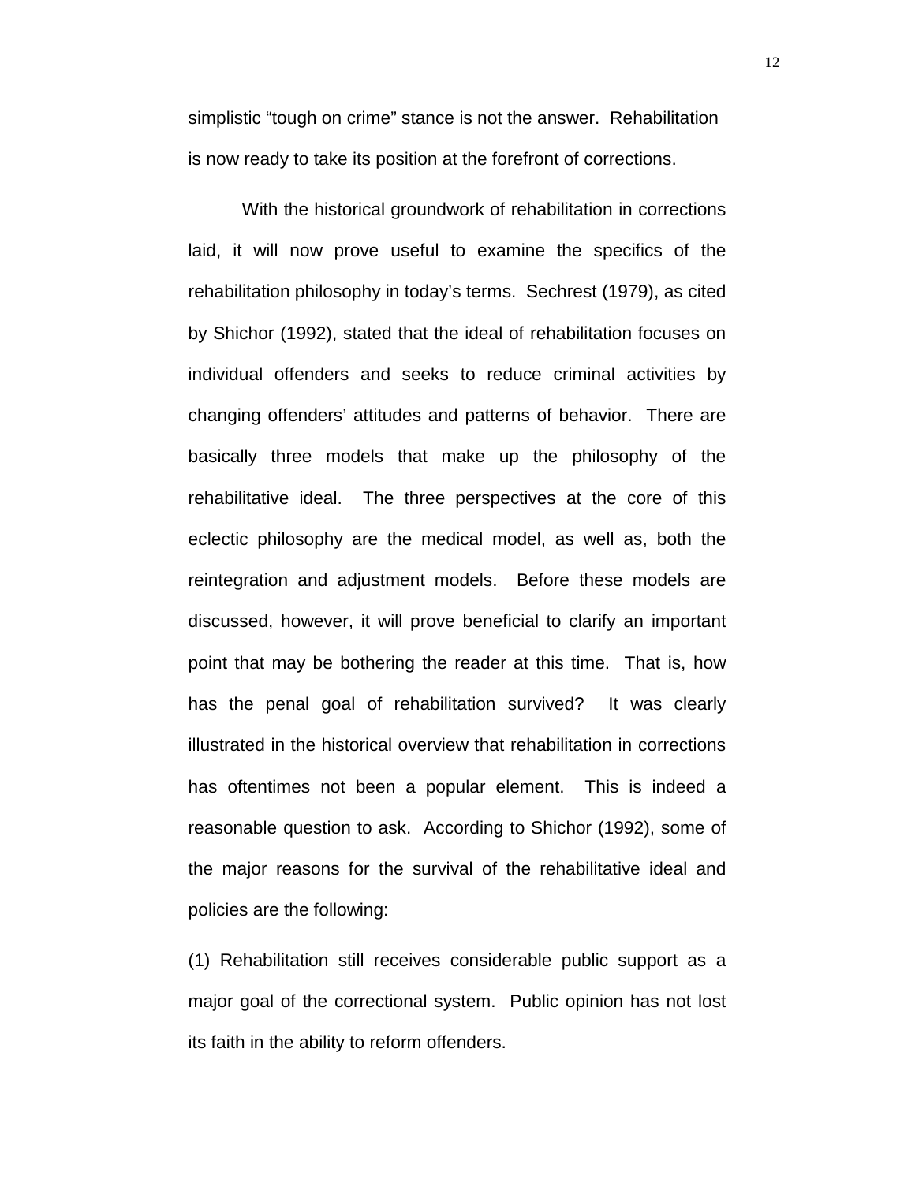simplistic “tough on crime” stance is not the answer. Rehabilitation is now ready to take its position at the forefront of corrections.

With the historical groundwork of rehabilitation in corrections laid, it will now prove useful to examine the specifics of the rehabilitation philosophy in today’s terms. Sechrest (1979), as cited by Shichor (1992), stated that the ideal of rehabilitation focuses on individual offenders and seeks to reduce criminal activities by changing offenders’ attitudes and patterns of behavior. There are basically three models that make up the philosophy of the rehabilitative ideal. The three perspectives at the core of this eclectic philosophy are the medical model, as well as, both the reintegration and adjustment models. Before these models are discussed, however, it will prove beneficial to clarify an important point that may be bothering the reader at this time. That is, how has the penal goal of rehabilitation survived? It was clearly illustrated in the historical overview that rehabilitation in corrections has oftentimes not been a popular element. This is indeed a reasonable question to ask. According to Shichor (1992), some of the major reasons for the survival of the rehabilitative ideal and policies are the following:

(1) Rehabilitation still receives considerable public support as a major goal of the correctional system. Public opinion has not lost its faith in the ability to reform offenders.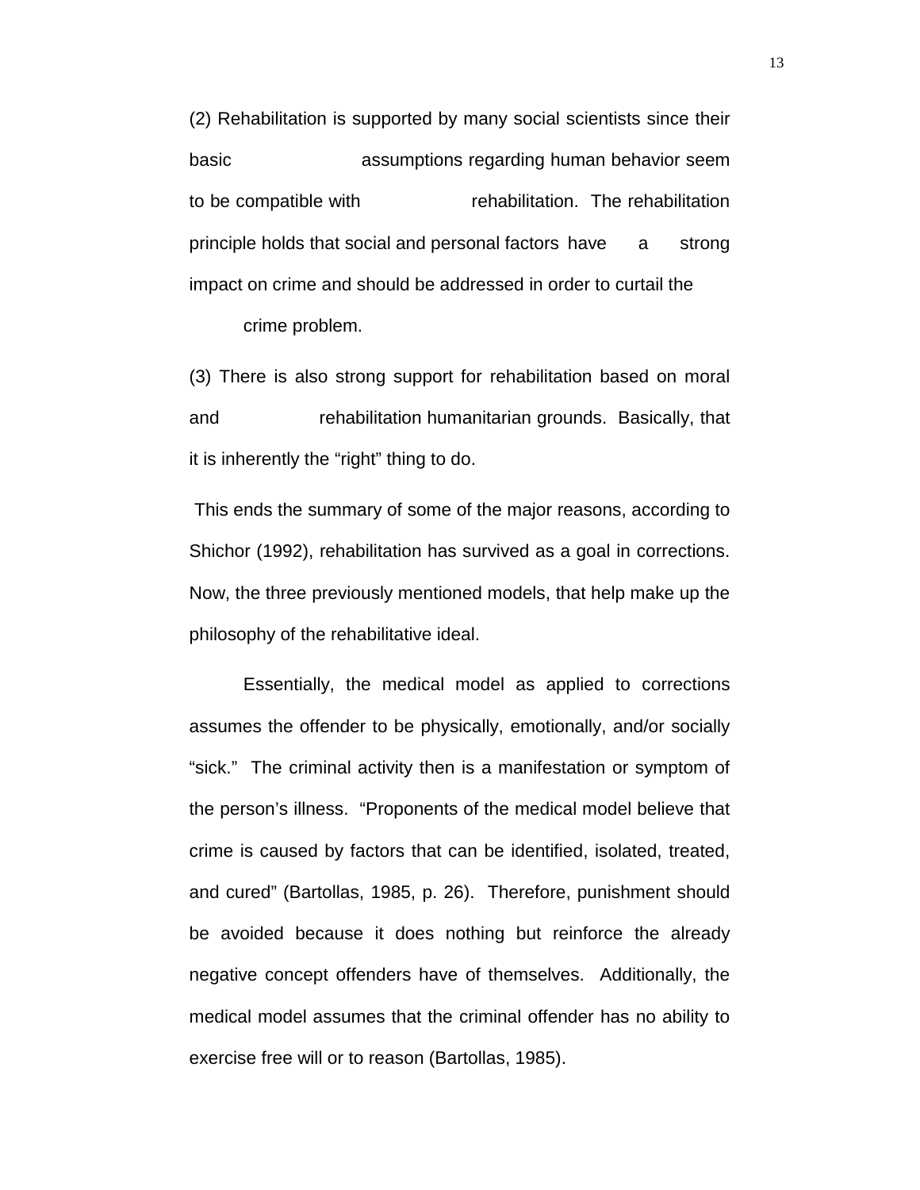(2) Rehabilitation is supported by many social scientists since their basic assumptions regarding human behavior seem to be compatible with rehabilitation. The rehabilitation principle holds that social and personal factors have a strong impact on crime and should be addressed in order to curtail the crime problem.

(3) There is also strong support for rehabilitation based on moral and rehabilitation humanitarian grounds. Basically, that it is inherently the "right" thing to do.

This ends the summary of some of the major reasons, according to Shichor (1992), rehabilitation has survived as a goal in corrections. Now, the three previously mentioned models, that help make up the philosophy of the rehabilitative ideal.

Essentially, the medical model as applied to corrections assumes the offender to be physically, emotionally, and/or socially "sick." The criminal activity then is a manifestation or symptom of the person's illness. "Proponents of the medical model believe that crime is caused by factors that can be identified, isolated, treated, and cured" (Bartollas, 1985, p. 26). Therefore, punishment should be avoided because it does nothing but reinforce the already negative concept offenders have of themselves. Additionally, the medical model assumes that the criminal offender has no ability to exercise free will or to reason (Bartollas, 1985).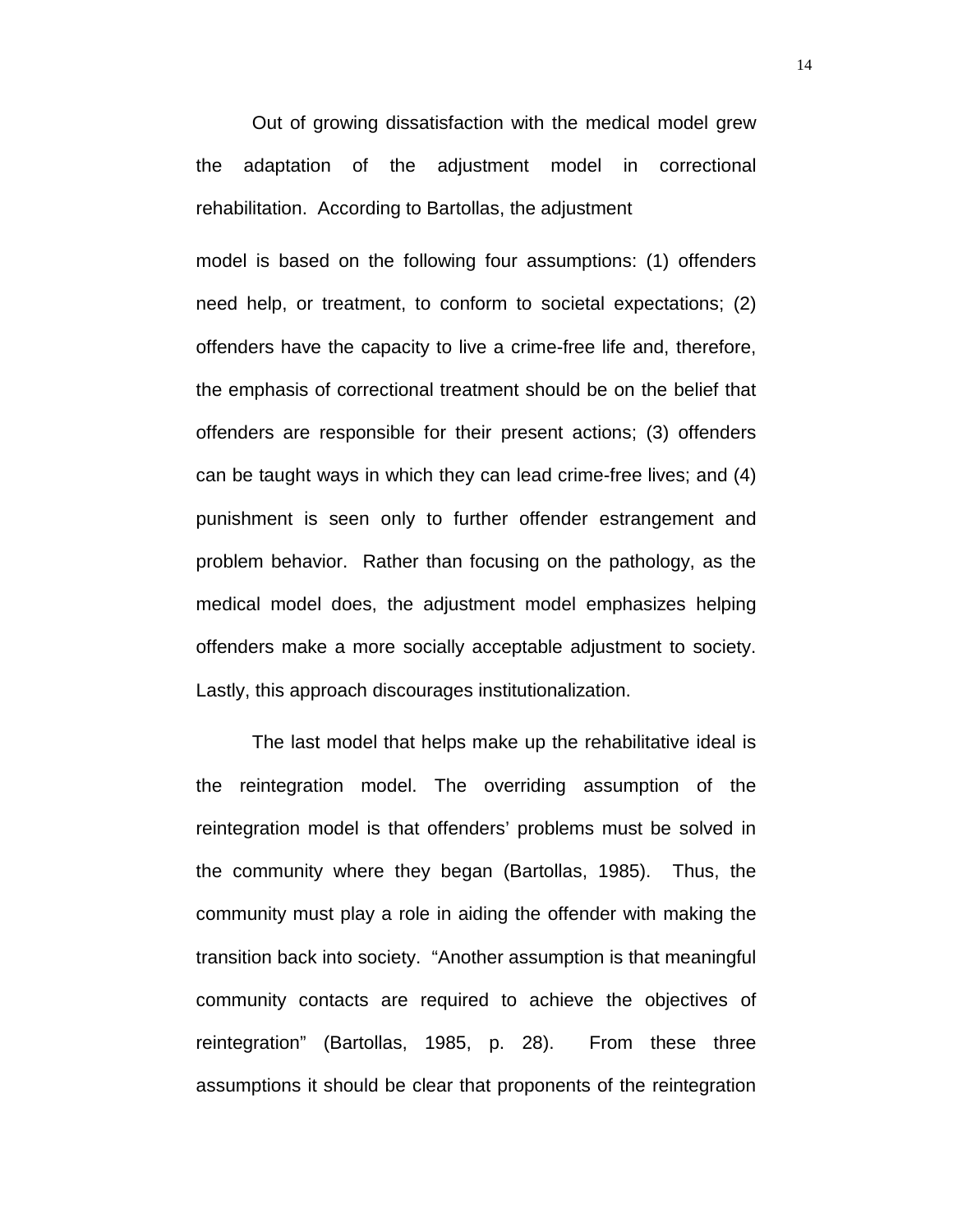Out of growing dissatisfaction with the medical model grew the adaptation of the adjustment model in correctional rehabilitation. According to Bartollas, the adjustment model is based on the following four assumptions: (1) offenders need help, or treatment, to conform to societal expectations; (2) offenders have the capacity to live a crime-free life and, therefore, the emphasis of correctional treatment should be on the belief that offenders are responsible for their present actions; (3) offenders can be taught ways in which they can lead crime-free lives; and (4) punishment is seen only to further offender estrangement and problem behavior. Rather than focusing on the pathology, as the medical model does, the adjustment model emphasizes helping offenders make a more socially acceptable adjustment to society. Lastly, this approach discourages institutionalization.

The last model that helps make up the rehabilitative ideal is the reintegration model. The overriding assumption of the reintegration model is that offenders' problems must be solved in the community where they began (Bartollas, 1985). Thus, the community must play a role in aiding the offender with making the transition back into society. "Another assumption is that meaningful community contacts are required to achieve the objectives of reintegration" (Bartollas, 1985, p. 28). From these three assumptions it should be clear that proponents of the reintegration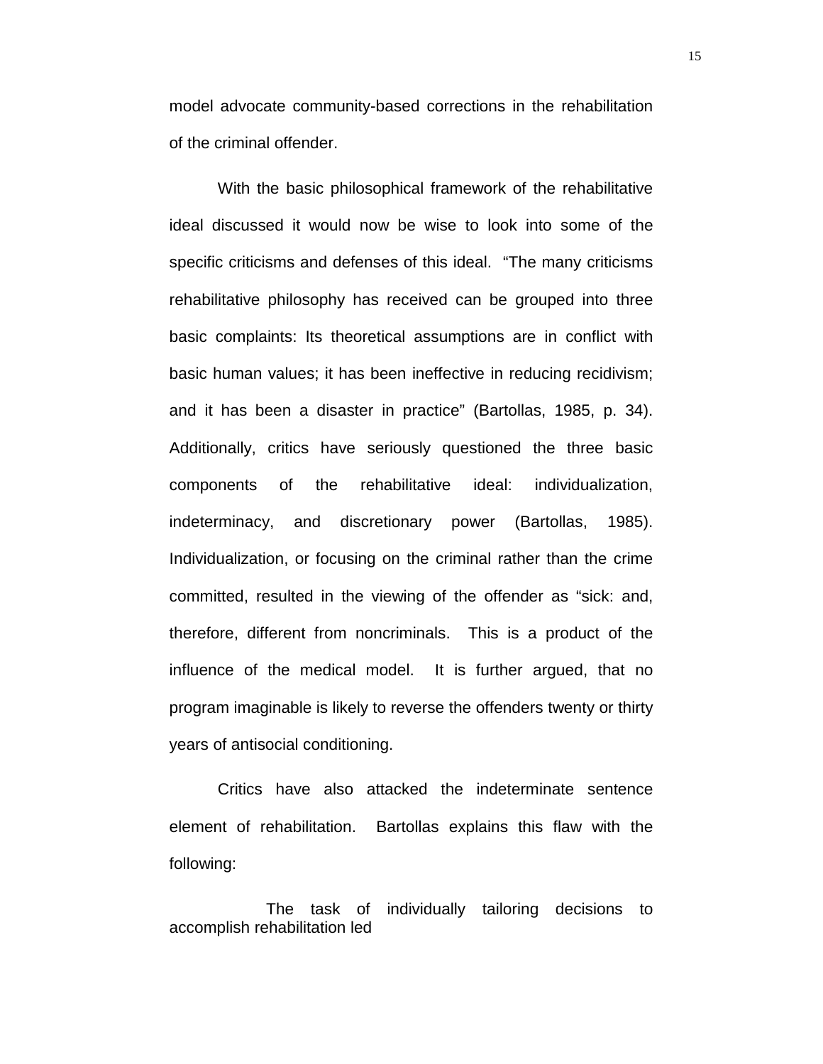model advocate community-based corrections in the rehabilitation of the criminal offender.

With the basic philosophical framework of the rehabilitative ideal discussed it would now be wise to look into some of the specific criticisms and defenses of this ideal. "The many criticisms rehabilitative philosophy has received can be grouped into three basic complaints: Its theoretical assumptions are in conflict with basic human values; it has been ineffective in reducing recidivism; and it has been a disaster in practice" (Bartollas, 1985, p. 34). Additionally, critics have seriously questioned the three basic components of the rehabilitative ideal: individualization, indeterminacy, and discretionary power (Bartollas, 1985). Individualization, or focusing on the criminal rather than the crime committed, resulted in the viewing of the offender as "sick: and, therefore, different from noncriminals. This is a product of the influence of the medical model. It is further argued, that no program imaginable is likely to reverse the offenders twenty or thirty years of antisocial conditioning.

Critics have also attacked the indeterminate sentence element of rehabilitation. Bartollas explains this flaw with the following:

> The task of individually tailoring decisions to accomplish rehabilitation led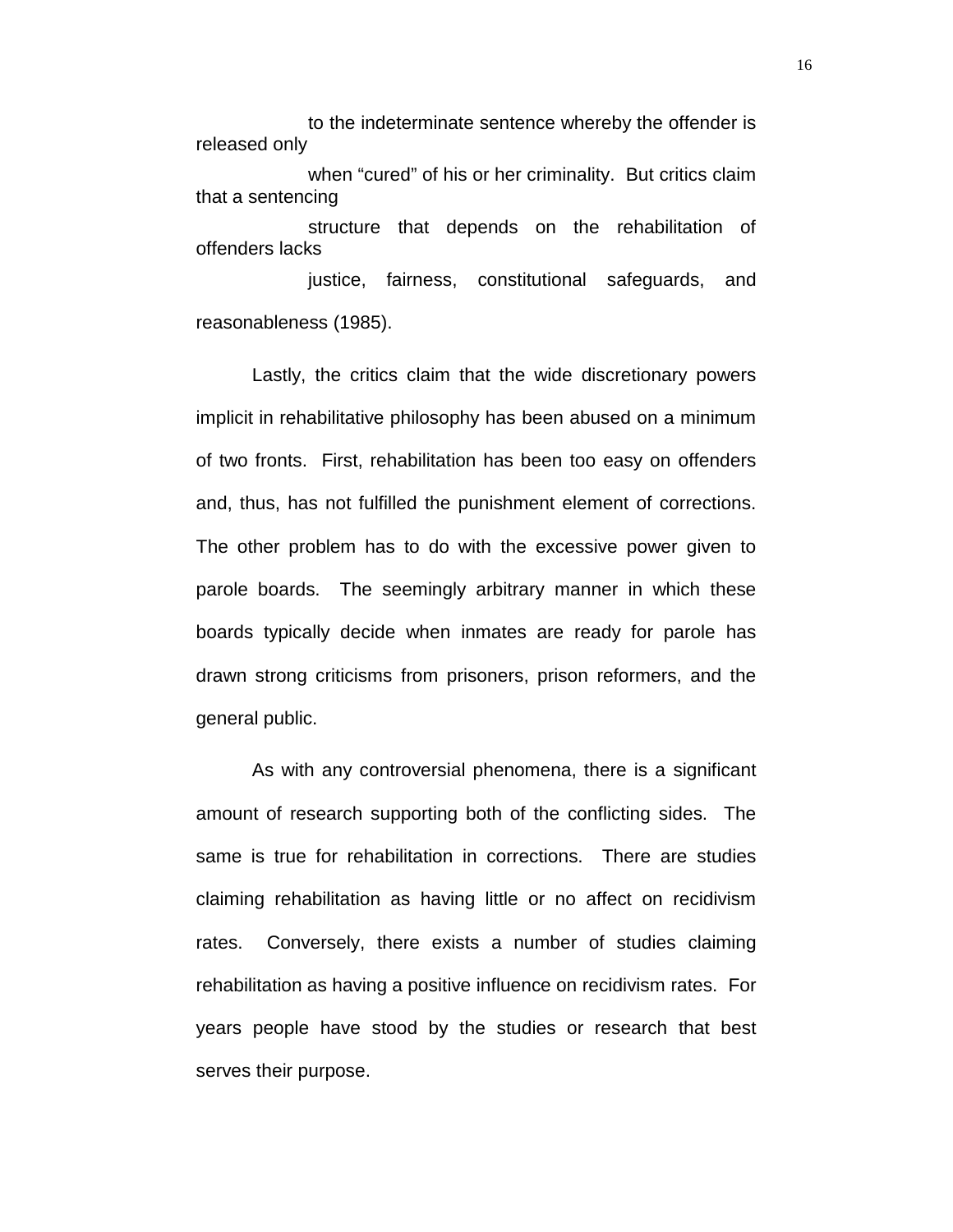> to the indeterminate sentence whereby the offender is released only when "cured" of his or her criminality. But critics claim that a sentencing structure that depends on the rehabilitation of offenders lacks justice, fairness, constitutional safeguards, and reasonableness (1985).

Lastly, the critics claim that the wide discretionary powers implicit in rehabilitative philosophy has been abused on a minimum of two fronts. First, rehabilitation has been too easy on offenders and, thus, has not fulfilled the punishment element of corrections. The other problem has to do with the excessive power given to parole boards. The seemingly arbitrary manner in which these boards typically decide when inmates are ready for parole has drawn strong criticisms from prisoners, prison reformers, and the general public.

As with any controversial phenomena, there is a significant amount of research supporting both of the conflicting sides. The same is true for rehabilitation in corrections. There are studies claiming rehabilitation as having little or no affect on recidivism rates. Conversely, there exists a number of studies claiming rehabilitation as having a positive influence on recidivism rates. For years people have stood by the studies or research that best serves their purpose.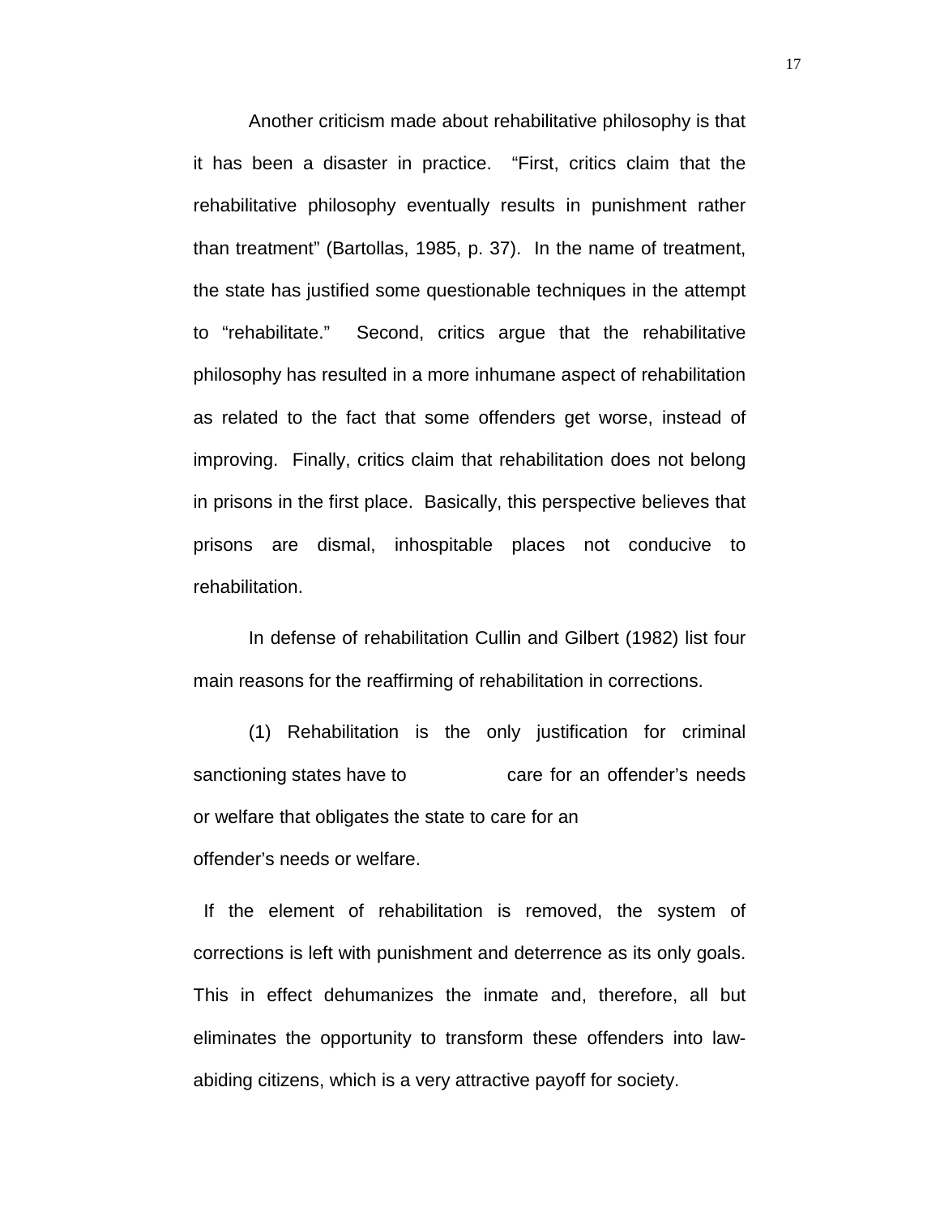Another criticism made about rehabilitative philosophy is that it has been a disaster in practice. "First, critics claim that the rehabilitative philosophy eventually results in punishment rather than treatment" (Bartollas, 1985, p. 37). In the name of treatment, the state has justified some questionable techniques in the attempt to "rehabilitate." Second, critics argue that the rehabilitative philosophy has resulted in a more inhumane aspect of rehabilitation as related to the fact that some offenders get worse, instead of improving. Finally, critics claim that rehabilitation does not belong in prisons in the first place. Basically, this perspective believes that prisons are dismal, inhospitable places not conducive to rehabilitation.

In defense of rehabilitation Cullin and Gilbert (1982) list four main reasons for the reaffirming of rehabilitation in corrections.

(1) Rehabilitation is the only justification for criminal sanctioning states have to care for an offender's needs or welfare that obligates the state to care for an offender's needs or welfare.

If the element of rehabilitation is removed, the system of corrections is left with punishment and deterrence as its only goals. This in effect dehumanizes the inmate and, therefore, all but eliminates the opportunity to transform these offenders into law-abiding citizens, which is a very attractive payoff for society.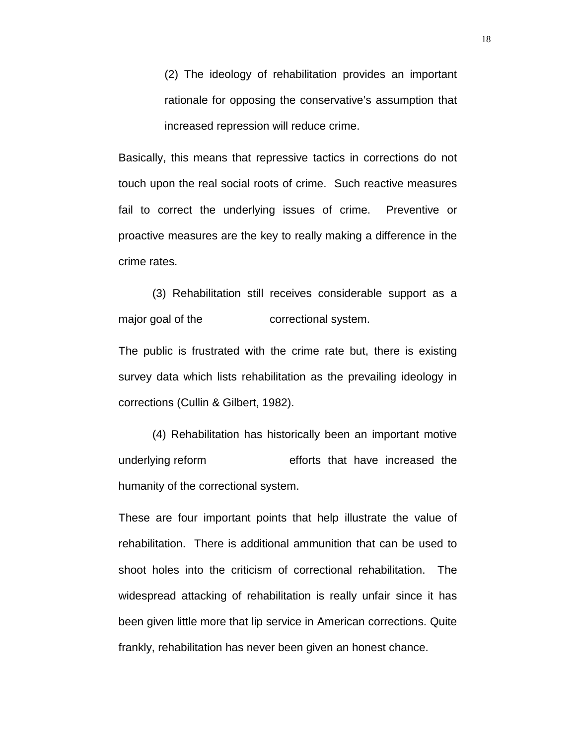(2) The ideology of rehabilitation provides an important rationale for opposing the conservative's assumption that increased repression will reduce crime.

Basically, this means that repressive tactics in corrections do not touch upon the real social roots of crime. Such reactive measures fail to correct the underlying issues of crime. Preventive or proactive measures are the key to really making a difference in the crime rates.

(3) Rehabilitation still receives considerable support as a major goal of the correctional system.

The public is frustrated with the crime rate but, there is existing survey data which lists rehabilitation as the prevailing ideology in corrections (Cullin & Gilbert, 1982).

(4) Rehabilitation has historically been an important motive underlying reform efforts that have increased the humanity of the correctional system.

These are four important points that help illustrate the value of rehabilitation. There is additional ammunition that can be used to shoot holes into the criticism of correctional rehabilitation. The widespread attacking of rehabilitation is really unfair since it has been given little more that lip service in American corrections. Quite frankly, rehabilitation has never been given an honest chance.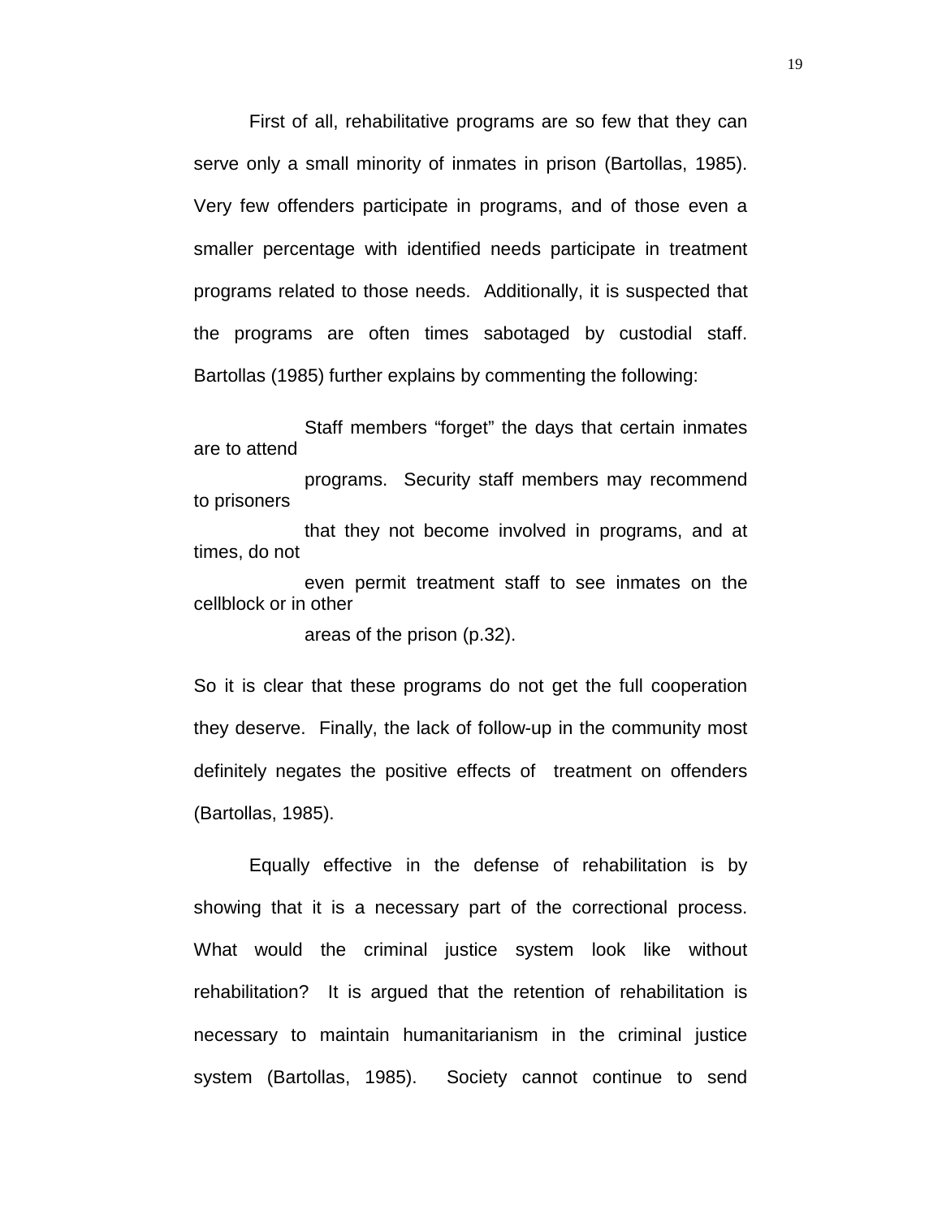First of all, rehabilitative programs are so few that they can serve only a small minority of inmates in prison (Bartollas, 1985). Very few offenders participate in programs, and of those even a smaller percentage with identified needs participate in treatment programs related to those needs. Additionally, it is suspected that the programs are often times sabotaged by custodial staff. Bartollas (1985) further explains by commenting the following:

> Staff members "forget" the days that certain inmates are to attend programs. Security staff members may recommend to prisoners that they not become involved in programs, and at times, do not even permit treatment staff to see inmates on the cellblock or in other areas of the prison (p.32).

So it is clear that these programs do not get the full cooperation they deserve. Finally, the lack of follow-up in the community most definitely negates the positive effects of treatment on offenders (Bartollas, 1985).

Equally effective in the defense of rehabilitation is by showing that it is a necessary part of the correctional process. What would the criminal justice system look like without rehabilitation? It is argued that the retention of rehabilitation is necessary to maintain humanitarianism in the criminal justice system (Bartollas, 1985). Society cannot continue to send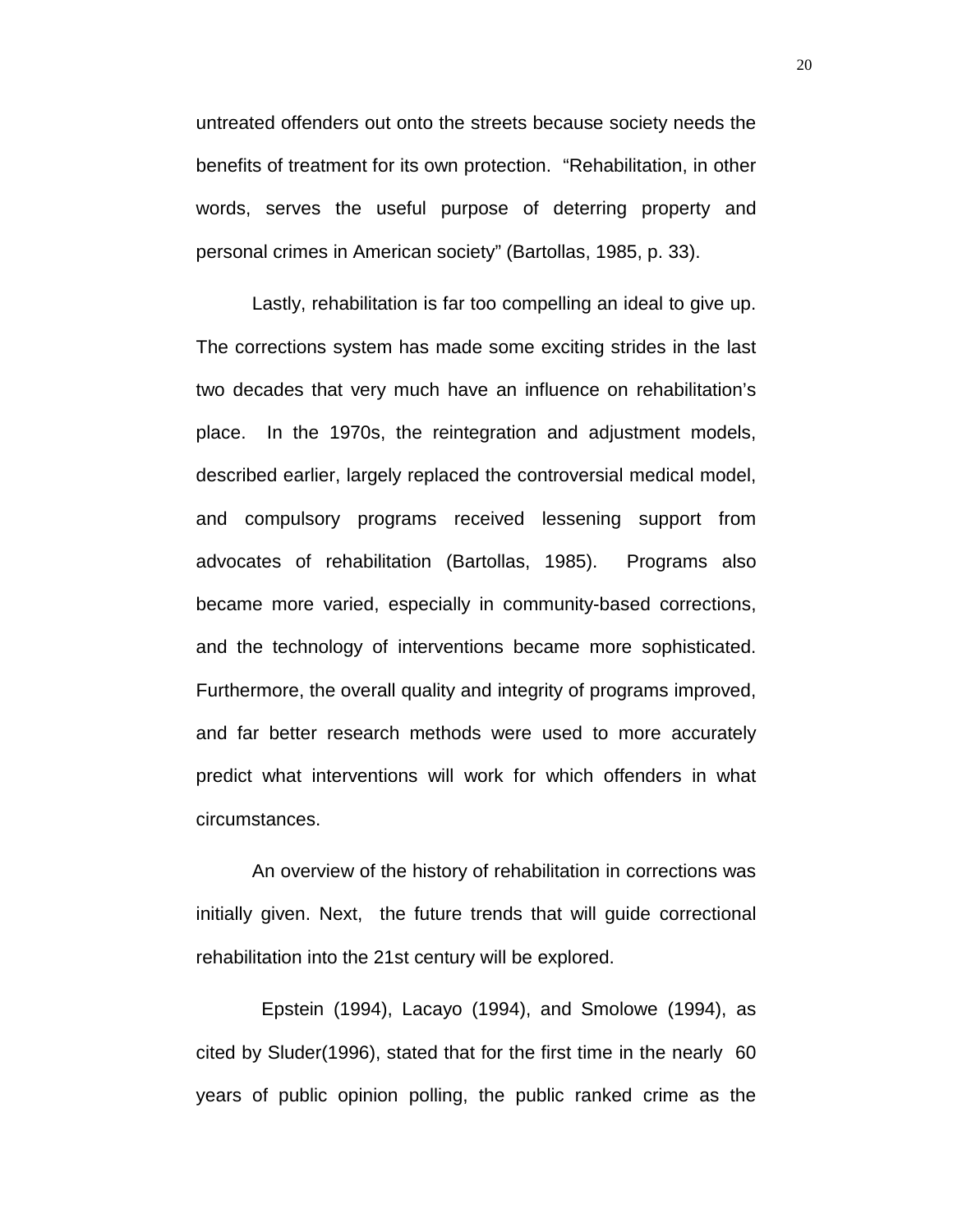untreated offenders out onto the streets because society needs the benefits of treatment for its own protection. "Rehabilitation, in other words, serves the useful purpose of deterring property and personal crimes in American society" (Bartollas, 1985, p. 33).

Lastly, rehabilitation is far too compelling an ideal to give up. The corrections system has made some exciting strides in the last two decades that very much have an influence on rehabilitation's place. In the 1970s, the reintegration and adjustment models, described earlier, largely replaced the controversial medical model, and compulsory programs received lessening support from advocates of rehabilitation (Bartollas, 1985). Programs also became more varied, especially in community-based corrections, and the technology of interventions became more sophisticated. Furthermore, the overall quality and integrity of programs improved, and far better research methods were used to more accurately predict what interventions will work for which offenders in what circumstances.

An overview of the history of rehabilitation in corrections was initially given. Next, the future trends that will guide correctional rehabilitation into the 21st century will be explored.

Epstein (1994), Lacayo (1994), and Smolowe (1994), as cited by Sluder(1996), stated that for the first time in the nearly 60 years of public opinion polling, the public ranked crime as the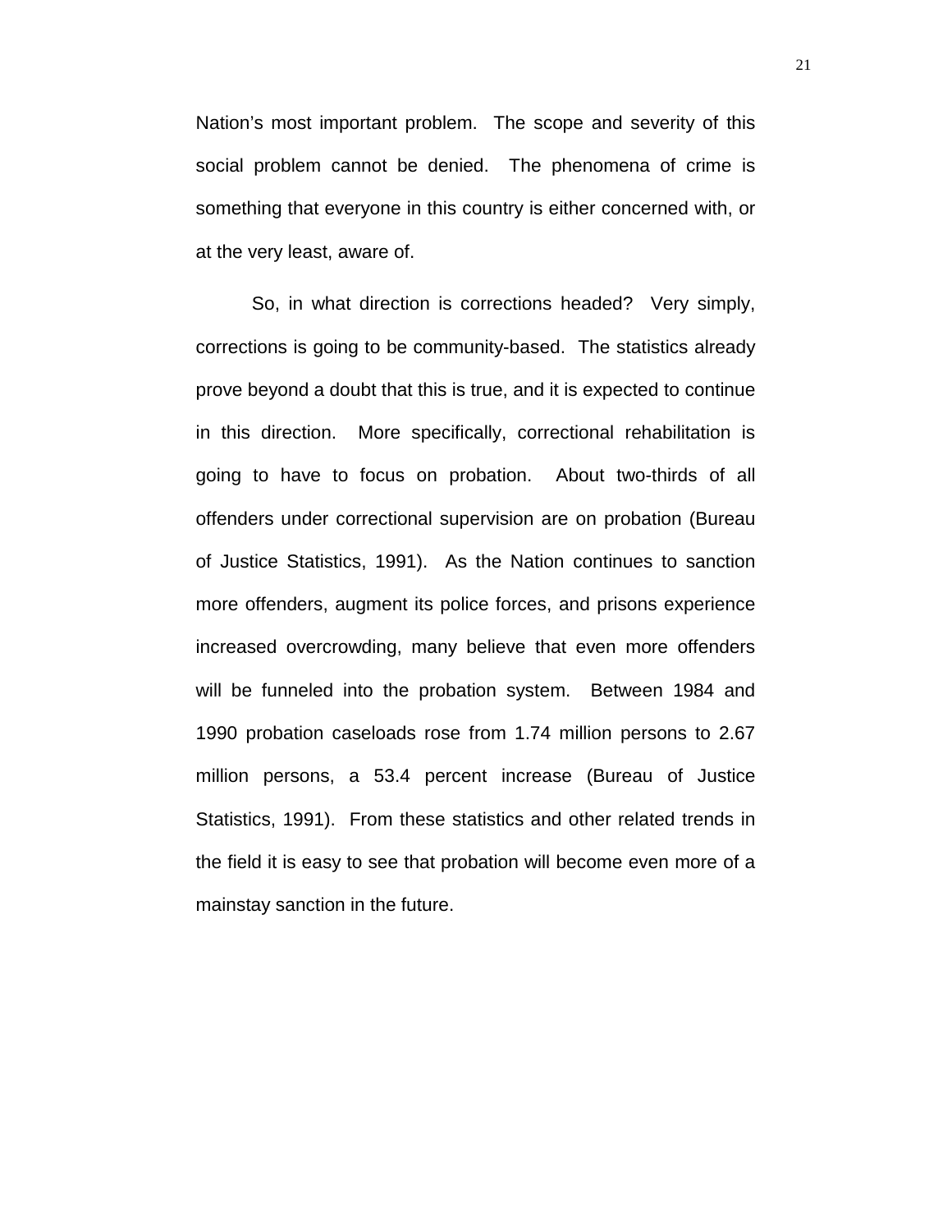Nation's most important problem. The scope and severity of this social problem cannot be denied. The phenomena of crime is something that everyone in this country is either concerned with, or at the very least, aware of.

So, in what direction is corrections headed? Very simply, corrections is going to be community-based. The statistics already prove beyond a doubt that this is true, and it is expected to continue in this direction. More specifically, correctional rehabilitation is going to have to focus on probation. About two-thirds of all offenders under correctional supervision are on probation (Bureau of Justice Statistics, 1991). As the Nation continues to sanction more offenders, augment its police forces, and prisons experience increased overcrowding, many believe that even more offenders will be funneled into the probation system. Between 1984 and 1990 probation caseloads rose from 1.74 million persons to 2.67 million persons, a 53.4 percent increase (Bureau of Justice Statistics, 1991). From these statistics and other related trends in the field it is easy to see that probation will become even more of a mainstay sanction in the future.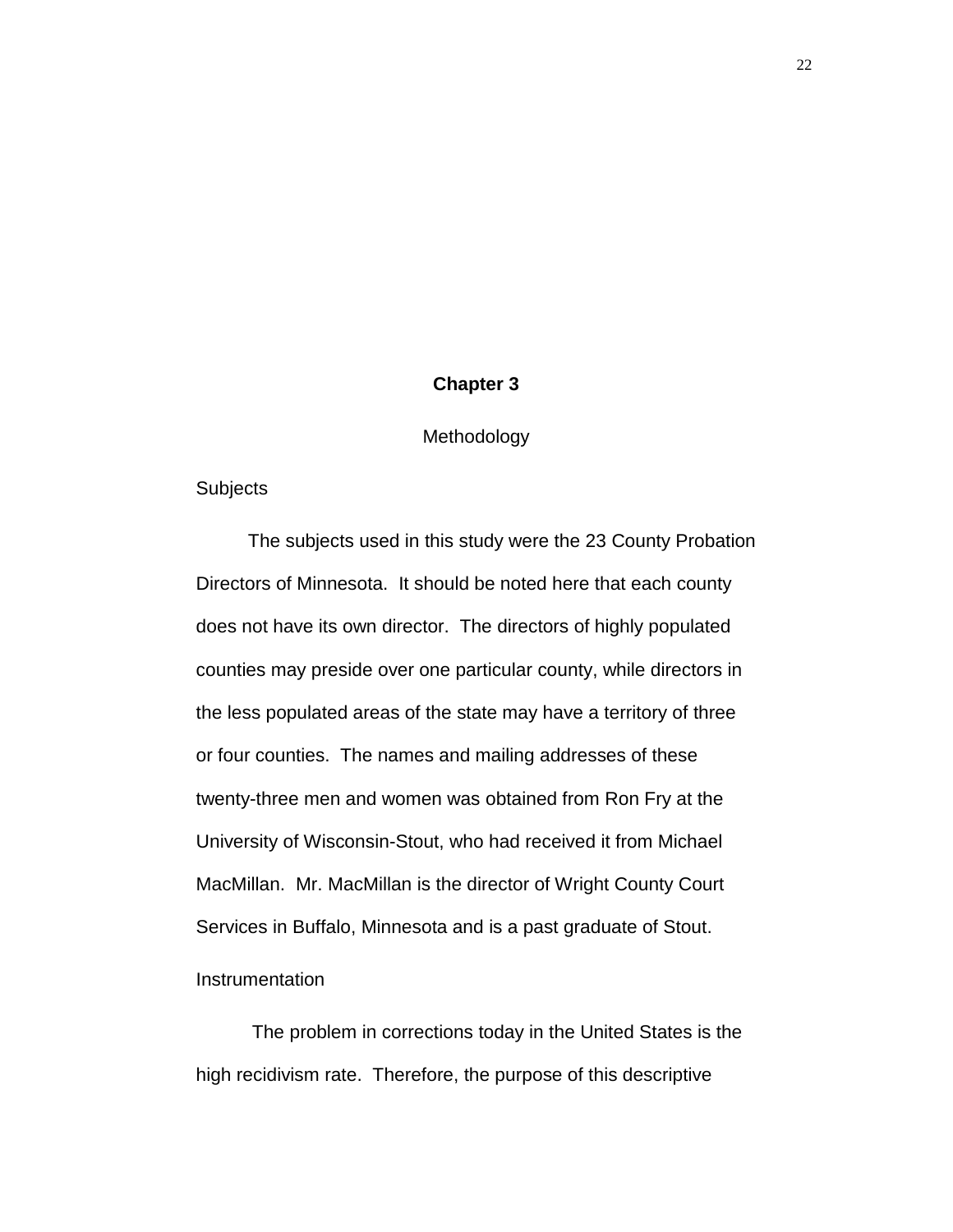# Chapter 3

## Methodology

### Subjects

The subjects used in this study were the 23 County Probation Directors of Minnesota. It should be noted here that each county does not have its own director. The directors of highly populated counties may preside over one particular county, while directors in the less populated areas of the state may have a territory of three or four counties. The names and mailing addresses of these twenty-three men and women was obtained from Ron Fry at the University of Wisconsin-Stout, who had received it from Michael MacMillan. Mr. MacMillan is the director of Wright County Court Services in Buffalo, Minnesota and is a past graduate of Stout.

### Instrumentation

The problem in corrections today in the United States is the high recidivism rate. Therefore, the purpose of this descriptive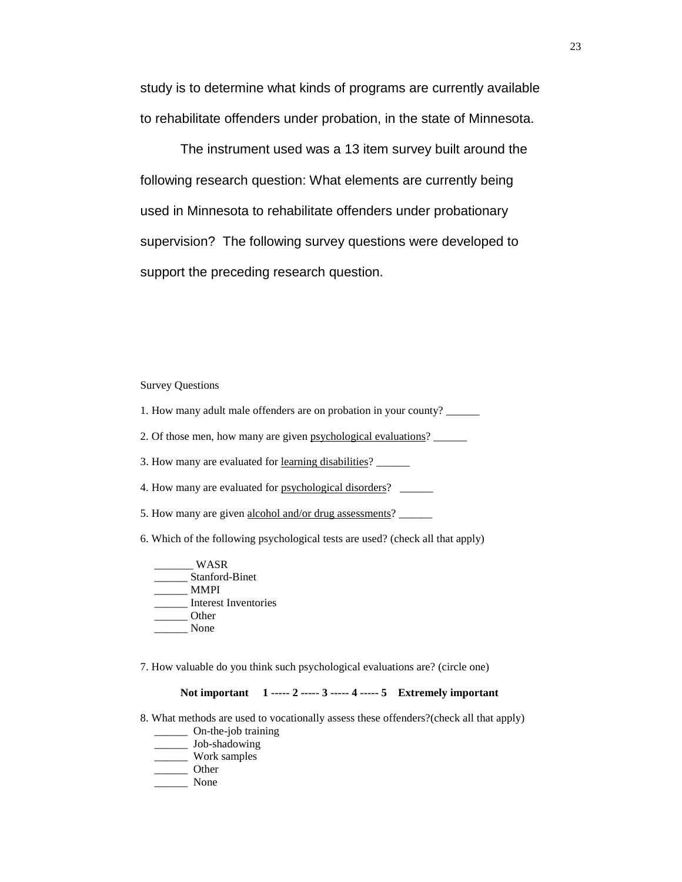study is to determine what kinds of programs are currently available to rehabilitate offenders under probation, in the state of Minnesota.

The instrument used was a 13 item survey built around the following research question: What elements are currently being used in Minnesota to rehabilitate offenders under probationary supervision? The following survey questions were developed to support the preceding research question.

Survey Questions

1. How many adult male offenders are on probation in your county? ______

2. Of those men, how many are given <u>psychological evaluations</u>? ______

3. How many are evaluated for <u>learning disabilities</u>? ______

4. How many are evaluated for <u>psychological disorders</u>? ______

5. How many are given <u>alcohol and/or drug assessments</u>? ______

6. Which of the following psychological tests are used? (check all that apply)

_______ WASR
______ Stanford-Binet
______ MMPI
______ Interest Inventories
______ Other
______ None

7. How valuable do you think such psychological evaluations are? (circle one)

**Not important 1 ----- 2 ----- 3 ----- 4 ----- 5 Extremely important**

8. What methods are used to vocationally assess these offenders?(check all that apply)

______ On-the-job training
______ Job-shadowing
______ Work samples
______ Other
______ None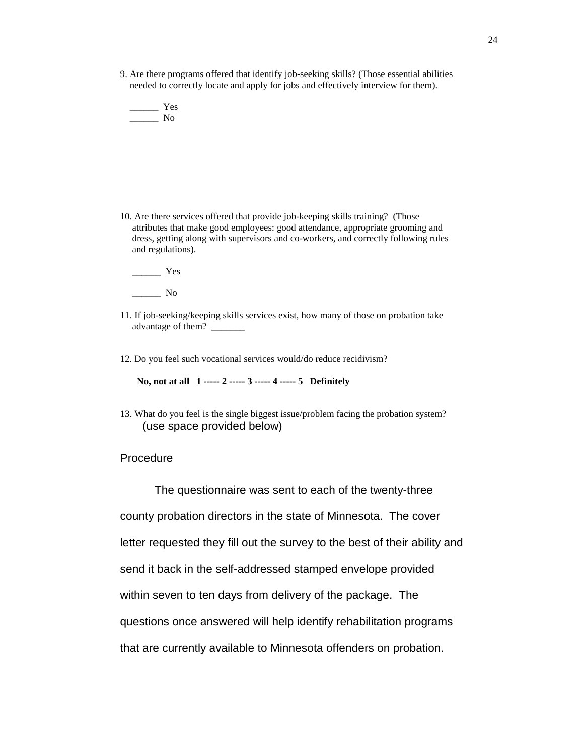9. Are there programs offered that identify job-seeking skills? (Those essential abilities needed to correctly locate and apply for jobs and effectively interview for them).

______ Yes
______ No

10. Are there services offered that provide job-keeping skills training? (Those attributes that make good employees: good attendance, appropriate grooming and dress, getting along with supervisors and co-workers, and correctly following rules and regulations).

______ Yes

______ No

11. If job-seeking/keeping skills services exist, how many of those on probation take advantage of them? _______

12. Do you feel such vocational services would/do reduce recidivism?

**No, not at all 1 ----- 2 ----- 3 ----- 4 ----- 5 Definitely**

13. What do you feel is the single biggest issue/problem facing the probation system? (use space provided below)

## Procedure

The questionnaire was sent to each of the twenty-three county probation directors in the state of Minnesota. The cover letter requested they fill out the survey to the best of their ability and send it back in the self-addressed stamped envelope provided within seven to ten days from delivery of the package. The questions once answered will help identify rehabilitation programs that are currently available to Minnesota offenders on probation.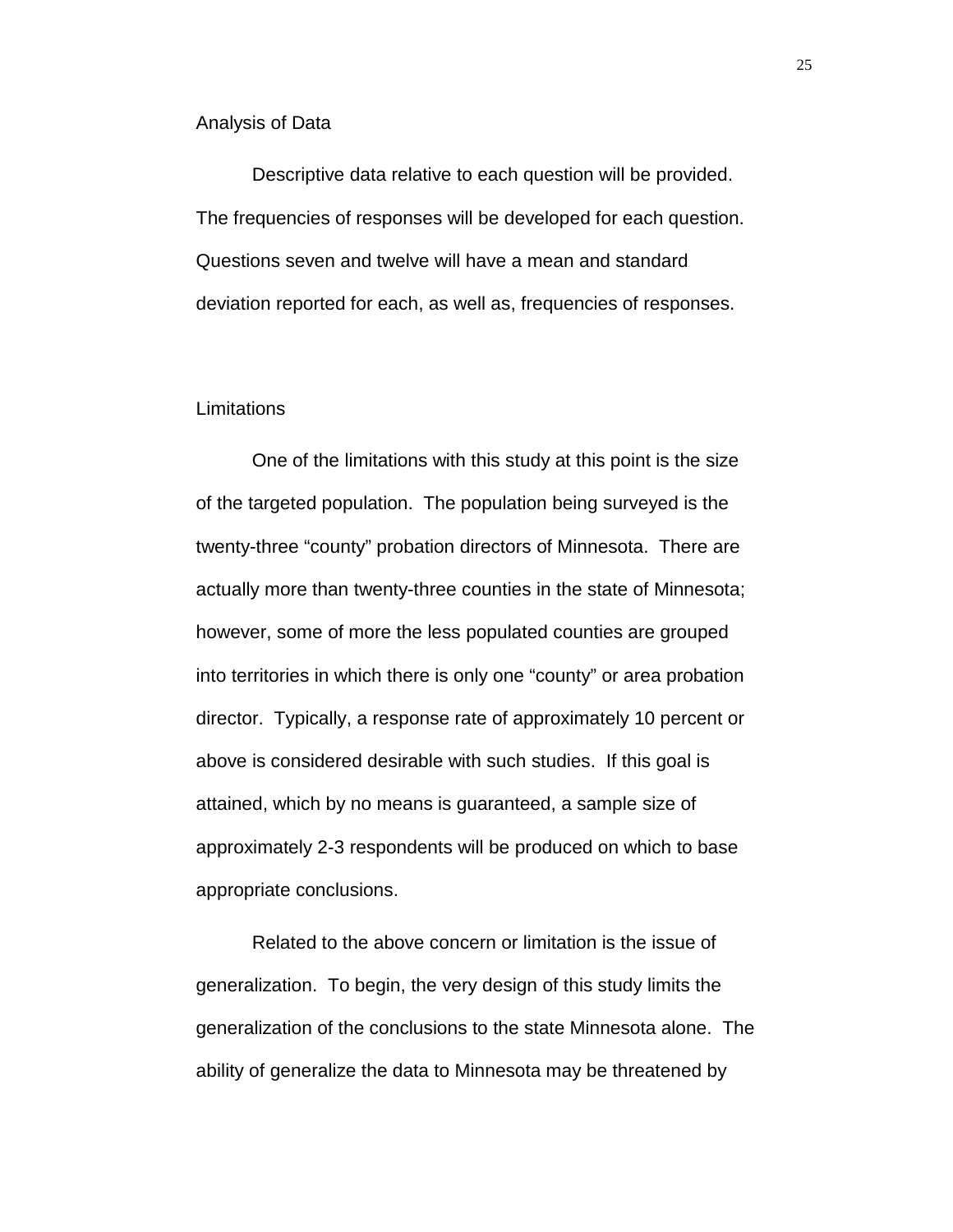## Analysis of Data

Descriptive data relative to each question will be provided. The frequencies of responses will be developed for each question. Questions seven and twelve will have a mean and standard deviation reported for each, as well as, frequencies of responses.

## Limitations

One of the limitations with this study at this point is the size of the targeted population. The population being surveyed is the twenty-three "county" probation directors of Minnesota. There are actually more than twenty-three counties in the state of Minnesota; however, some of more the less populated counties are grouped into territories in which there is only one "county" or area probation director. Typically, a response rate of approximately 10 percent or above is considered desirable with such studies. If this goal is attained, which by no means is guaranteed, a sample size of approximately 2-3 respondents will be produced on which to base appropriate conclusions.

Related to the above concern or limitation is the issue of generalization. To begin, the very design of this study limits the generalization of the conclusions to the state Minnesota alone. The ability of generalize the data to Minnesota may be threatened by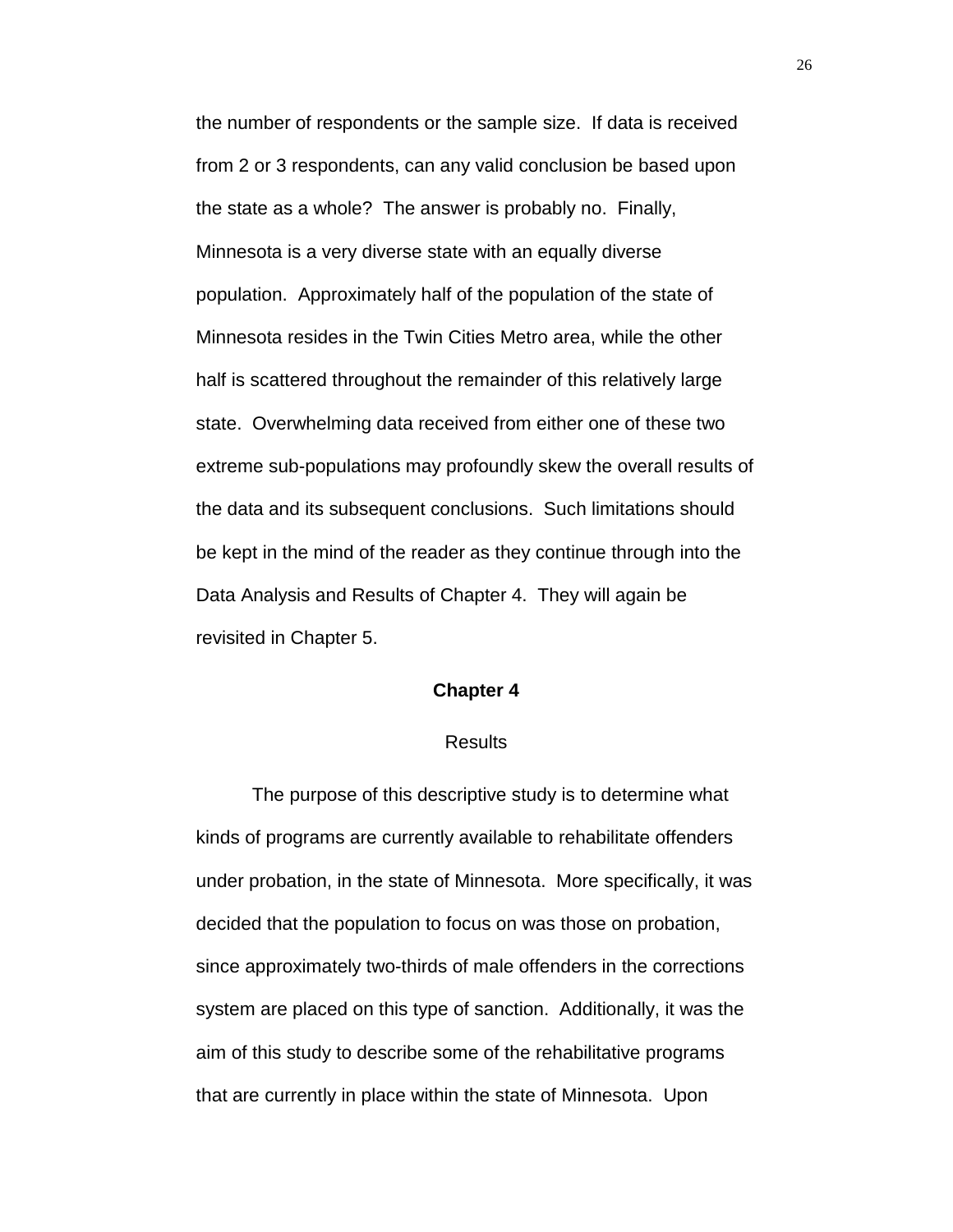the number of respondents or the sample size. If data is received from 2 or 3 respondents, can any valid conclusion be based upon the state as a whole? The answer is probably no. Finally, Minnesota is a very diverse state with an equally diverse population. Approximately half of the population of the state of Minnesota resides in the Twin Cities Metro area, while the other half is scattered throughout the remainder of this relatively large state. Overwhelming data received from either one of these two extreme sub-populations may profoundly skew the overall results of the data and its subsequent conclusions. Such limitations should be kept in the mind of the reader as they continue through into the Data Analysis and Results of Chapter 4. They will again be revisited in Chapter 5.

# Chapter 4

## Results

The purpose of this descriptive study is to determine what kinds of programs are currently available to rehabilitate offenders under probation, in the state of Minnesota. More specifically, it was decided that the population to focus on was those on probation, since approximately two-thirds of male offenders in the corrections system are placed on this type of sanction. Additionally, it was the aim of this study to describe some of the rehabilitative programs that are currently in place within the state of Minnesota. Upon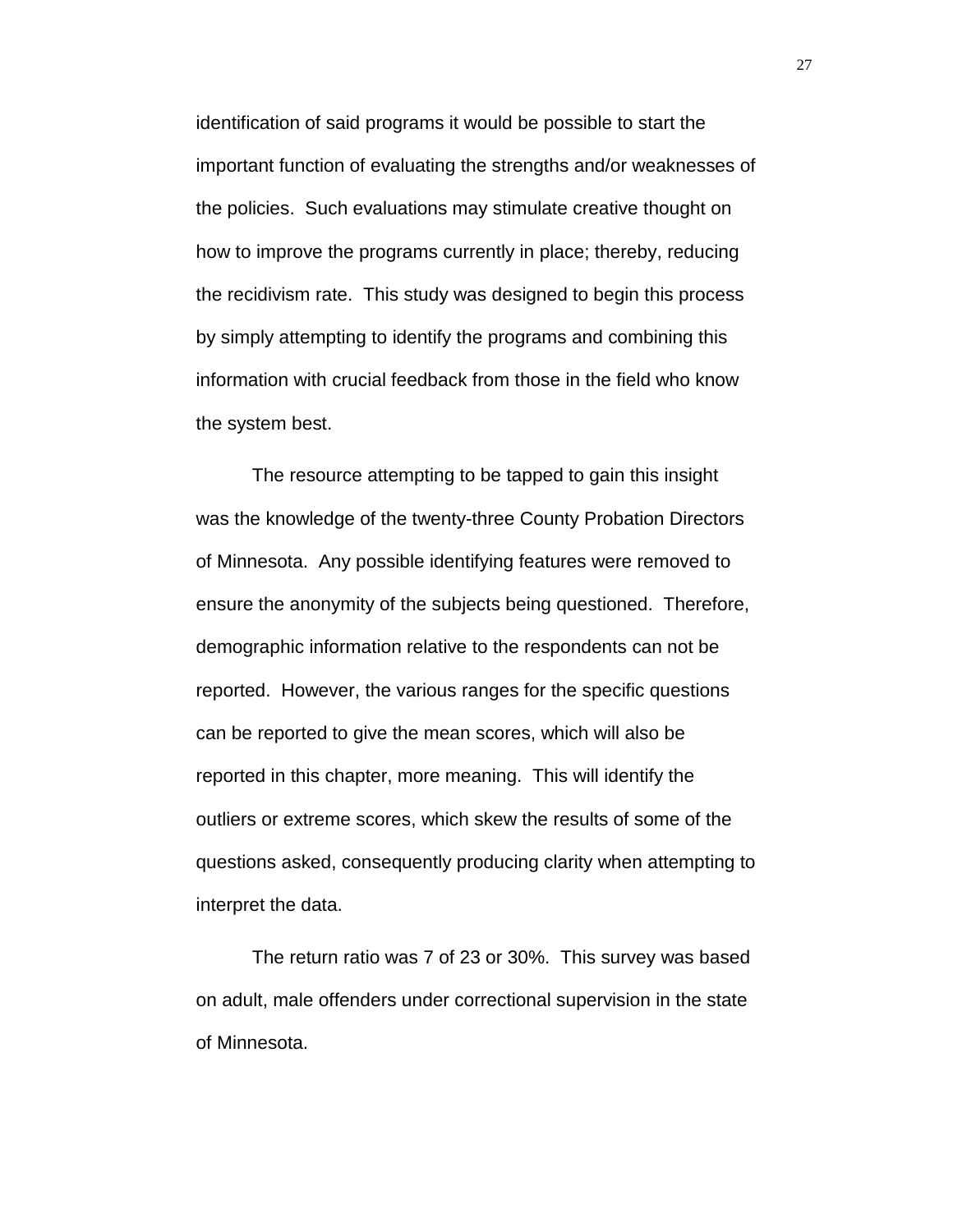identification of said programs it would be possible to start the important function of evaluating the strengths and/or weaknesses of the policies. Such evaluations may stimulate creative thought on how to improve the programs currently in place; thereby, reducing the recidivism rate. This study was designed to begin this process by simply attempting to identify the programs and combining this information with crucial feedback from those in the field who know the system best.

The resource attempting to be tapped to gain this insight was the knowledge of the twenty-three County Probation Directors of Minnesota. Any possible identifying features were removed to ensure the anonymity of the subjects being questioned. Therefore, demographic information relative to the respondents can not be reported. However, the various ranges for the specific questions can be reported to give the mean scores, which will also be reported in this chapter, more meaning. This will identify the outliers or extreme scores, which skew the results of some of the questions asked, consequently producing clarity when attempting to interpret the data.

The return ratio was 7 of 23 or 30%. This survey was based on adult, male offenders under correctional supervision in the state of Minnesota.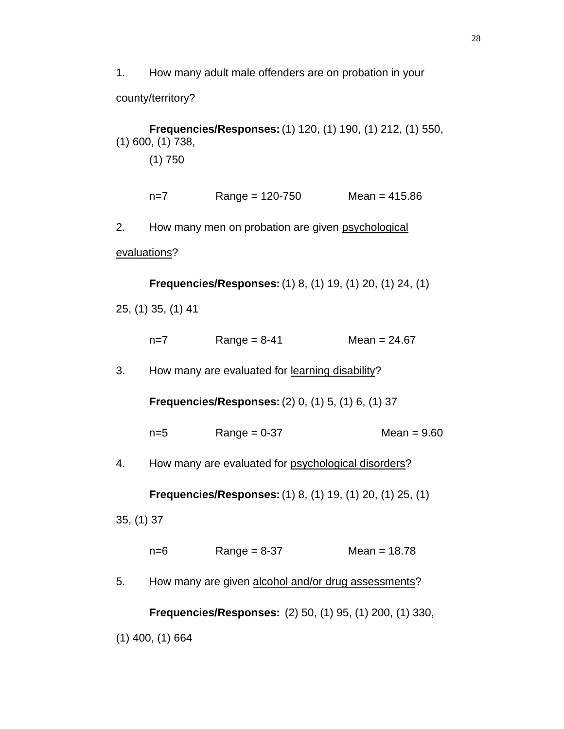1. How many adult male offenders are on probation in your county/territory?

   **Frequencies/Responses:** (1) 120, (1) 190, (1) 212, (1) 550, (1) 600, (1) 738, (1) 750

   n=7 Range = 120-750 Mean = 415.86

2. How many men on probation are given psychological evaluations?

   **Frequencies/Responses:** (1) 8, (1) 19, (1) 20, (1) 24, (1) 25, (1) 35, (1) 41

   n=7 Range = 8-41 Mean = 24.67

3. How many are evaluated for learning disability?

   **Frequencies/Responses:** (2) 0, (1) 5, (1) 6, (1) 37

   n=5 Range = 0-37 Mean = 9.60

4. How many are evaluated for psychological disorders?

   **Frequencies/Responses:** (1) 8, (1) 19, (1) 20, (1) 25, (1) 35, (1) 37

   n=6 Range = 8-37 Mean = 18.78

5. How many are given alcohol and/or drug assessments?

   **Frequencies/Responses:** (2) 50, (1) 95, (1) 200, (1) 330, (1) 400, (1) 664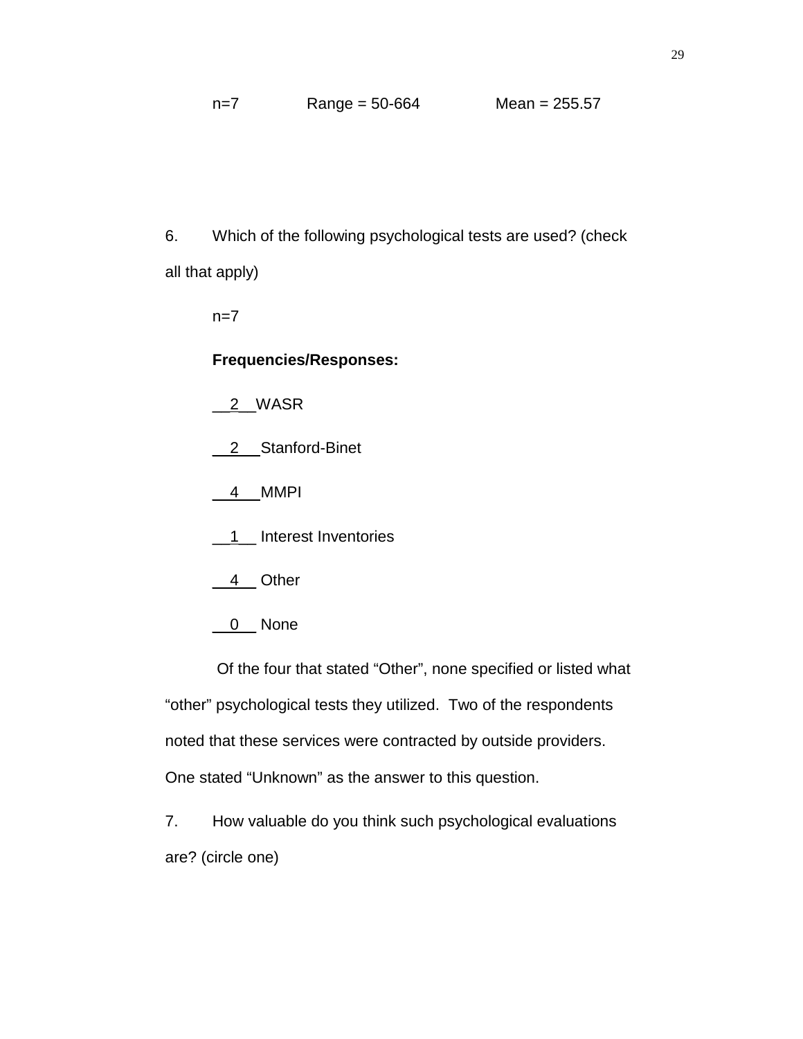n=7 Range = 50-664 Mean = 255.57

6. Which of the following psychological tests are used? (check all that apply)

n=7

**Frequencies/Responses:**

__2__ WASR

__2__ Stanford-Binet

__4__ MMPI

__1__ Interest Inventories

__4__ Other

__0__ None

Of the four that stated "Other", none specified or listed what "other" psychological tests they utilized. Two of the respondents noted that these services were contracted by outside providers. One stated "Unknown" as the answer to this question.

7. How valuable do you think such psychological evaluations are? (circle one)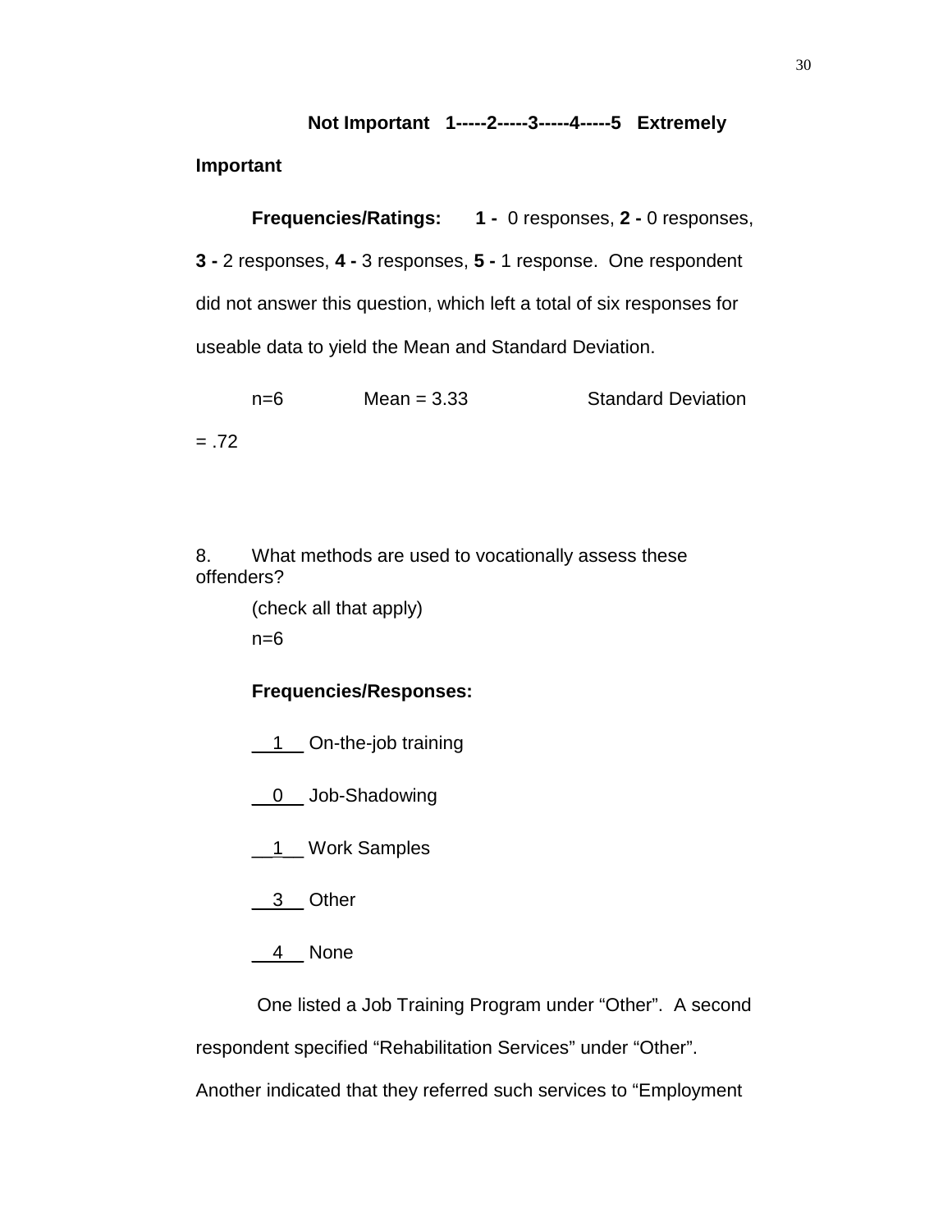**Not Important 1-----2-----3-----4-----5 Extremely Important**

**Frequencies/Ratings:** **1 -** 0 responses, **2 -** 0 responses, **3 -** 2 responses, **4 -** 3 responses, **5 -** 1 response. One respondent did not answer this question, which left a total of six responses for useable data to yield the Mean and Standard Deviation.

n=6 Mean = 3.33 Standard Deviation = .72

8. What methods are used to vocationally assess these offenders?

(check all that apply)

n=6

**Frequencies/Responses:**

__1__ On-the-job training

__0__ Job-Shadowing

__1__ Work Samples

__3__ Other

__4__ None

One listed a Job Training Program under "Other". A second respondent specified "Rehabilitation Services" under "Other". Another indicated that they referred such services to "Employment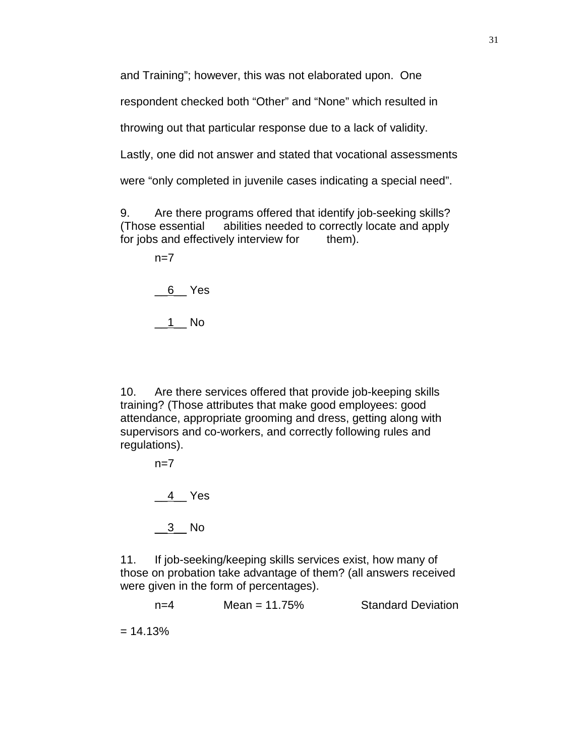and Training"; however, this was not elaborated upon. One respondent checked both "Other" and "None" which resulted in throwing out that particular response due to a lack of validity. Lastly, one did not answer and stated that vocational assessments were "only completed in juvenile cases indicating a special need".

9. Are there programs offered that identify job-seeking skills? (Those essential abilities needed to correctly locate and apply for jobs and effectively interview for them).

n=7

__6__ Yes

__1__ No

10. Are there services offered that provide job-keeping skills training? (Those attributes that make good employees: good attendance, appropriate grooming and dress, getting along with supervisors and co-workers, and correctly following rules and regulations).

n=7

__4__ Yes

__3__ No

11. If job-seeking/keeping skills services exist, how many of those on probation take advantage of them? (all answers received were given in the form of percentages).

n=4 Mean = 11.75% Standard Deviation = 14.13%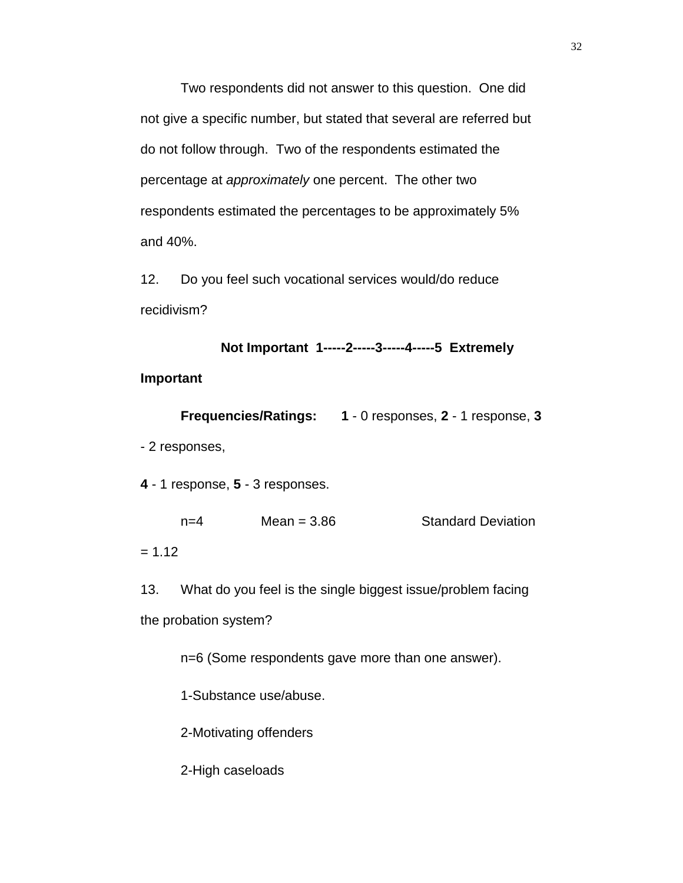Two respondents did not answer to this question. One did not give a specific number, but stated that several are referred but do not follow through. Two of the respondents estimated the percentage at *approximately* one percent. The other two respondents estimated the percentages to be approximately 5% and 40%.

12. Do you feel such vocational services would/do reduce recidivism?

**Not Important 1-----2-----3-----4-----5 Extremely Important**

**Frequencies/Ratings:** **1** - 0 responses, **2** - 1 response, **3** - 2 responses,

**4** - 1 response, **5** - 3 responses.

n=4 Mean = 3.86 Standard Deviation = 1.12

13. What do you feel is the single biggest issue/problem facing the probation system?

n=6 (Some respondents gave more than one answer).

1-Substance use/abuse.

2-Motivating offenders

2-High caseloads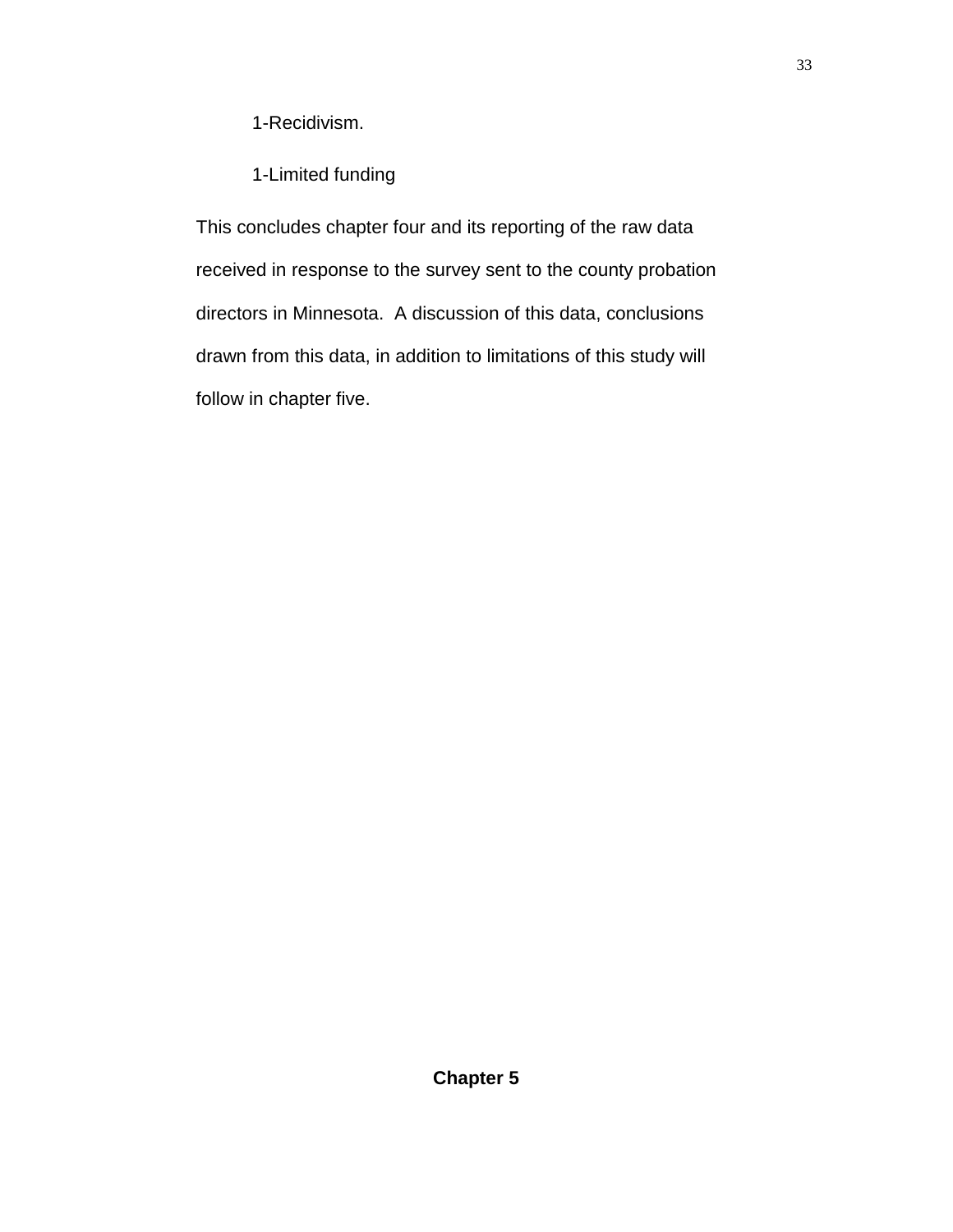1-Recidivism.

1-Limited funding

This concludes chapter four and its reporting of the raw data received in response to the survey sent to the county probation directors in Minnesota. A discussion of this data, conclusions drawn from this data, in addition to limitations of this study will follow in chapter five.

# Chapter 5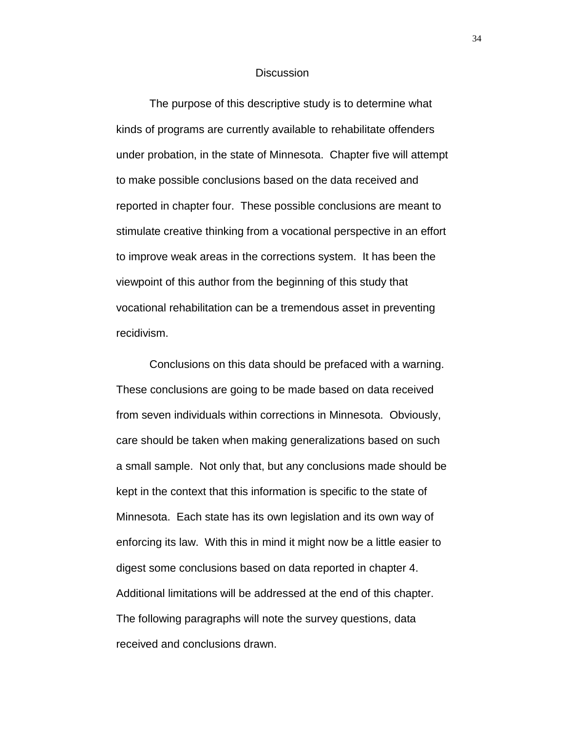## Discussion

The purpose of this descriptive study is to determine what kinds of programs are currently available to rehabilitate offenders under probation, in the state of Minnesota. Chapter five will attempt to make possible conclusions based on the data received and reported in chapter four. These possible conclusions are meant to stimulate creative thinking from a vocational perspective in an effort to improve weak areas in the corrections system. It has been the viewpoint of this author from the beginning of this study that vocational rehabilitation can be a tremendous asset in preventing recidivism.

Conclusions on this data should be prefaced with a warning. These conclusions are going to be made based on data received from seven individuals within corrections in Minnesota. Obviously, care should be taken when making generalizations based on such a small sample. Not only that, but any conclusions made should be kept in the context that this information is specific to the state of Minnesota. Each state has its own legislation and its own way of enforcing its law. With this in mind it might now be a little easier to digest some conclusions based on data reported in chapter 4. Additional limitations will be addressed at the end of this chapter. The following paragraphs will note the survey questions, data received and conclusions drawn.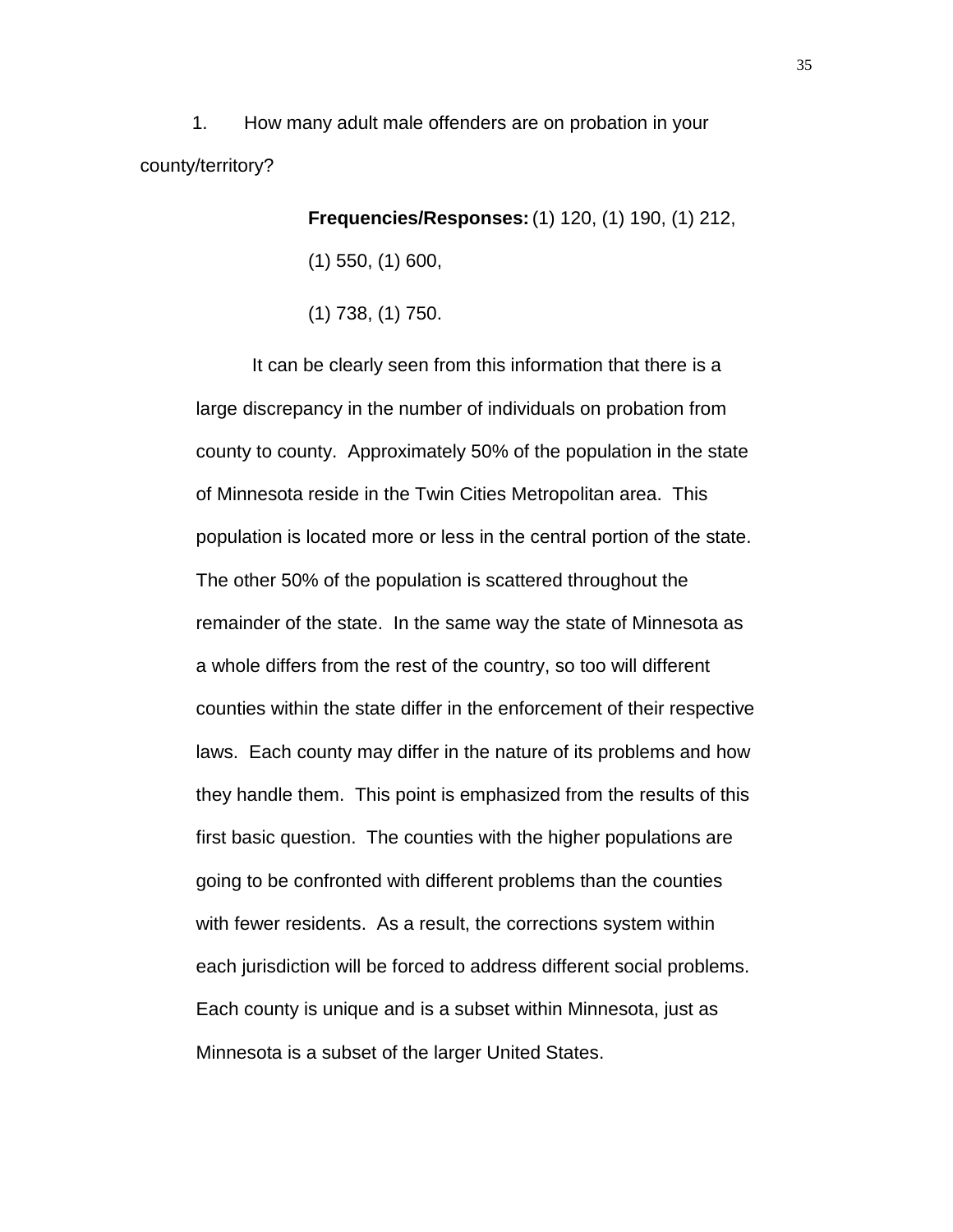1. How many adult male offenders are on probation in your county/territory?

**Frequencies/Responses:** (1) 120, (1) 190, (1) 212, (1) 550, (1) 600,

(1) 738, (1) 750.

It can be clearly seen from this information that there is a large discrepancy in the number of individuals on probation from county to county. Approximately 50% of the population in the state of Minnesota reside in the Twin Cities Metropolitan area. This population is located more or less in the central portion of the state. The other 50% of the population is scattered throughout the remainder of the state. In the same way the state of Minnesota as a whole differs from the rest of the country, so too will different counties within the state differ in the enforcement of their respective laws. Each county may differ in the nature of its problems and how they handle them. This point is emphasized from the results of this first basic question. The counties with the higher populations are going to be confronted with different problems than the counties with fewer residents. As a result, the corrections system within each jurisdiction will be forced to address different social problems. Each county is unique and is a subset within Minnesota, just as Minnesota is a subset of the larger United States.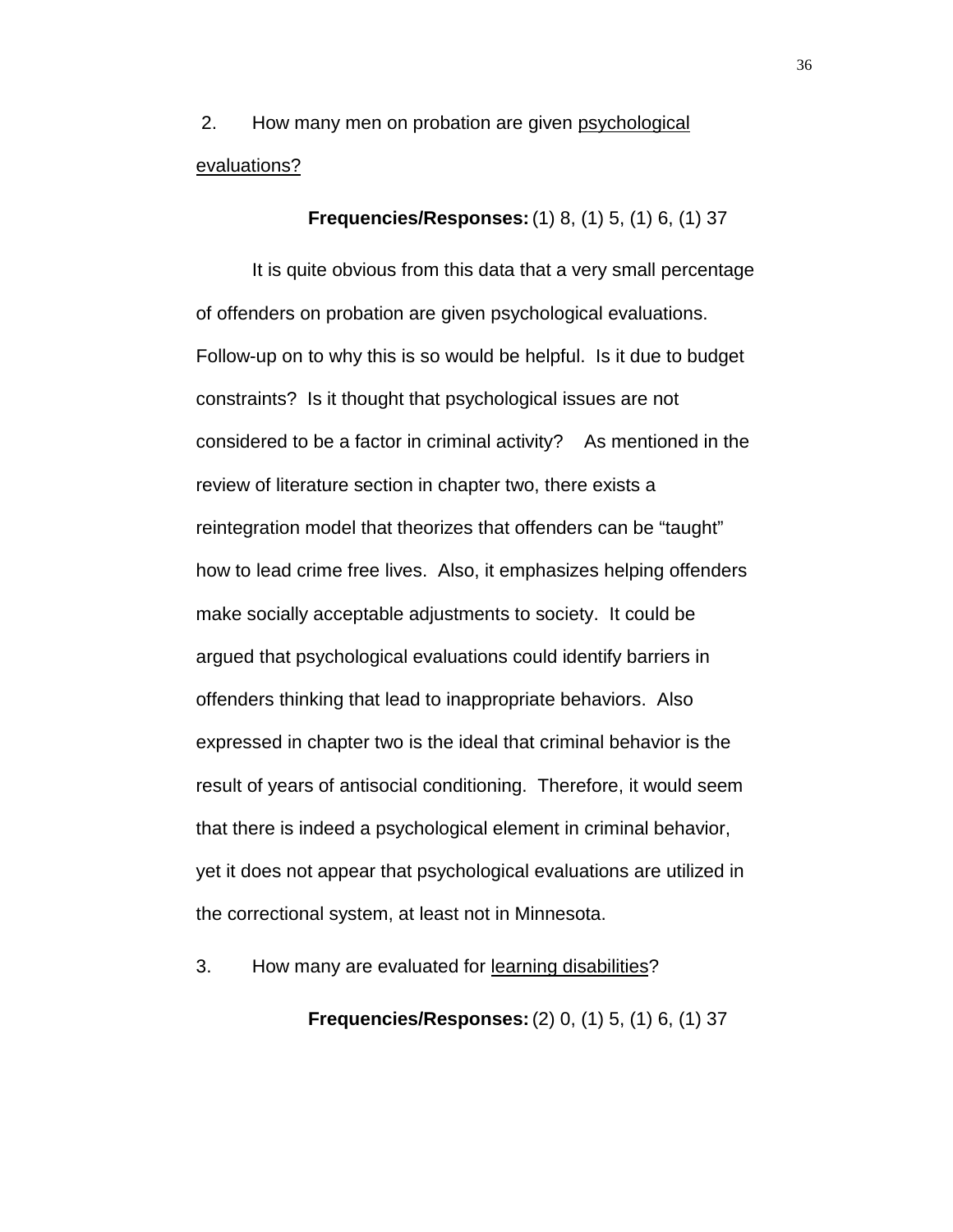2. How many men on probation are given <u>psychological evaluations?</u>

**Frequencies/Responses:** (1) 8, (1) 5, (1) 6, (1) 37

It is quite obvious from this data that a very small percentage of offenders on probation are given psychological evaluations. Follow-up on to why this is so would be helpful. Is it due to budget constraints? Is it thought that psychological issues are not considered to be a factor in criminal activity? As mentioned in the review of literature section in chapter two, there exists a reintegration model that theorizes that offenders can be "taught" how to lead crime free lives. Also, it emphasizes helping offenders make socially acceptable adjustments to society. It could be argued that psychological evaluations could identify barriers in offenders thinking that lead to inappropriate behaviors. Also expressed in chapter two is the ideal that criminal behavior is the result of years of antisocial conditioning. Therefore, it would seem that there is indeed a psychological element in criminal behavior, yet it does not appear that psychological evaluations are utilized in the correctional system, at least not in Minnesota.

3. How many are evaluated for <u>learning disabilities</u>?

**Frequencies/Responses:** (2) 0, (1) 5, (1) 6, (1) 37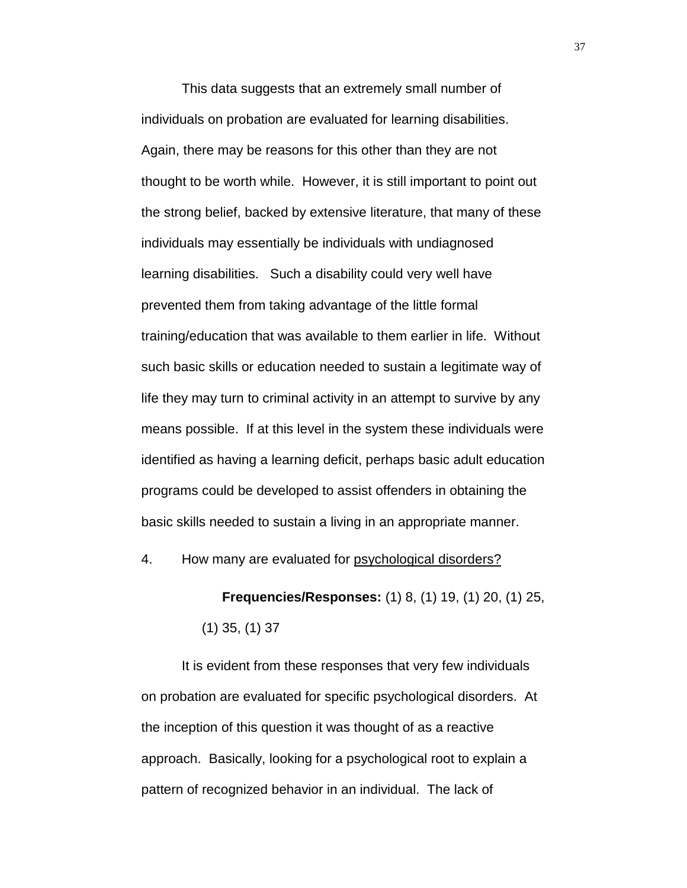This data suggests that an extremely small number of individuals on probation are evaluated for learning disabilities. Again, there may be reasons for this other than they are not thought to be worth while. However, it is still important to point out the strong belief, backed by extensive literature, that many of these individuals may essentially be individuals with undiagnosed learning disabilities. Such a disability could very well have prevented them from taking advantage of the little formal training/education that was available to them earlier in life. Without such basic skills or education needed to sustain a legitimate way of life they may turn to criminal activity in an attempt to survive by any means possible. If at this level in the system these individuals were identified as having a learning deficit, perhaps basic adult education programs could be developed to assist offenders in obtaining the basic skills needed to sustain a living in an appropriate manner.

4. How many are evaluated for <u>psychological disorders?</u>

**Frequencies/Responses:** (1) 8, (1) 19, (1) 20, (1) 25, (1) 35, (1) 37

It is evident from these responses that very few individuals on probation are evaluated for specific psychological disorders. At the inception of this question it was thought of as a reactive approach. Basically, looking for a psychological root to explain a pattern of recognized behavior in an individual. The lack of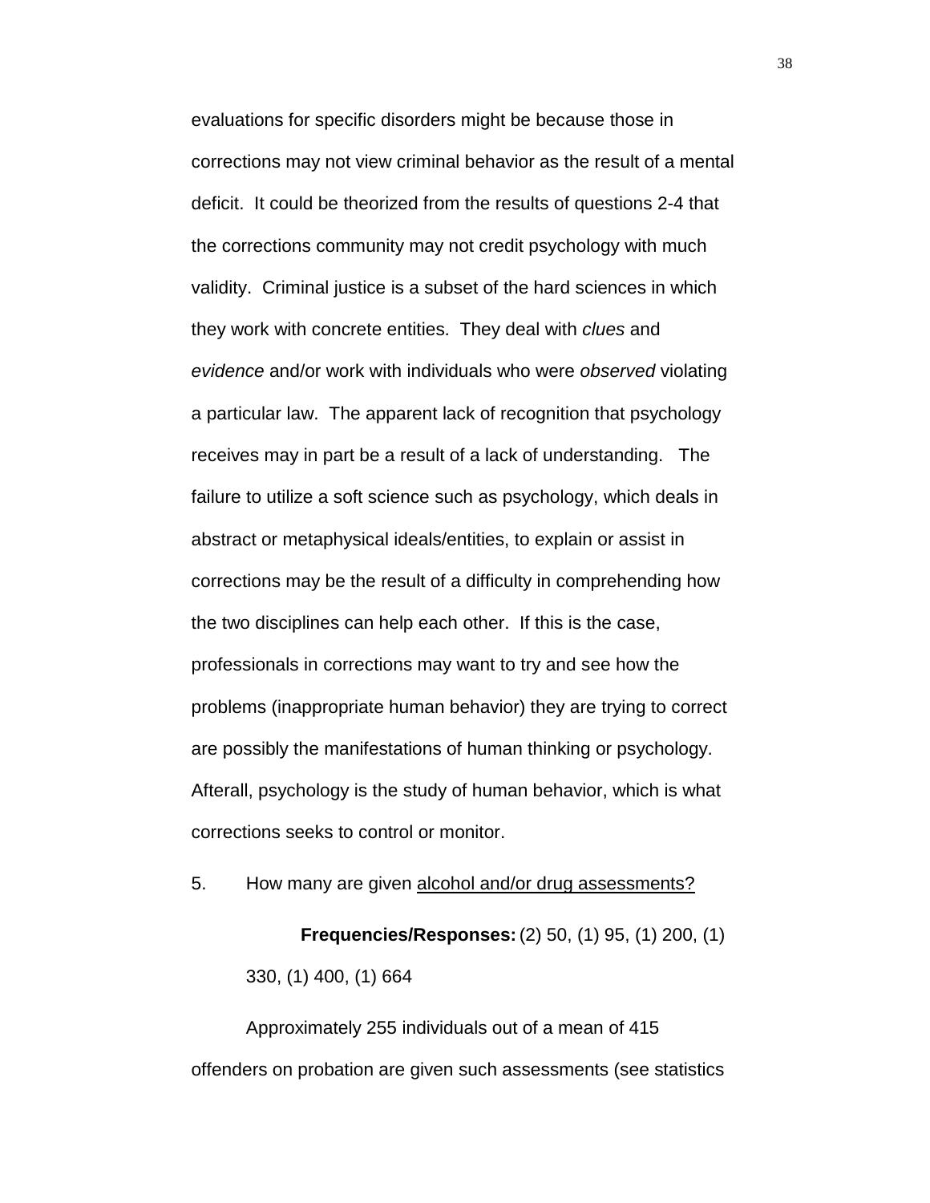evaluations for specific disorders might be because those in corrections may not view criminal behavior as the result of a mental deficit. It could be theorized from the results of questions 2-4 that the corrections community may not credit psychology with much validity. Criminal justice is a subset of the hard sciences in which they work with concrete entities. They deal with *clues* and *evidence* and/or work with individuals who were *observed* violating a particular law. The apparent lack of recognition that psychology receives may in part be a result of a lack of understanding. The failure to utilize a soft science such as psychology, which deals in abstract or metaphysical ideals/entities, to explain or assist in corrections may be the result of a difficulty in comprehending how the two disciplines can help each other. If this is the case, professionals in corrections may want to try and see how the problems (inappropriate human behavior) they are trying to correct are possibly the manifestations of human thinking or psychology. Afterall, psychology is the study of human behavior, which is what corrections seeks to control or monitor.

5. How many are given <u>alcohol and/or drug assessments?</u>

**Frequencies/Responses:** (2) 50, (1) 95, (1) 200, (1) 330, (1) 400, (1) 664

Approximately 255 individuals out of a mean of 415 offenders on probation are given such assessments (see statistics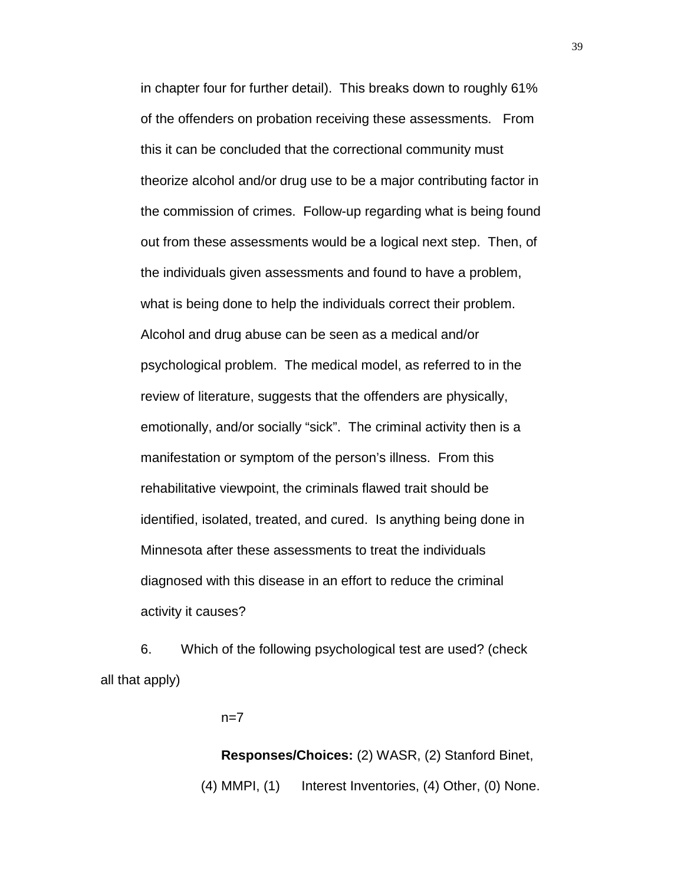in chapter four for further detail). This breaks down to roughly 61% of the offenders on probation receiving these assessments. From this it can be concluded that the correctional community must theorize alcohol and/or drug use to be a major contributing factor in the commission of crimes. Follow-up regarding what is being found out from these assessments would be a logical next step. Then, of the individuals given assessments and found to have a problem, what is being done to help the individuals correct their problem. Alcohol and drug abuse can be seen as a medical and/or psychological problem. The medical model, as referred to in the review of literature, suggests that the offenders are physically, emotionally, and/or socially "sick". The criminal activity then is a manifestation or symptom of the person's illness. From this rehabilitative viewpoint, the criminals flawed trait should be identified, isolated, treated, and cured. Is anything being done in Minnesota after these assessments to treat the individuals diagnosed with this disease in an effort to reduce the criminal activity it causes?

6. Which of the following psychological test are used? (check all that apply)

n=7

**Responses/Choices:** (2) WASR, (2) Stanford Binet, (4) MMPI, (1) Interest Inventories, (4) Other, (0) None.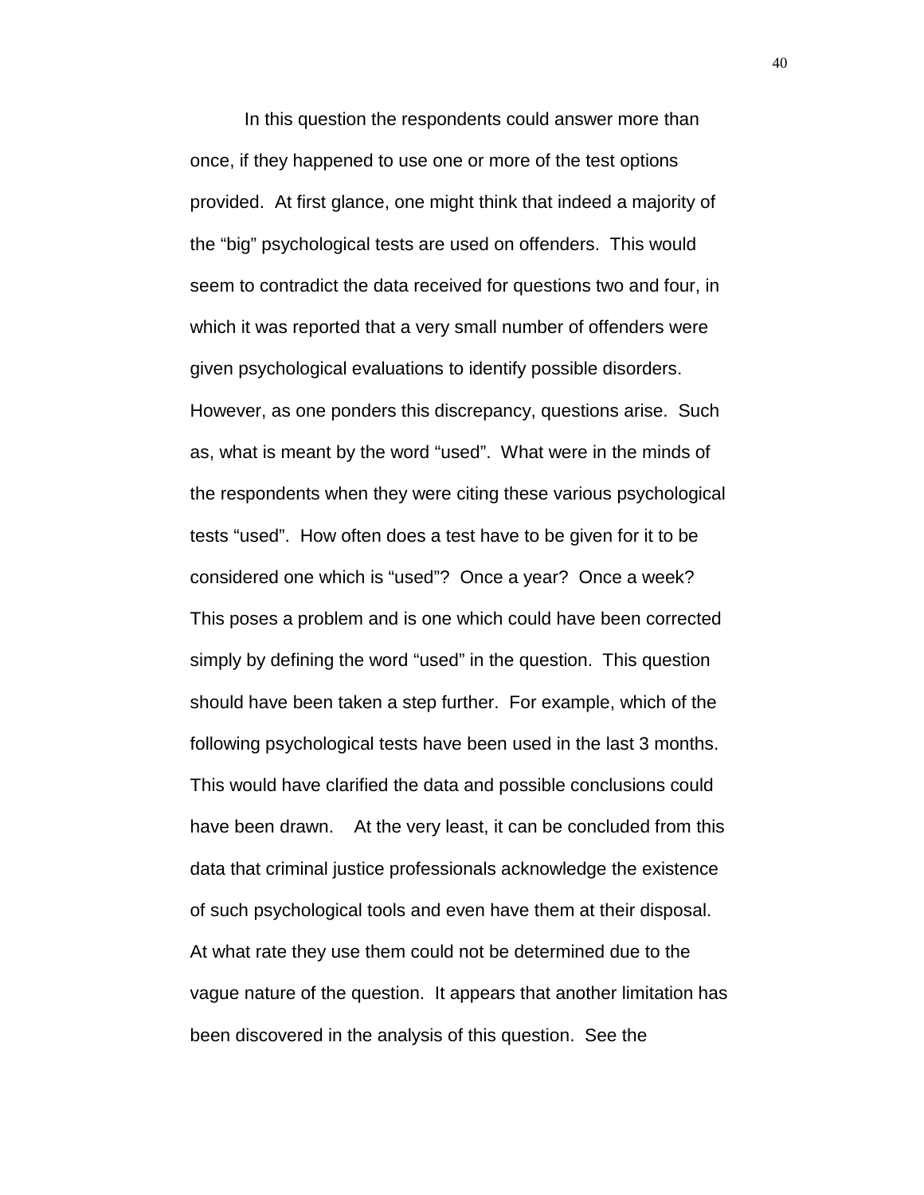In this question the respondents could answer more than once, if they happened to use one or more of the test options provided. At first glance, one might think that indeed a majority of the "big" psychological tests are used on offenders. This would seem to contradict the data received for questions two and four, in which it was reported that a very small number of offenders were given psychological evaluations to identify possible disorders. However, as one ponders this discrepancy, questions arise. Such as, what is meant by the word "used". What were in the minds of the respondents when they were citing these various psychological tests "used". How often does a test have to be given for it to be considered one which is "used"? Once a year? Once a week? This poses a problem and is one which could have been corrected simply by defining the word "used" in the question. This question should have been taken a step further. For example, which of the following psychological tests have been used in the last 3 months. This would have clarified the data and possible conclusions could have been drawn. At the very least, it can be concluded from this data that criminal justice professionals acknowledge the existence of such psychological tools and even have them at their disposal. At what rate they use them could not be determined due to the vague nature of the question. It appears that another limitation has been discovered in the analysis of this question. See the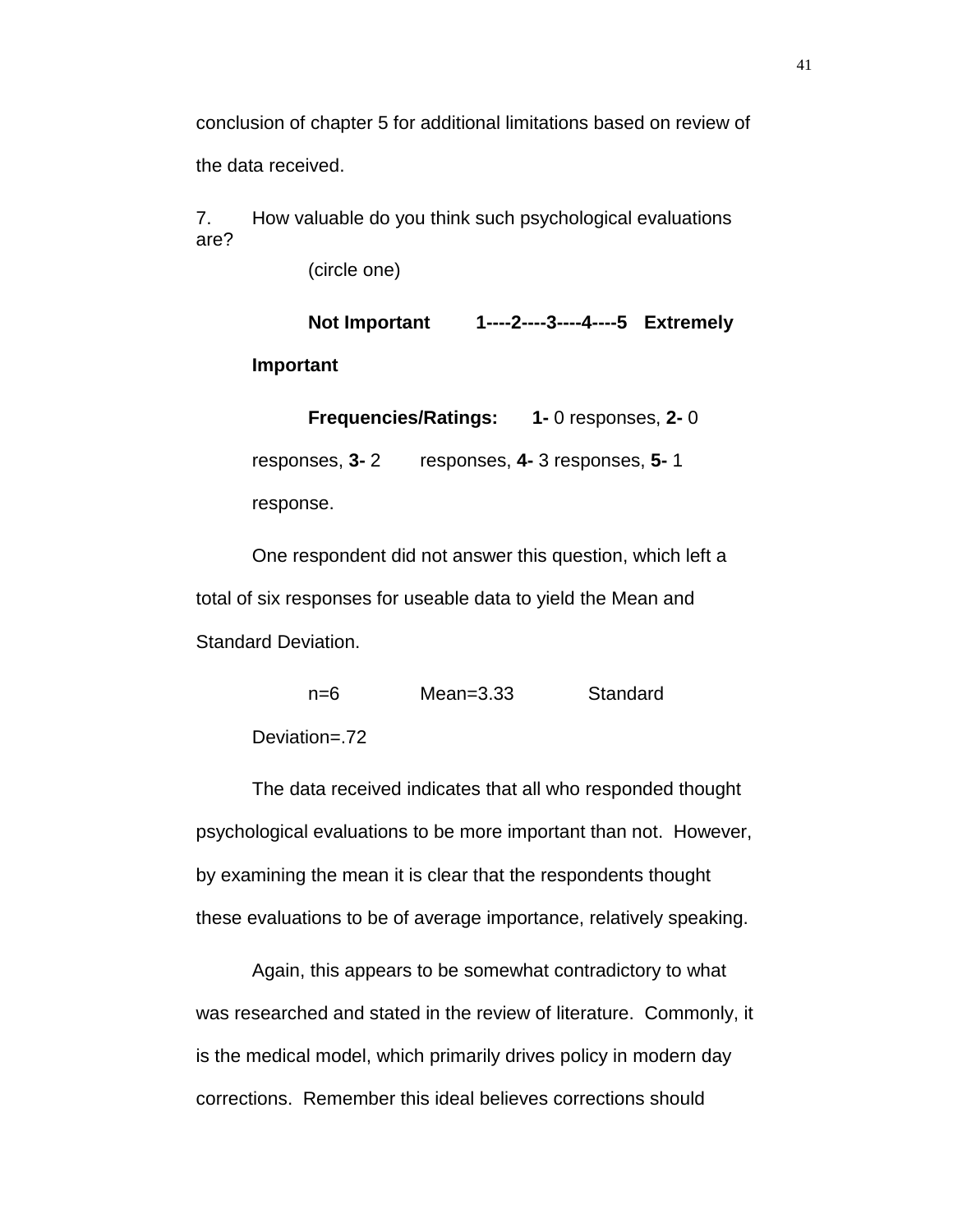conclusion of chapter 5 for additional limitations based on review of the data received.

7. How valuable do you think such psychological evaluations are?

(circle one)

**Not Important 1----2----3----4----5 Extremely Important**

**Frequencies/Ratings: 1-** 0 responses, **2-** 0 responses, **3-** 2 responses, **4-** 3 responses, **5-** 1 response.

One respondent did not answer this question, which left a total of six responses for useable data to yield the Mean and Standard Deviation.

n=6 Mean=3.33 Standard Deviation=.72

The data received indicates that all who responded thought psychological evaluations to be more important than not. However, by examining the mean it is clear that the respondents thought these evaluations to be of average importance, relatively speaking.

Again, this appears to be somewhat contradictory to what was researched and stated in the review of literature. Commonly, it is the medical model, which primarily drives policy in modern day corrections. Remember this ideal believes corrections should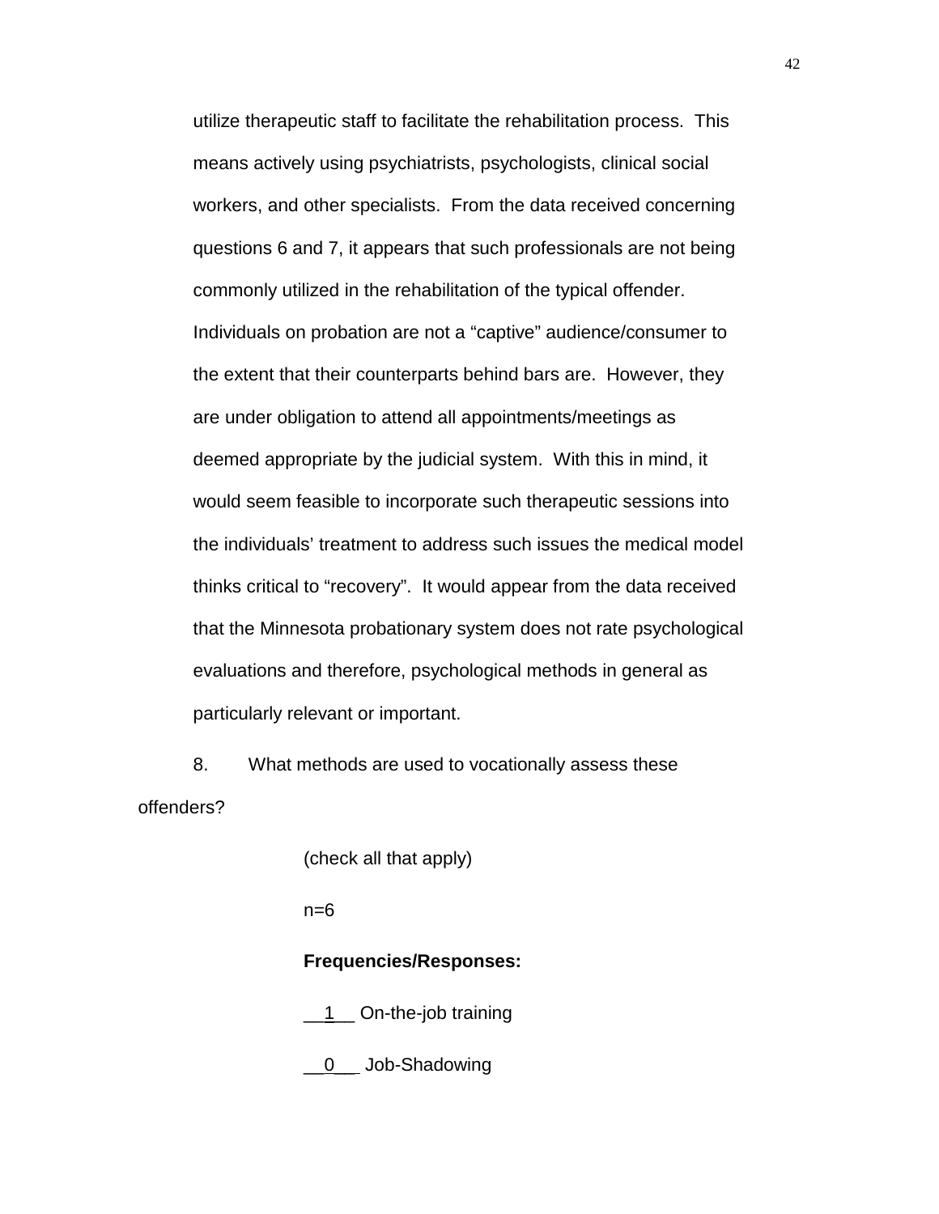utilize therapeutic staff to facilitate the rehabilitation process. This means actively using psychiatrists, psychologists, clinical social workers, and other specialists. From the data received concerning questions 6 and 7, it appears that such professionals are not being commonly utilized in the rehabilitation of the typical offender. Individuals on probation are not a "captive" audience/consumer to the extent that their counterparts behind bars are. However, they are under obligation to attend all appointments/meetings as deemed appropriate by the judicial system. With this in mind, it would seem feasible to incorporate such therapeutic sessions into the individuals' treatment to address such issues the medical model thinks critical to "recovery". It would appear from the data received that the Minnesota probationary system does not rate psychological evaluations and therefore, psychological methods in general as particularly relevant or important.

8. What methods are used to vocationally assess these offenders?

(check all that apply)

n=6

**Frequencies/Responses:**

__1__ On-the-job training

__0__ Job-Shadowing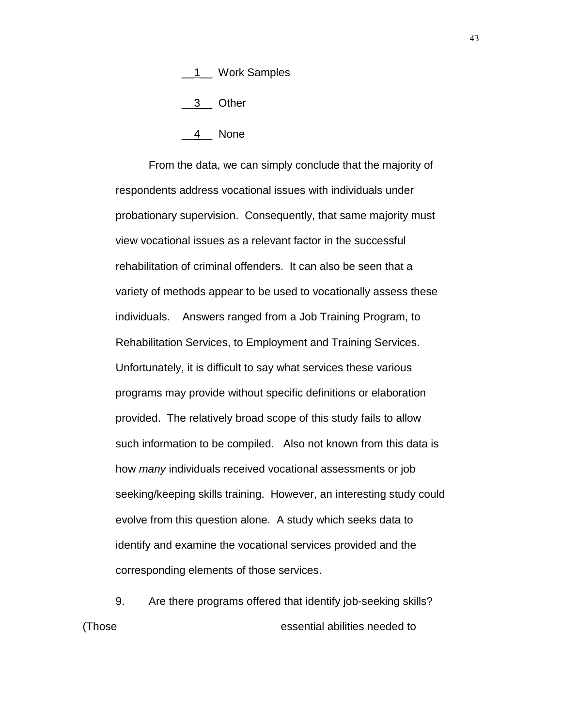__1__ Work Samples

__3__ Other

__4__ None

From the data, we can simply conclude that the majority of respondents address vocational issues with individuals under probationary supervision. Consequently, that same majority must view vocational issues as a relevant factor in the successful rehabilitation of criminal offenders. It can also be seen that a variety of methods appear to be used to vocationally assess these individuals. Answers ranged from a Job Training Program, to Rehabilitation Services, to Employment and Training Services. Unfortunately, it is difficult to say what services these various programs may provide without specific definitions or elaboration provided. The relatively broad scope of this study fails to allow such information to be compiled. Also not known from this data is how *many* individuals received vocational assessments or job seeking/keeping skills training. However, an interesting study could evolve from this question alone. A study which seeks data to identify and examine the vocational services provided and the corresponding elements of those services.

9. Are there programs offered that identify job-seeking skills? (Those essential abilities needed to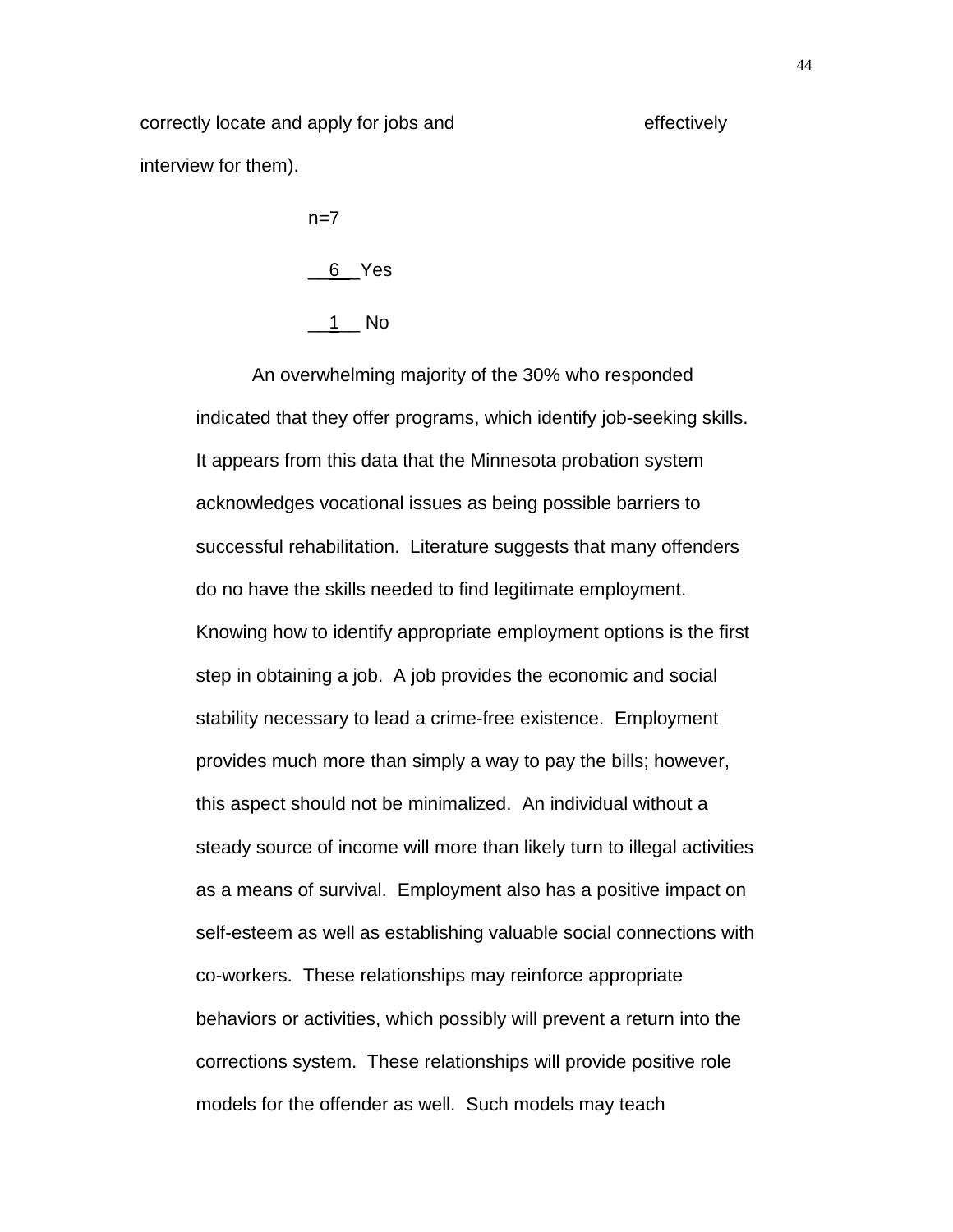correctly locate and apply for jobs and effectively interview for them).

n=7

__6__ Yes

__1__ No

An overwhelming majority of the 30% who responded indicated that they offer programs, which identify job-seeking skills. It appears from this data that the Minnesota probation system acknowledges vocational issues as being possible barriers to successful rehabilitation. Literature suggests that many offenders do no have the skills needed to find legitimate employment. Knowing how to identify appropriate employment options is the first step in obtaining a job. A job provides the economic and social stability necessary to lead a crime-free existence. Employment provides much more than simply a way to pay the bills; however, this aspect should not be minimalized. An individual without a steady source of income will more than likely turn to illegal activities as a means of survival. Employment also has a positive impact on self-esteem as well as establishing valuable social connections with co-workers. These relationships may reinforce appropriate behaviors or activities, which possibly will prevent a return into the corrections system. These relationships will provide positive role models for the offender as well. Such models may teach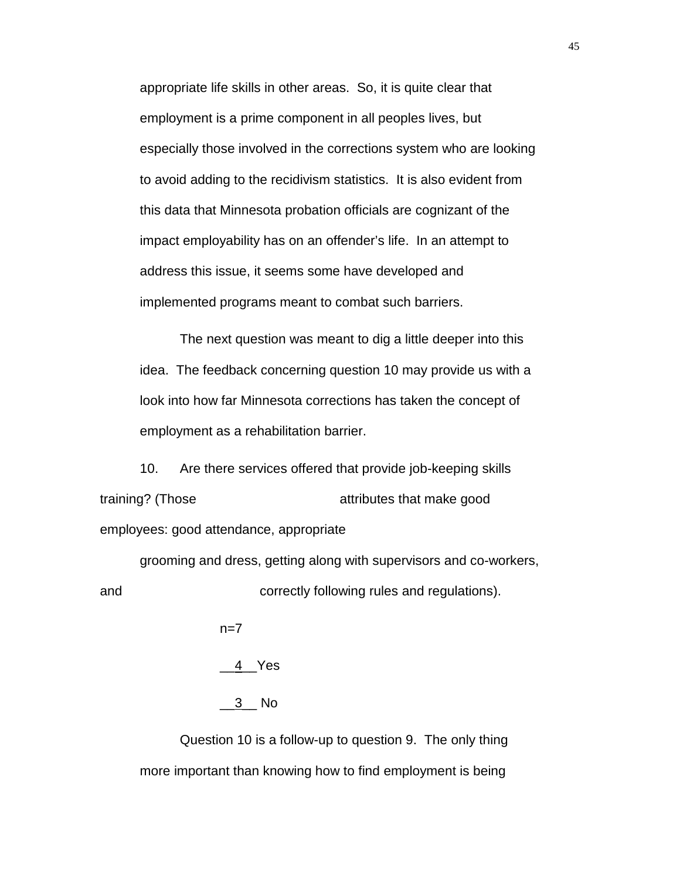appropriate life skills in other areas. So, it is quite clear that employment is a prime component in all peoples lives, but especially those involved in the corrections system who are looking to avoid adding to the recidivism statistics. It is also evident from this data that Minnesota probation officials are cognizant of the impact employability has on an offender's life. In an attempt to address this issue, it seems some have developed and implemented programs meant to combat such barriers.

The next question was meant to dig a little deeper into this idea. The feedback concerning question 10 may provide us with a look into how far Minnesota corrections has taken the concept of employment as a rehabilitation barrier.

10. Are there services offered that provide job-keeping skills training? (Those attributes that make good employees: good attendance, appropriate grooming and dress, getting along with supervisors and co-workers, and correctly following rules and regulations).

n=7

__4__ Yes

__3__ No

Question 10 is a follow-up to question 9. The only thing more important than knowing how to find employment is being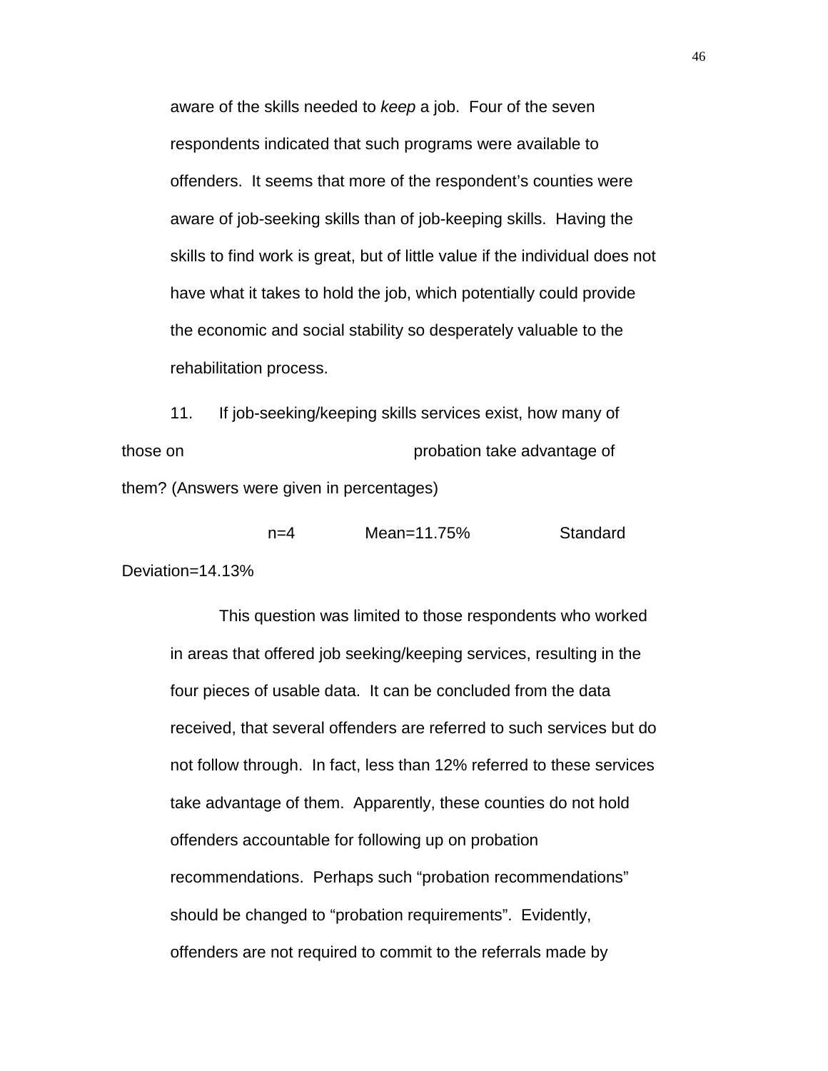aware of the skills needed to *keep* a job. Four of the seven respondents indicated that such programs were available to offenders. It seems that more of the respondent's counties were aware of job-seeking skills than of job-keeping skills. Having the skills to find work is great, but of little value if the individual does not have what it takes to hold the job, which potentially could provide the economic and social stability so desperately valuable to the rehabilitation process.

11. If job-seeking/keeping skills services exist, how many of those on probation take advantage of them? (Answers were given in percentages)

n=4 Mean=11.75% Standard Deviation=14.13%

This question was limited to those respondents who worked in areas that offered job seeking/keeping services, resulting in the four pieces of usable data. It can be concluded from the data received, that several offenders are referred to such services but do not follow through. In fact, less than 12% referred to these services take advantage of them. Apparently, these counties do not hold offenders accountable for following up on probation recommendations. Perhaps such "probation recommendations" should be changed to "probation requirements". Evidently, offenders are not required to commit to the referrals made by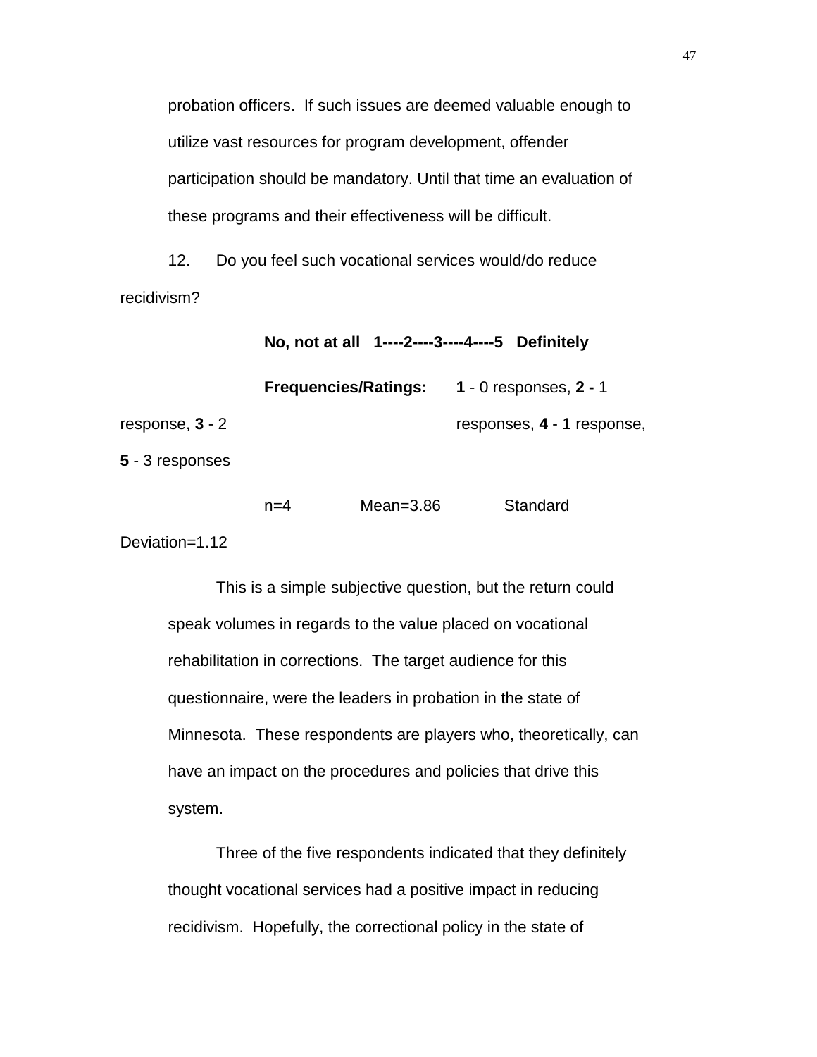probation officers. If such issues are deemed valuable enough to utilize vast resources for program development, offender participation should be mandatory. Until that time an evaluation of these programs and their effectiveness will be difficult.

12. Do you feel such vocational services would/do reduce recidivism?

**No, not at all 1----2----3----4----5 Definitely**

**Frequencies/Ratings:** **1** - 0 responses, **2 -** 1 response, **3** - 2 responses, **4** - 1 response, **5** - 3 responses

n=4 Mean=3.86 Standard Deviation=1.12

This is a simple subjective question, but the return could speak volumes in regards to the value placed on vocational rehabilitation in corrections. The target audience for this questionnaire, were the leaders in probation in the state of Minnesota. These respondents are players who, theoretically, can have an impact on the procedures and policies that drive this system.

Three of the five respondents indicated that they definitely thought vocational services had a positive impact in reducing recidivism. Hopefully, the correctional policy in the state of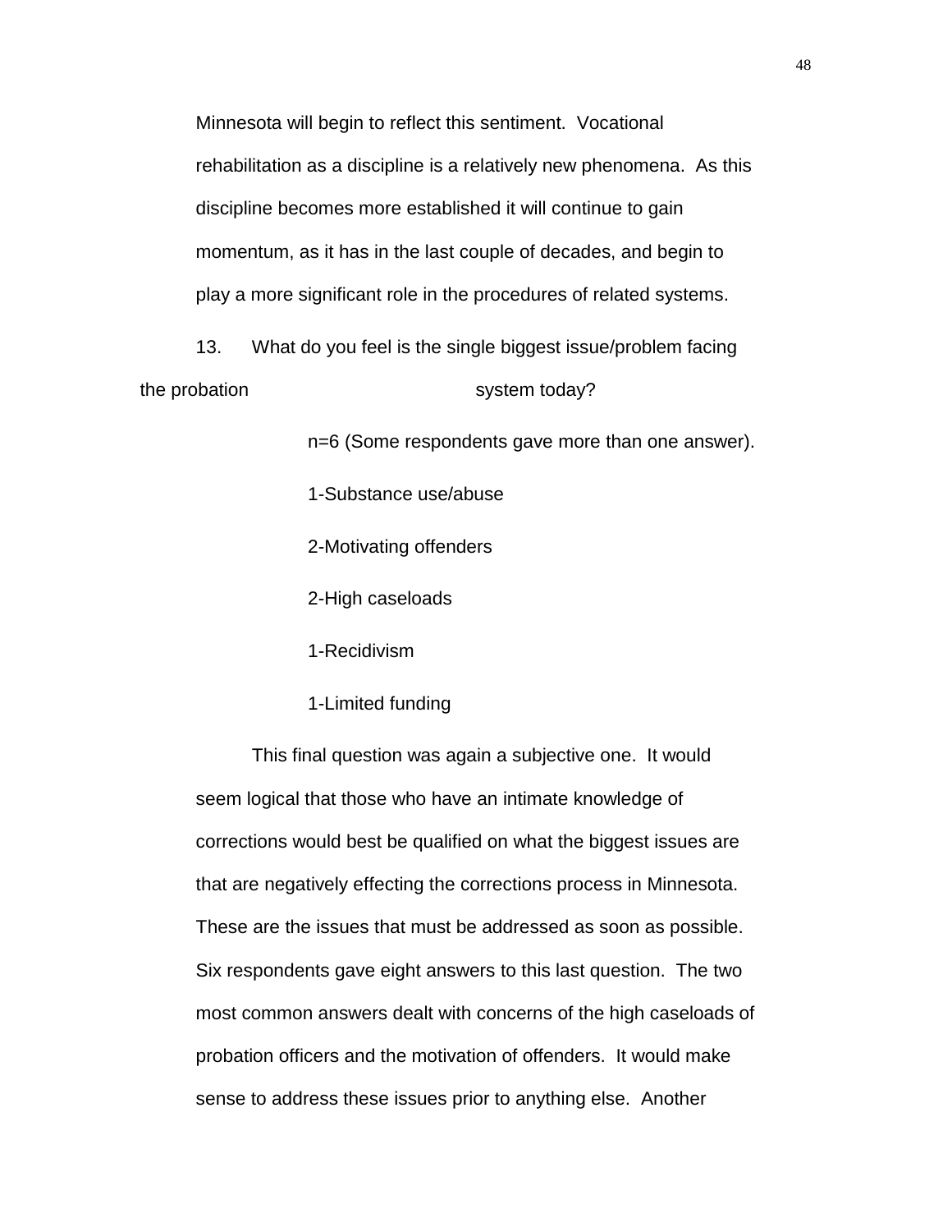Minnesota will begin to reflect this sentiment. Vocational rehabilitation as a discipline is a relatively new phenomena. As this discipline becomes more established it will continue to gain momentum, as it has in the last couple of decades, and begin to play a more significant role in the procedures of related systems.

13. What do you feel is the single biggest issue/problem facing the probation system today?

n=6 (Some respondents gave more than one answer).

1-Substance use/abuse

2-Motivating offenders

2-High caseloads

1-Recidivism

1-Limited funding

This final question was again a subjective one. It would seem logical that those who have an intimate knowledge of corrections would best be qualified on what the biggest issues are that are negatively effecting the corrections process in Minnesota. These are the issues that must be addressed as soon as possible. Six respondents gave eight answers to this last question. The two most common answers dealt with concerns of the high caseloads of probation officers and the motivation of offenders. It would make sense to address these issues prior to anything else. Another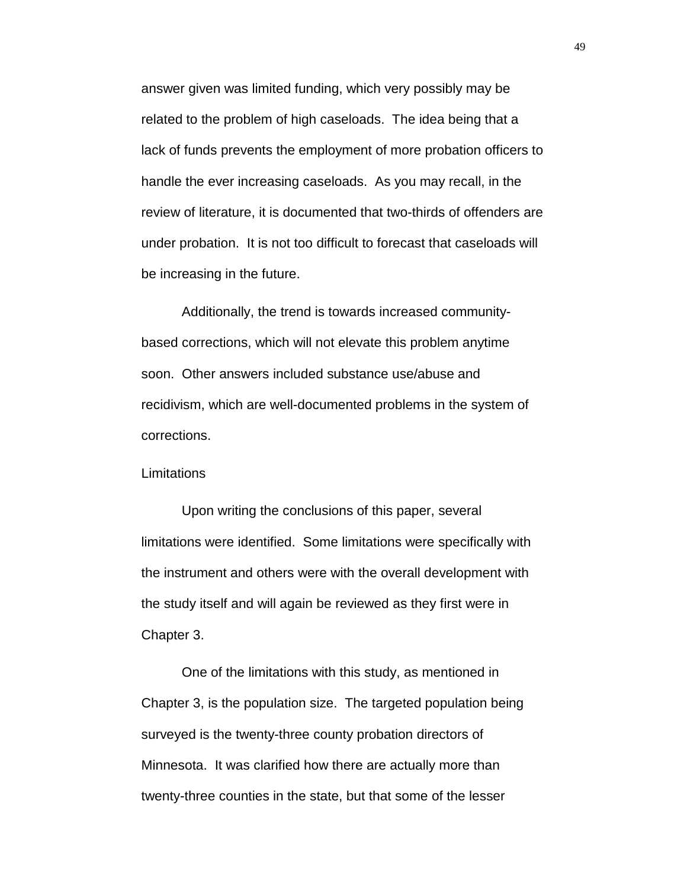answer given was limited funding, which very possibly may be related to the problem of high caseloads. The idea being that a lack of funds prevents the employment of more probation officers to handle the ever increasing caseloads. As you may recall, in the review of literature, it is documented that two-thirds of offenders are under probation. It is not too difficult to forecast that caseloads will be increasing in the future.

Additionally, the trend is towards increased community-based corrections, which will not elevate this problem anytime soon. Other answers included substance use/abuse and recidivism, which are well-documented problems in the system of corrections.

## Limitations

Upon writing the conclusions of this paper, several limitations were identified. Some limitations were specifically with the instrument and others were with the overall development with the study itself and will again be reviewed as they first were in Chapter 3.

One of the limitations with this study, as mentioned in Chapter 3, is the population size. The targeted population being surveyed is the twenty-three county probation directors of Minnesota. It was clarified how there are actually more than twenty-three counties in the state, but that some of the lesser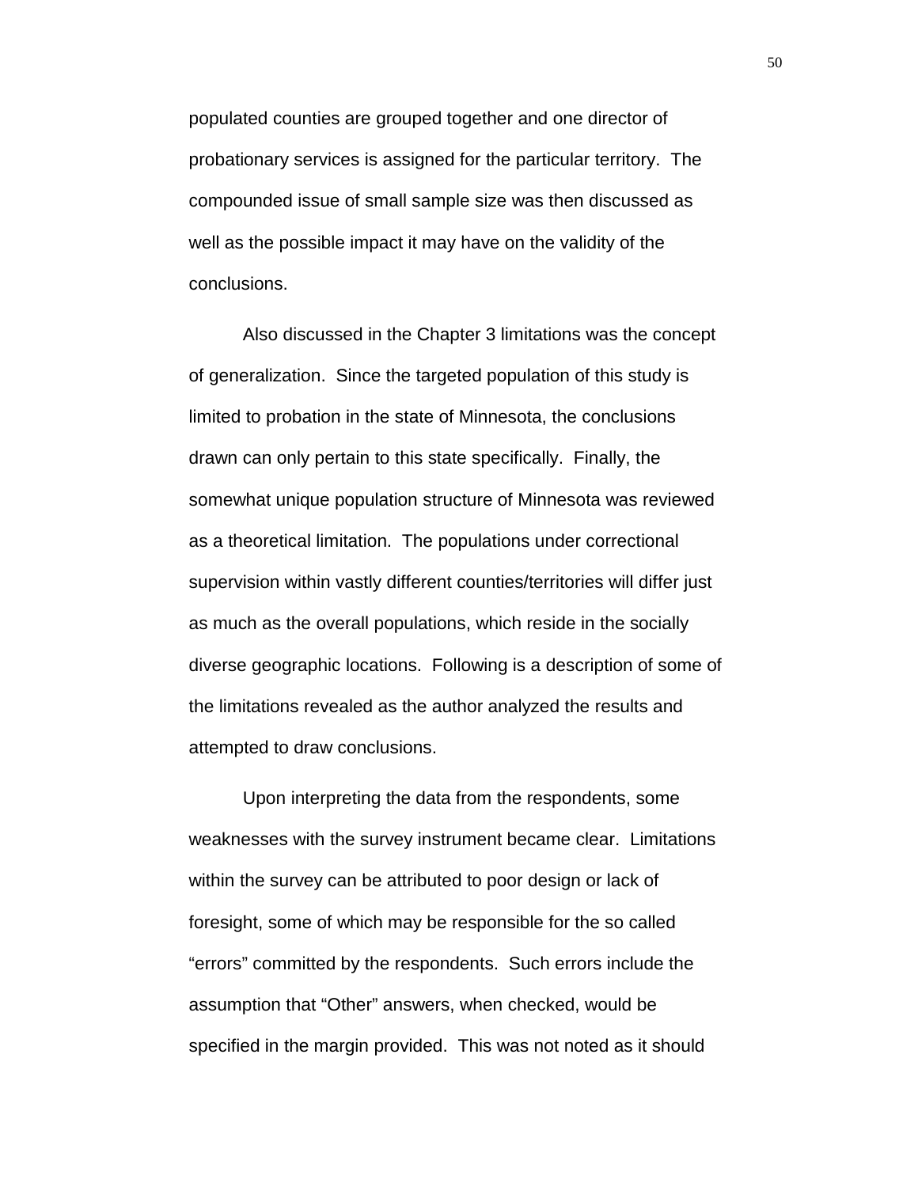populated counties are grouped together and one director of probationary services is assigned for the particular territory. The compounded issue of small sample size was then discussed as well as the possible impact it may have on the validity of the conclusions.

Also discussed in the Chapter 3 limitations was the concept of generalization. Since the targeted population of this study is limited to probation in the state of Minnesota, the conclusions drawn can only pertain to this state specifically. Finally, the somewhat unique population structure of Minnesota was reviewed as a theoretical limitation. The populations under correctional supervision within vastly different counties/territories will differ just as much as the overall populations, which reside in the socially diverse geographic locations. Following is a description of some of the limitations revealed as the author analyzed the results and attempted to draw conclusions.

Upon interpreting the data from the respondents, some weaknesses with the survey instrument became clear. Limitations within the survey can be attributed to poor design or lack of foresight, some of which may be responsible for the so called "errors" committed by the respondents. Such errors include the assumption that "Other" answers, when checked, would be specified in the margin provided. This was not noted as it should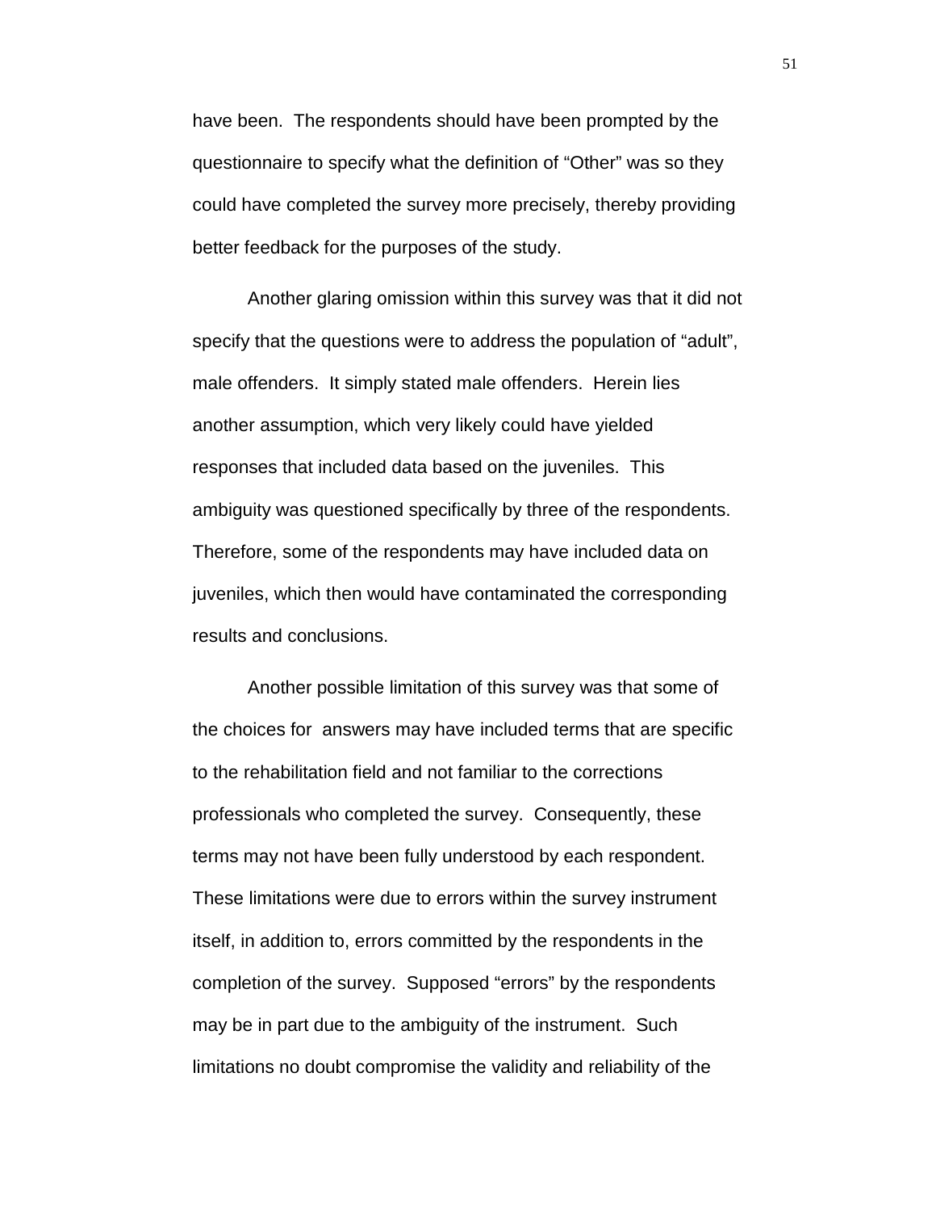have been. The respondents should have been prompted by the questionnaire to specify what the definition of “Other” was so they could have completed the survey more precisely, thereby providing better feedback for the purposes of the study.

Another glaring omission within this survey was that it did not specify that the questions were to address the population of “adult”, male offenders. It simply stated male offenders. Herein lies another assumption, which very likely could have yielded responses that included data based on the juveniles. This ambiguity was questioned specifically by three of the respondents. Therefore, some of the respondents may have included data on juveniles, which then would have contaminated the corresponding results and conclusions.

Another possible limitation of this survey was that some of the choices for answers may have included terms that are specific to the rehabilitation field and not familiar to the corrections professionals who completed the survey. Consequently, these terms may not have been fully understood by each respondent. These limitations were due to errors within the survey instrument itself, in addition to, errors committed by the respondents in the completion of the survey. Supposed “errors” by the respondents may be in part due to the ambiguity of the instrument. Such limitations no doubt compromise the validity and reliability of the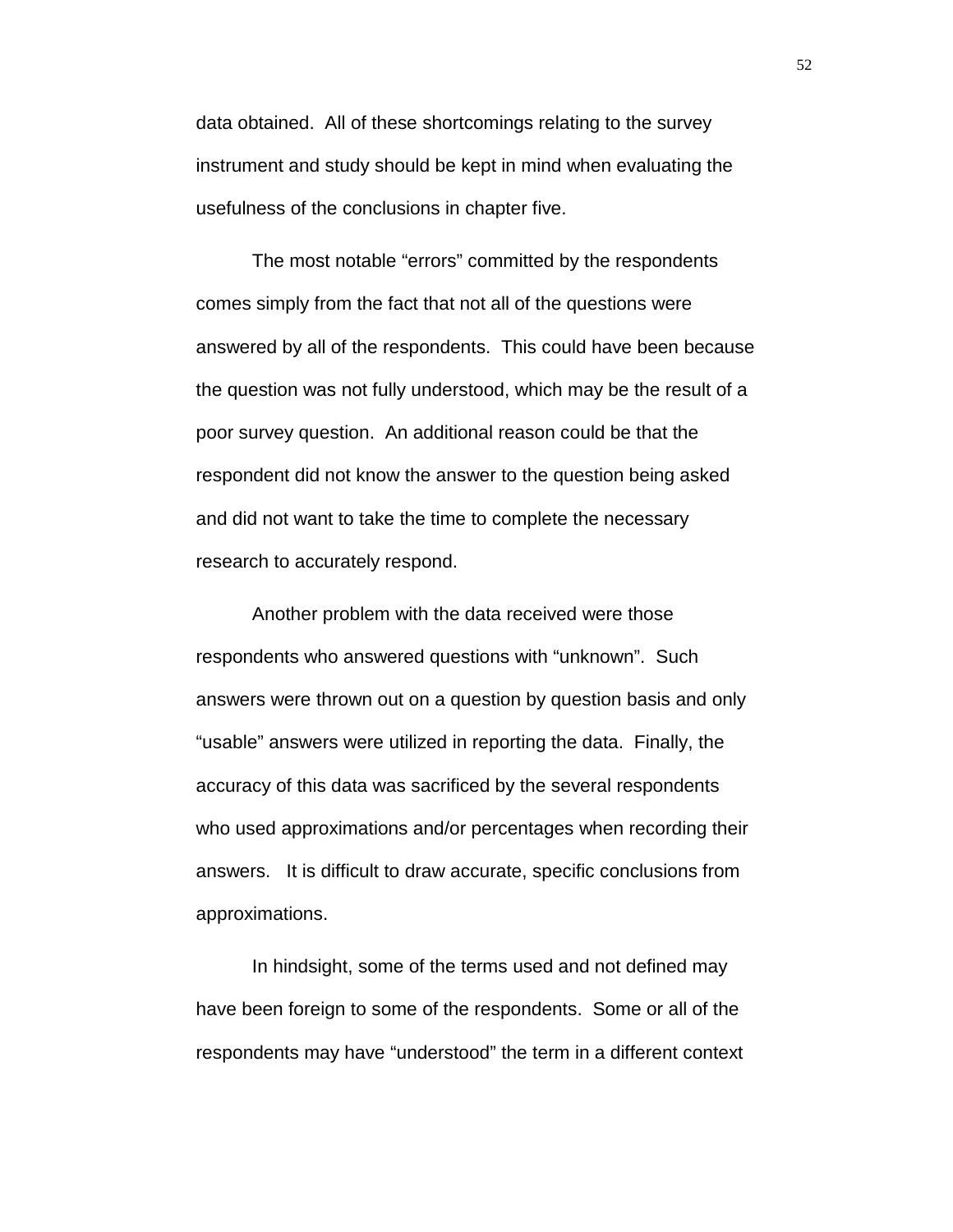data obtained. All of these shortcomings relating to the survey instrument and study should be kept in mind when evaluating the usefulness of the conclusions in chapter five.

The most notable "errors" committed by the respondents comes simply from the fact that not all of the questions were answered by all of the respondents. This could have been because the question was not fully understood, which may be the result of a poor survey question. An additional reason could be that the respondent did not know the answer to the question being asked and did not want to take the time to complete the necessary research to accurately respond.

Another problem with the data received were those respondents who answered questions with "unknown". Such answers were thrown out on a question by question basis and only "usable" answers were utilized in reporting the data. Finally, the accuracy of this data was sacrificed by the several respondents who used approximations and/or percentages when recording their answers. It is difficult to draw accurate, specific conclusions from approximations.

In hindsight, some of the terms used and not defined may have been foreign to some of the respondents. Some or all of the respondents may have "understood" the term in a different context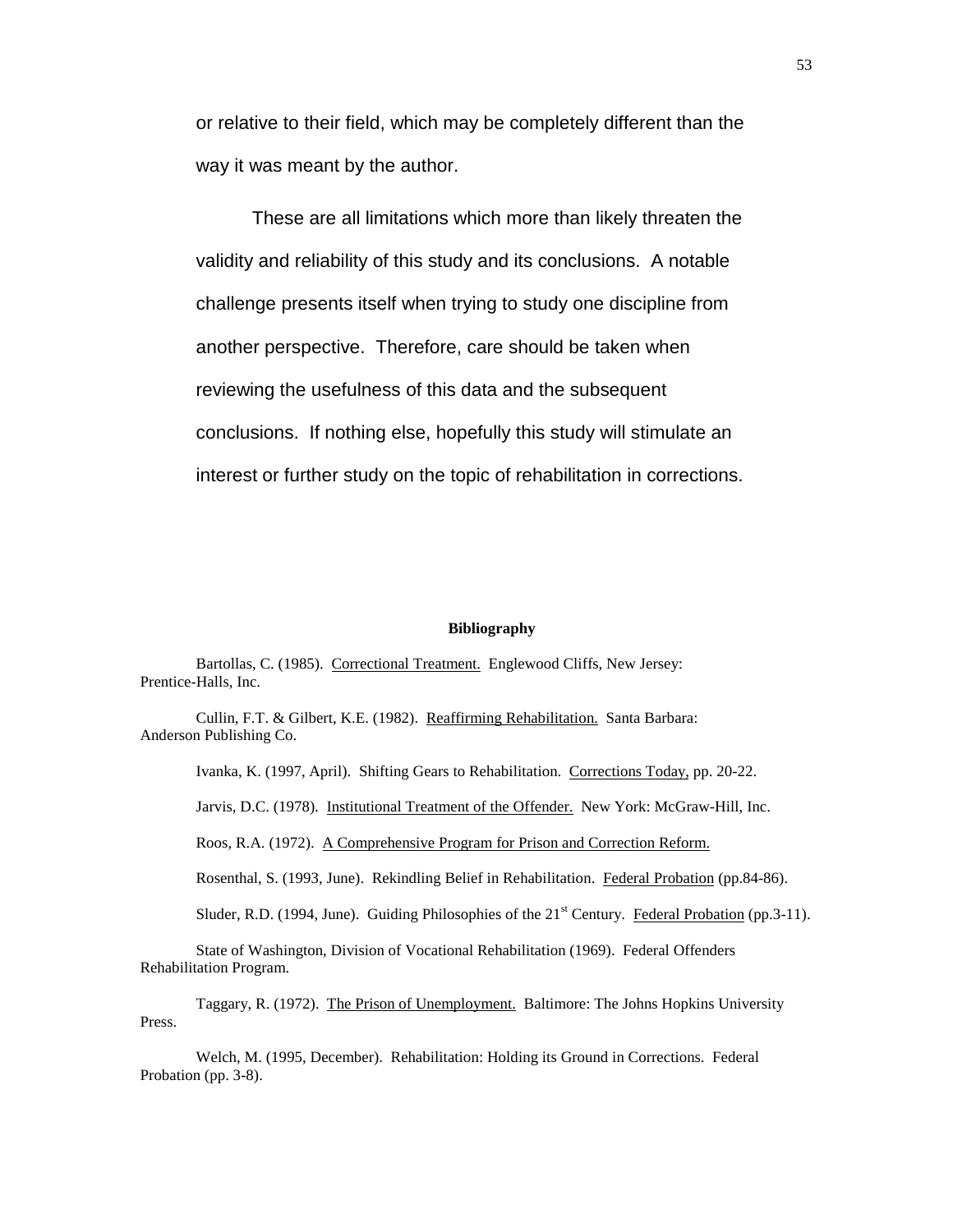or relative to their field, which may be completely different than the way it was meant by the author.

These are all limitations which more than likely threaten the validity and reliability of this study and its conclusions. A notable challenge presents itself when trying to study one discipline from another perspective. Therefore, care should be taken when reviewing the usefulness of this data and the subsequent conclusions. If nothing else, hopefully this study will stimulate an interest or further study on the topic of rehabilitation in corrections.

## Bibliography

Bartollas, C. (1985). Correctional Treatment. Englewood Cliffs, New Jersey: Prentice-Halls, Inc.

Cullin, F.T. & Gilbert, K.E. (1982). Reaffirming Rehabilitation. Santa Barbara: Anderson Publishing Co.

Ivanka, K. (1997, April). Shifting Gears to Rehabilitation. Corrections Today, pp. 20-22.

Jarvis, D.C. (1978). Institutional Treatment of the Offender. New York: McGraw-Hill, Inc.

Roos, R.A. (1972). A Comprehensive Program for Prison and Correction Reform.

Rosenthal, S. (1993, June). Rekindling Belief in Rehabilitation. Federal Probation (pp.84-86).

Sluder, R.D. (1994, June). Guiding Philosophies of the 21st Century. Federal Probation (pp.3-11).

State of Washington, Division of Vocational Rehabilitation (1969). Federal Offenders Rehabilitation Program.

Taggary, R. (1972). The Prison of Unemployment. Baltimore: The Johns Hopkins University Press.

Welch, M. (1995, December). Rehabilitation: Holding its Ground in Corrections. Federal Probation (pp. 3-8).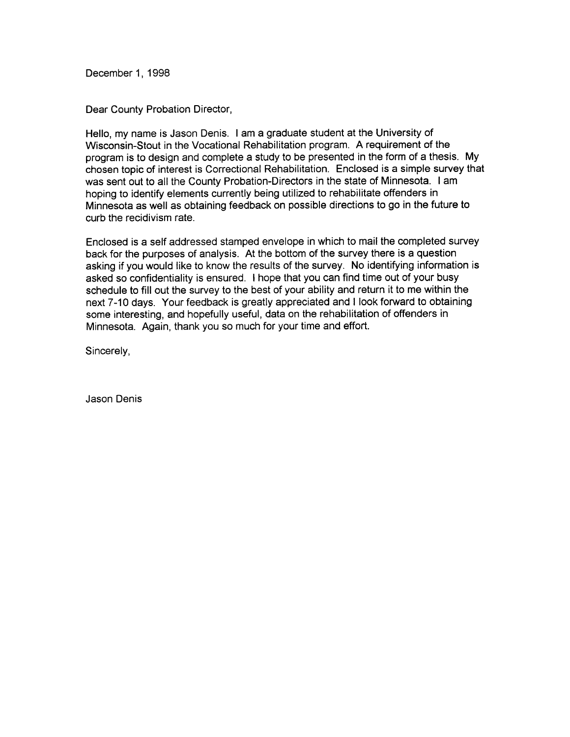December 1, 1998

Dear County Probation Director,

Hello, my name is Jason Denis. I am a graduate student at the University of Wisconsin-Stout in the Vocational Rehabilitation program. A requirement of the program is to design and complete a study to be presented in the form of a thesis. My chosen topic of interest is Correctional Rehabilitation. Enclosed is a simple survey that was sent out to all the County Probation-Directors in the state of Minnesota. I am hoping to identify elements currently being utilized to rehabilitate offenders in Minnesota as well as obtaining feedback on possible directions to go in the future to curb the recidivism rate.

Enclosed is a self addressed stamped envelope in which to mail the completed survey back for the purposes of analysis. At the bottom of the survey there is a question asking if you would like to know the results of the survey. No identifying information is asked so confidentiality is ensured. I hope that you can find time out of your busy schedule to fill out the survey to the best of your ability and return it to me within the next 7-10 days. Your feedback is greatly appreciated and I look forward to obtaining some interesting, and hopefully useful, data on the rehabilitation of offenders in Minnesota. Again, thank you so much for your time and effort.

Sincerely,

Jason Denis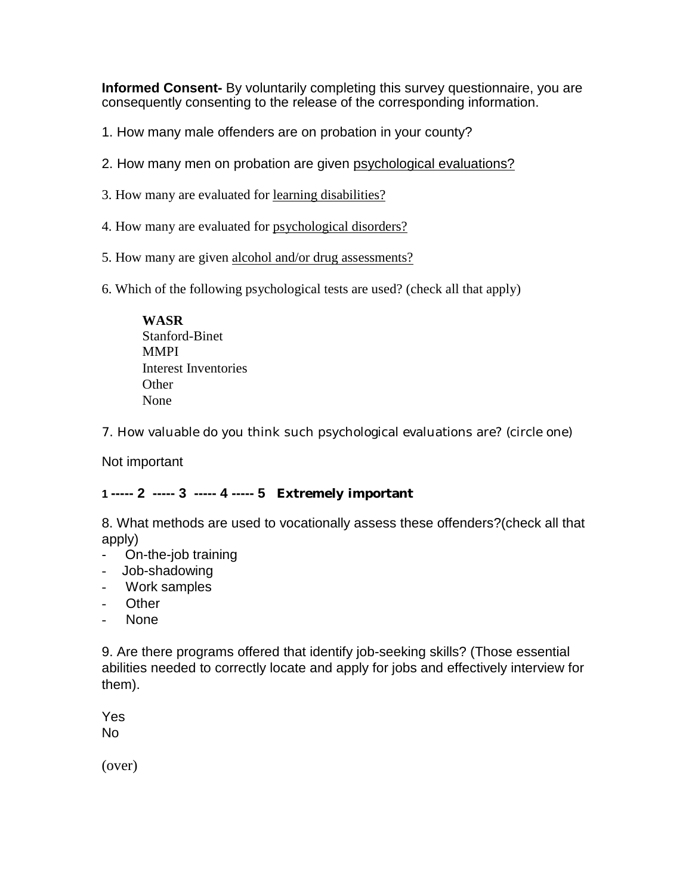**Informed Consent-** By voluntarily completing this survey questionnaire, you are consequently consenting to the release of the corresponding information.

1. How many male offenders are on probation in your county?

2. How many men on probation are given psychological evaluations?

3. How many are evaluated for learning disabilities?

4. How many are evaluated for psychological disorders?

5. How many are given alcohol and/or drug assessments?

6. Which of the following psychological tests are used? (check all that apply)

   **WASR**
   Stanford-Binet
   MMPI
   Interest Inventories
   Other
   None

7. How valuable do you think such psychological evaluations are? (circle one)

Not important

1 ----- 2 ----- 3 ----- 4 ----- 5 **Extremely important**

8. What methods are used to vocationally assess these offenders?(check all that apply)

- On-the-job training
- Job-shadowing
- Work samples
- Other
- None

9. Are there programs offered that identify job-seeking skills? (Those essential abilities needed to correctly locate and apply for jobs and effectively interview for them).

Yes
No

(over)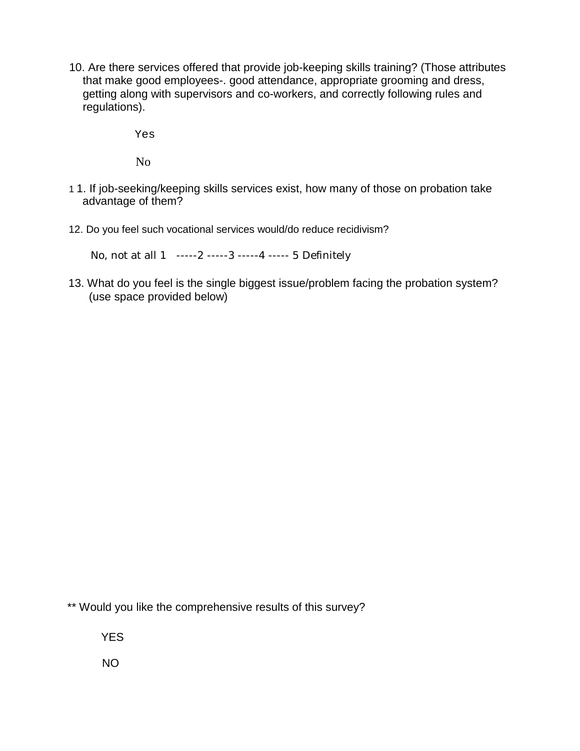10. Are there services offered that provide job-keeping skills training? (Those attributes that make good employees-. good attendance, appropriate grooming and dress, getting along with supervisors and co-workers, and correctly following rules and regulations).

    Yes

    No

11. If job-seeking/keeping skills services exist, how many of those on probation take advantage of them?

12. Do you feel such vocational services would/do reduce recidivism?

    No, not at all 1 -----2 -----3 -----4 ----- 5 Definitely

13. What do you feel is the single biggest issue/problem facing the probation system? (use space provided below)

** Would you like the comprehensive results of this survey?

YES

NO